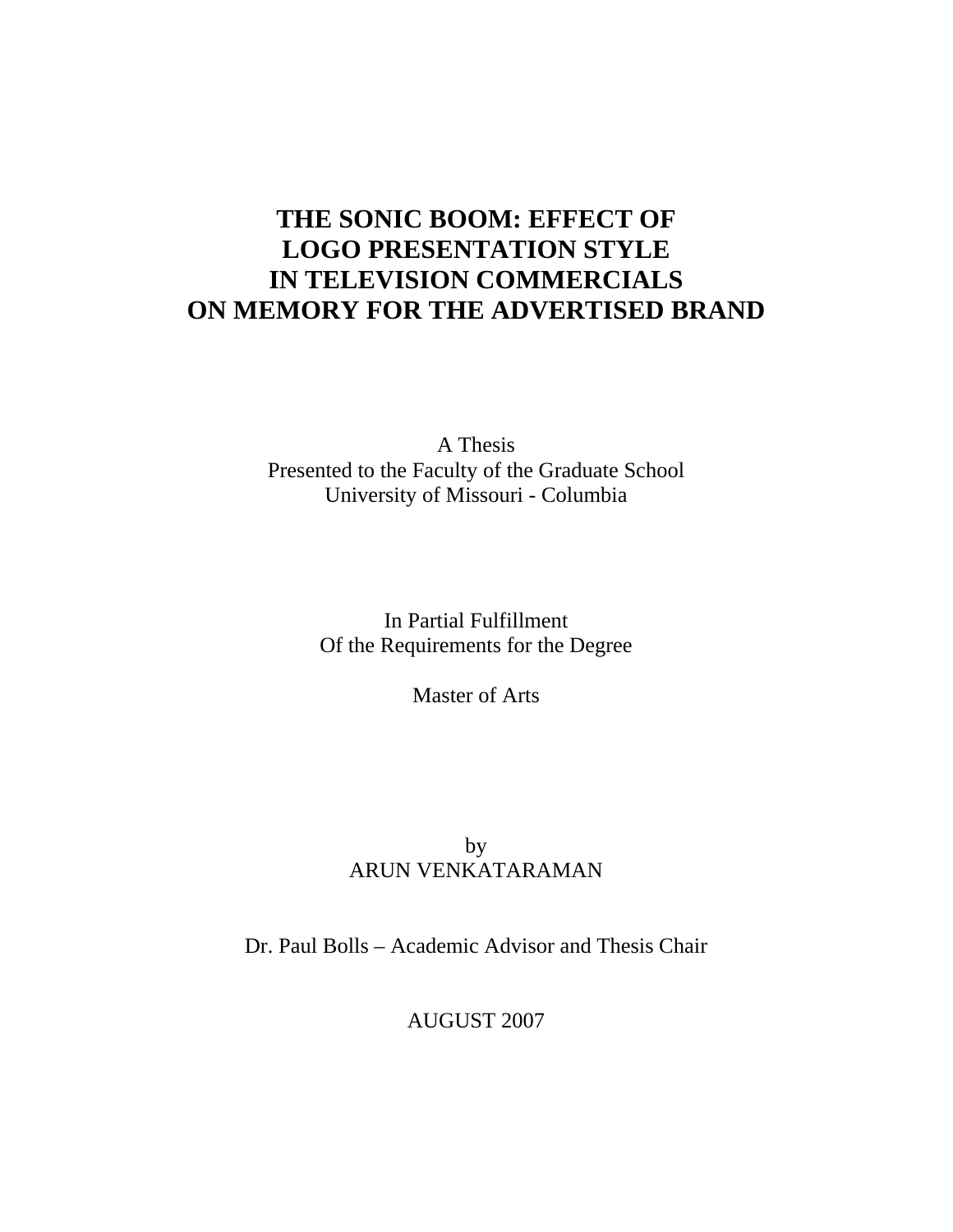# THE SONIC BOOM: EFFECT OF LOGO PRESENTATION STYLE IN TELEVISION COMMERCIALS ON MEMORY FOR THE ADVERTISED BRAND

A Thesis
Presented to the Faculty of the Graduate School
University of Missouri - Columbia

In Partial Fulfillment
Of the Requirements for the Degree

Master of Arts

by
ARUN VENKATARAMAN

Dr. Paul Bolls – Academic Advisor and Thesis Chair

AUGUST 2007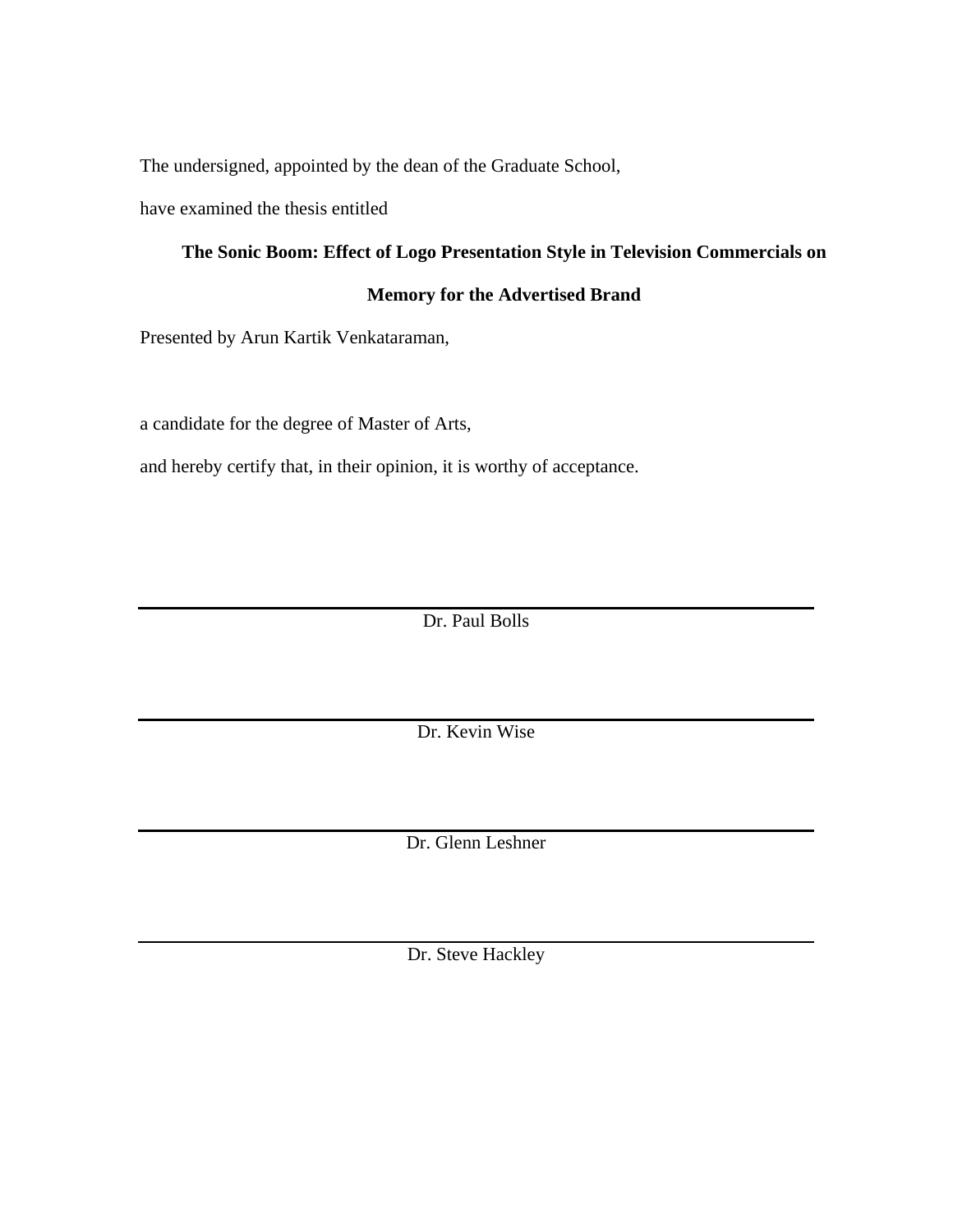The undersigned, appointed by the dean of the Graduate School,

have examined the thesis entitled

**The Sonic Boom: Effect of Logo Presentation Style in Television Commercials on Memory for the Advertised Brand**

Presented by Arun Kartik Venkataraman,

a candidate for the degree of Master of Arts,

and hereby certify that, in their opinion, it is worthy of acceptance.

---

Dr. Paul Bolls

---

Dr. Kevin Wise

---

Dr. Glenn Leshner

---

Dr. Steve Hackley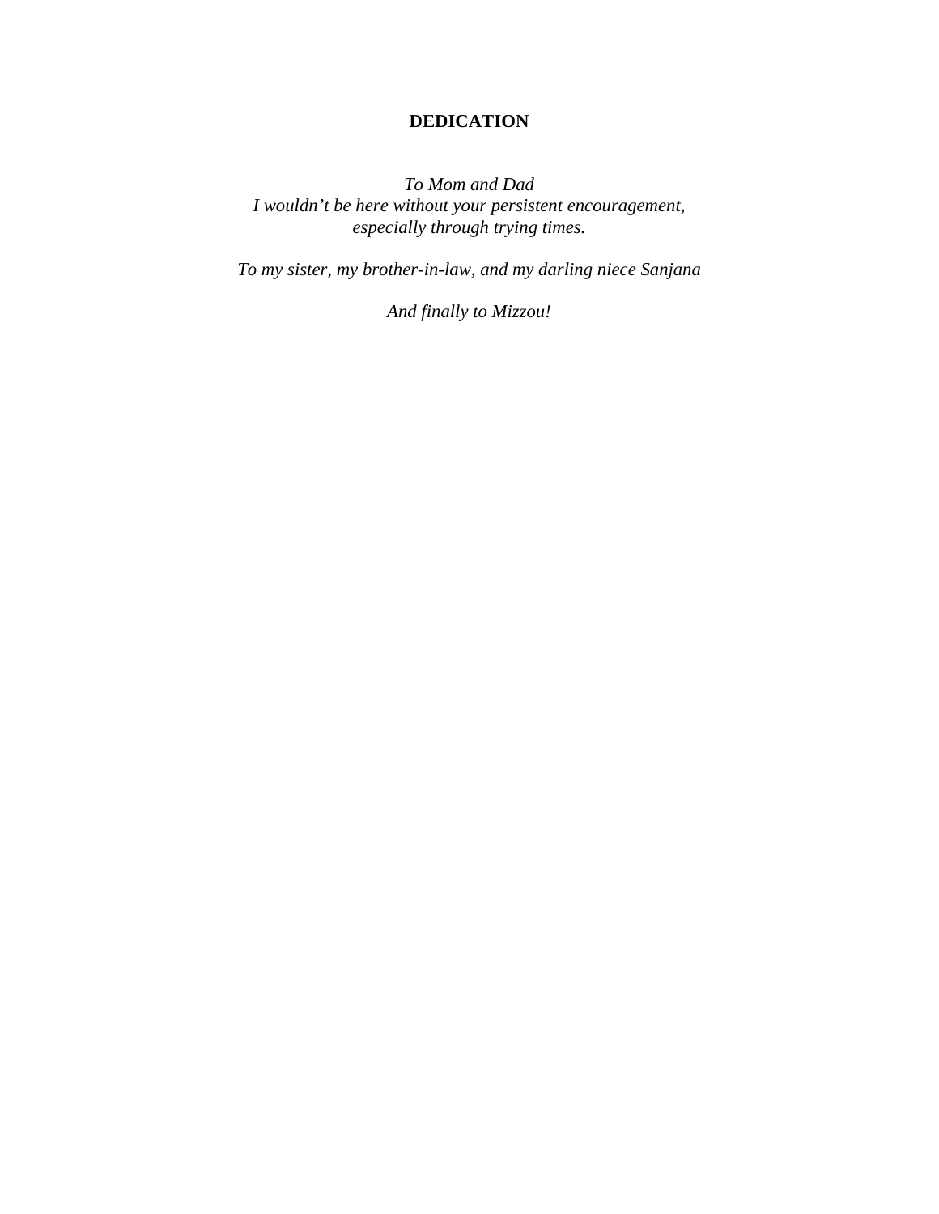# DEDICATION

*To Mom and Dad*
*I wouldn't be here without your persistent encouragement,*
*especially through trying times.*

*To my sister, my brother-in-law, and my darling niece Sanjana*

*And finally to Mizzou!*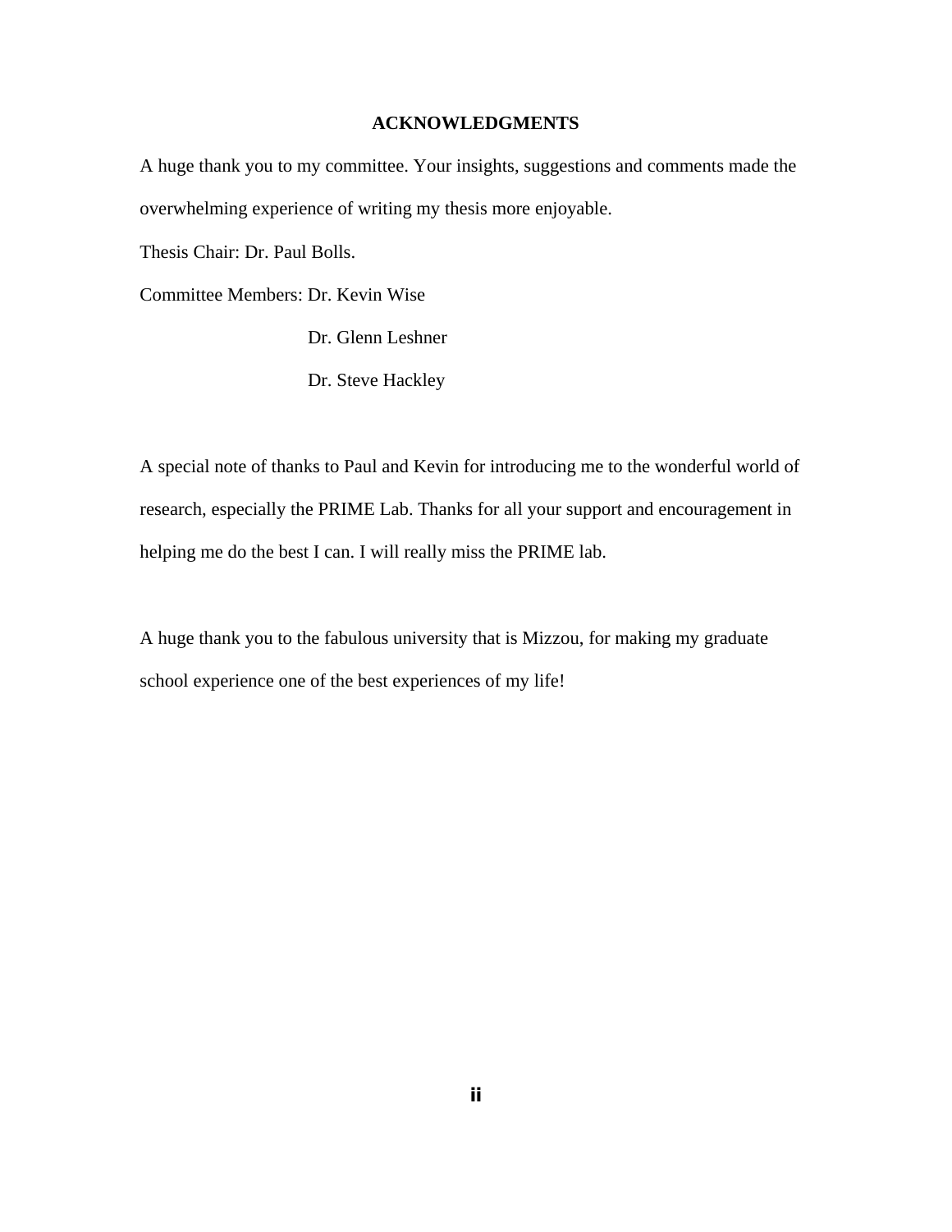# ACKNOWLEDGMENTS

A huge thank you to my committee. Your insights, suggestions and comments made the overwhelming experience of writing my thesis more enjoyable.

Thesis Chair: Dr. Paul Bolls.

Committee Members: Dr. Kevin Wise

Dr. Glenn Leshner

Dr. Steve Hackley

A special note of thanks to Paul and Kevin for introducing me to the wonderful world of research, especially the PRIME Lab. Thanks for all your support and encouragement in helping me do the best I can. I will really miss the PRIME lab.

A huge thank you to the fabulous university that is Mizzou, for making my graduate school experience one of the best experiences of my life!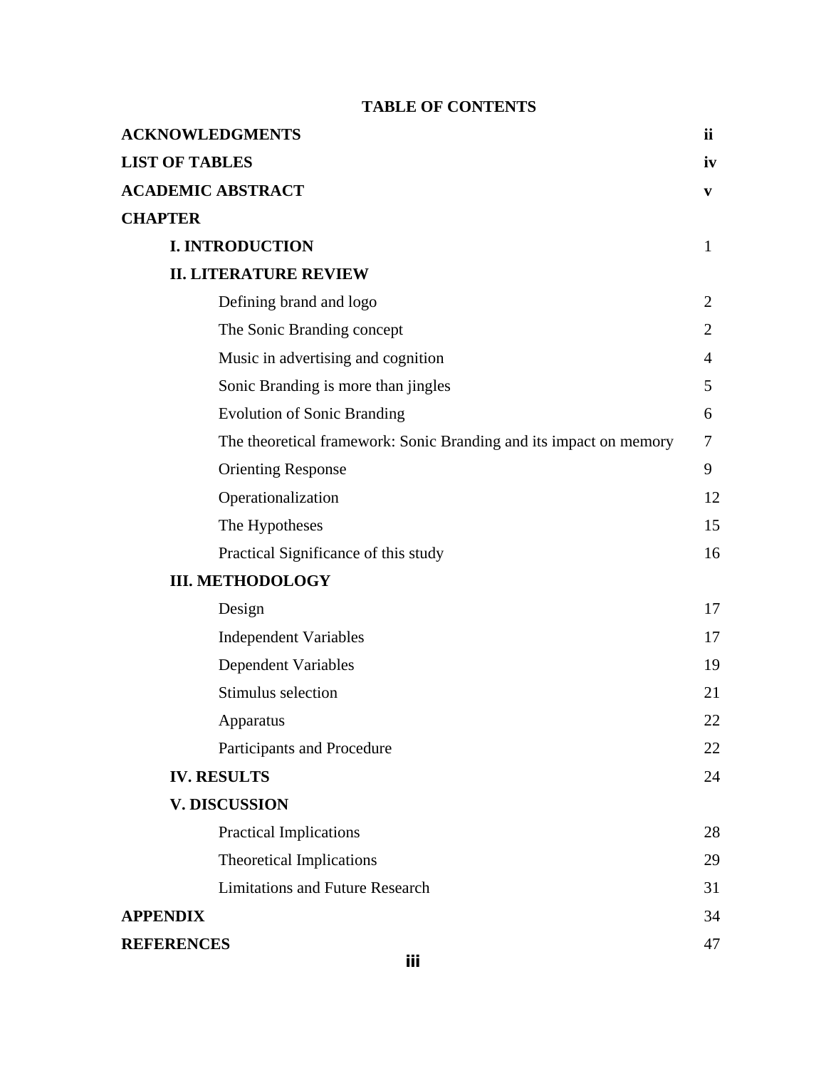# TABLE OF CONTENTS

| | |
|---|---|
| **ACKNOWLEDGMENTS** | **ii** |
| **LIST OF TABLES** | **iv** |
| **ACADEMIC ABSTRACT** | **v** |
| **CHAPTER** | |
| **I. INTRODUCTION** | 1 |
| **II. LITERATURE REVIEW** | |
| Defining brand and logo | 2 |
| The Sonic Branding concept | 2 |
| Music in advertising and cognition | 4 |
| Sonic Branding is more than jingles | 5 |
| Evolution of Sonic Branding | 6 |
| The theoretical framework: Sonic Branding and its impact on memory | 7 |
| Orienting Response | 9 |
| Operationalization | 12 |
| The Hypotheses | 15 |
| Practical Significance of this study | 16 |
| **III. METHODOLOGY** | |
| Design | 17 |
| Independent Variables | 17 |
| Dependent Variables | 19 |
| Stimulus selection | 21 |
| Apparatus | 22 |
| Participants and Procedure | 22 |
| **IV. RESULTS** | 24 |
| **V. DISCUSSION** | |
| Practical Implications | 28 |
| Theoretical Implications | 29 |
| Limitations and Future Research | 31 |
| **APPENDIX** | 34 |
| **REFERENCES** | 47 |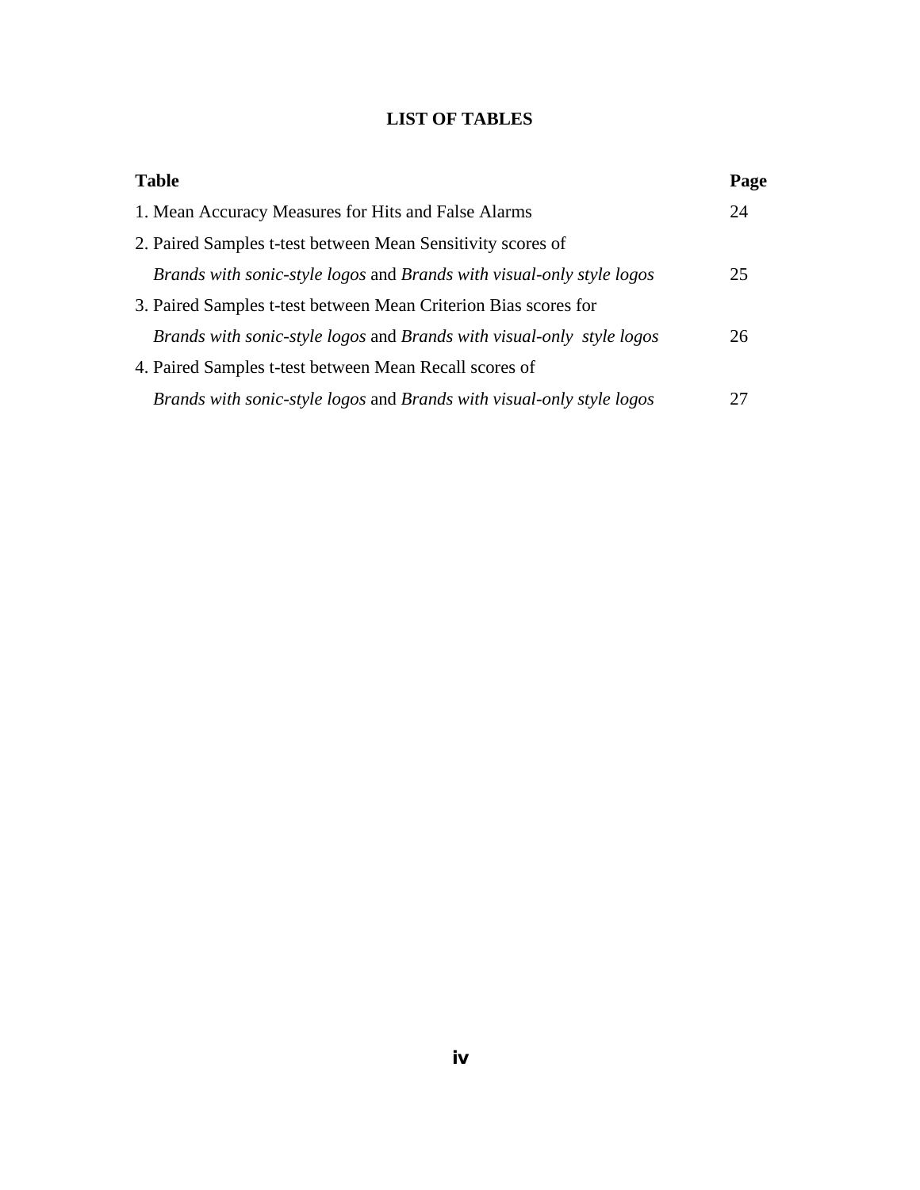# LIST OF TABLES

| Table | Page |
|---|---|
| 1. Mean Accuracy Measures for Hits and False Alarms | 24 |
| 2. Paired Samples t-test between Mean Sensitivity scores of *Brands with sonic-style logos* and *Brands with visual-only style logos* | 25 |
| 3. Paired Samples t-test between Mean Criterion Bias scores for *Brands with sonic-style logos* and *Brands with visual-only style logos* | 26 |
| 4. Paired Samples t-test between Mean Recall scores of *Brands with sonic-style logos* and *Brands with visual-only style logos* | 27 |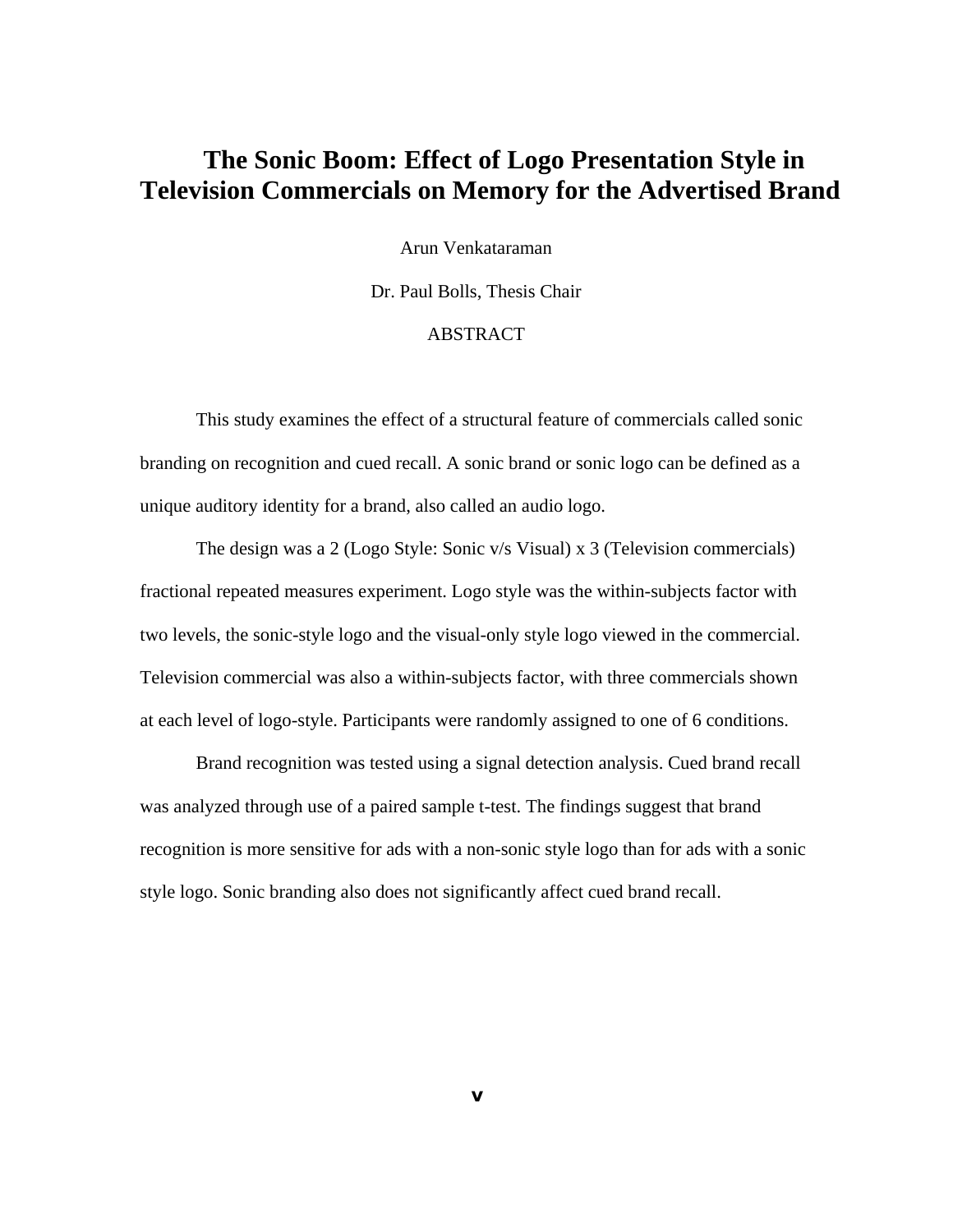# The Sonic Boom: Effect of Logo Presentation Style in Television Commercials on Memory for the Advertised Brand

Arun Venkataraman

Dr. Paul Bolls, Thesis Chair

ABSTRACT

This study examines the effect of a structural feature of commercials called sonic branding on recognition and cued recall. A sonic brand or sonic logo can be defined as a unique auditory identity for a brand, also called an audio logo.

The design was a 2 (Logo Style: Sonic v/s Visual) x 3 (Television commercials) fractional repeated measures experiment. Logo style was the within-subjects factor with two levels, the sonic-style logo and the visual-only style logo viewed in the commercial. Television commercial was also a within-subjects factor, with three commercials shown at each level of logo-style. Participants were randomly assigned to one of 6 conditions.

Brand recognition was tested using a signal detection analysis. Cued brand recall was analyzed through use of a paired sample t-test. The findings suggest that brand recognition is more sensitive for ads with a non-sonic style logo than for ads with a sonic style logo. Sonic branding also does not significantly affect cued brand recall.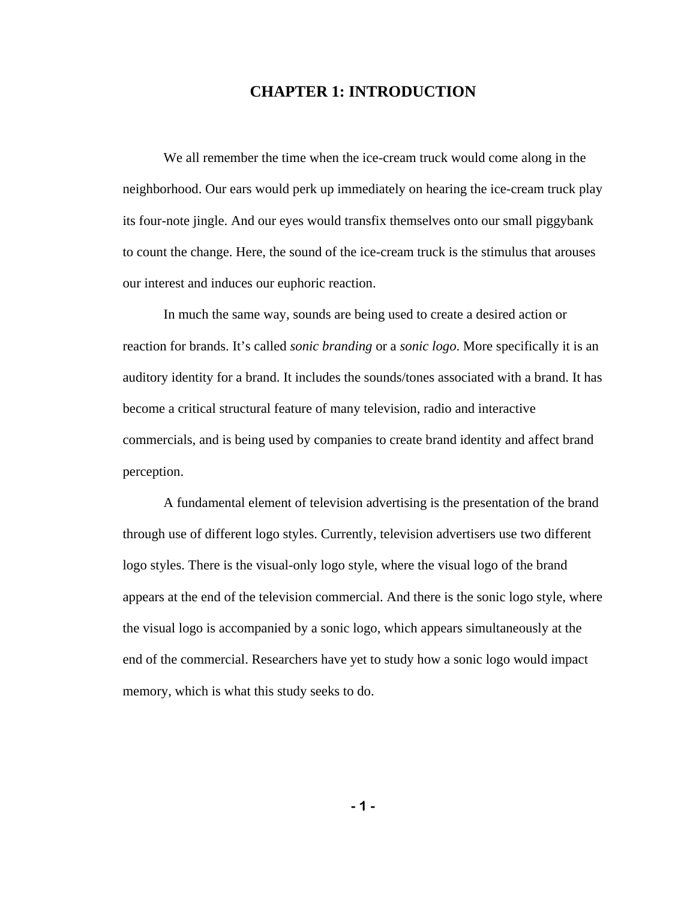# CHAPTER 1: INTRODUCTION

We all remember the time when the ice-cream truck would come along in the neighborhood. Our ears would perk up immediately on hearing the ice-cream truck play its four-note jingle. And our eyes would transfix themselves onto our small piggybank to count the change. Here, the sound of the ice-cream truck is the stimulus that arouses our interest and induces our euphoric reaction.

In much the same way, sounds are being used to create a desired action or reaction for brands. It's called *sonic branding* or a *sonic logo*. More specifically it is an auditory identity for a brand. It includes the sounds/tones associated with a brand. It has become a critical structural feature of many television, radio and interactive commercials, and is being used by companies to create brand identity and affect brand perception.

A fundamental element of television advertising is the presentation of the brand through use of different logo styles. Currently, television advertisers use two different logo styles. There is the visual-only logo style, where the visual logo of the brand appears at the end of the television commercial. And there is the sonic logo style, where the visual logo is accompanied by a sonic logo, which appears simultaneously at the end of the commercial. Researchers have yet to study how a sonic logo would impact memory, which is what this study seeks to do.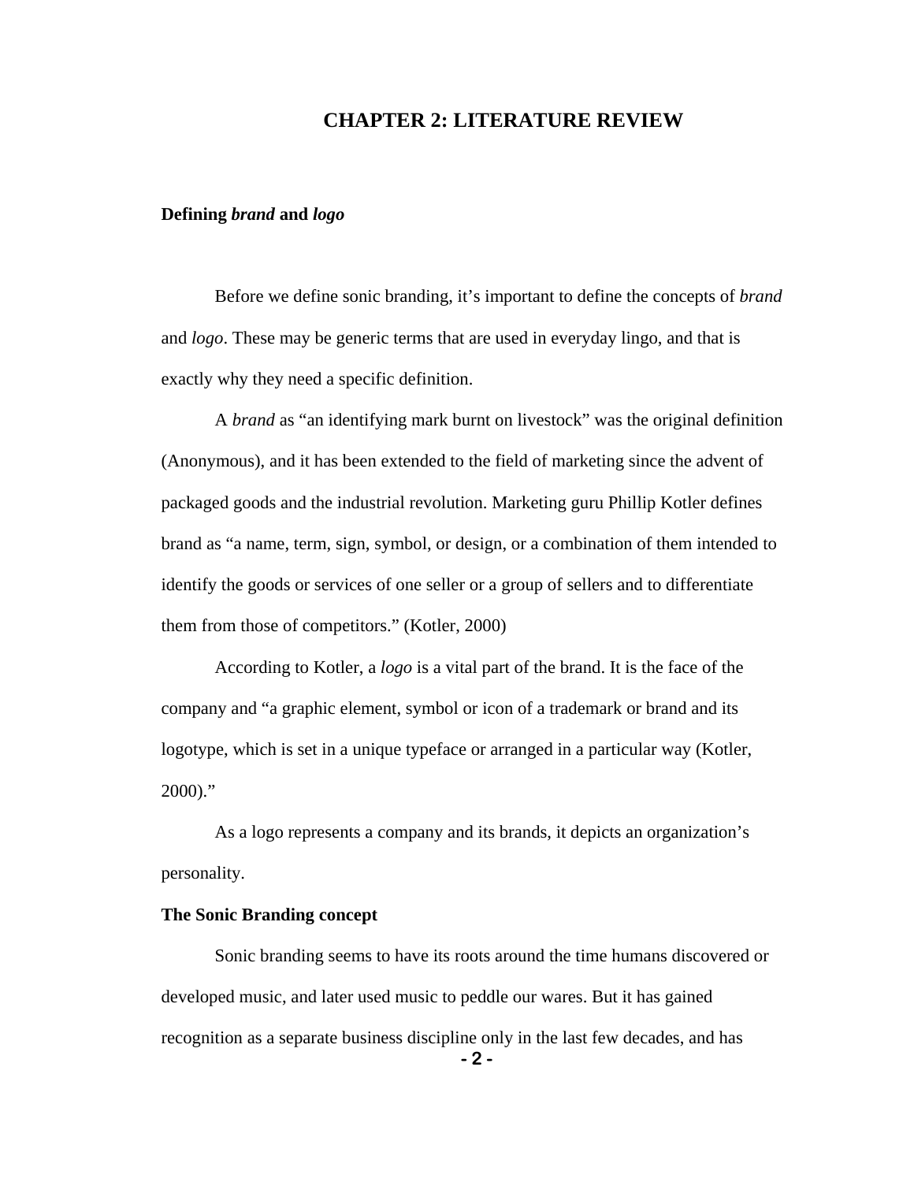# CHAPTER 2: LITERATURE REVIEW

### Defining *brand* and *logo*

Before we define sonic branding, it's important to define the concepts of *brand* and *logo*. These may be generic terms that are used in everyday lingo, and that is exactly why they need a specific definition.

A *brand* as "an identifying mark burnt on livestock" was the original definition (Anonymous), and it has been extended to the field of marketing since the advent of packaged goods and the industrial revolution. Marketing guru Phillip Kotler defines brand as "a name, term, sign, symbol, or design, or a combination of them intended to identify the goods or services of one seller or a group of sellers and to differentiate them from those of competitors." (Kotler, 2000)

According to Kotler, a *logo* is a vital part of the brand. It is the face of the company and "a graphic element, symbol or icon of a trademark or brand and its logotype, which is set in a unique typeface or arranged in a particular way (Kotler, 2000)."

As a logo represents a company and its brands, it depicts an organization's personality.

### The Sonic Branding concept

Sonic branding seems to have its roots around the time humans discovered or developed music, and later used music to peddle our wares. But it has gained recognition as a separate business discipline only in the last few decades, and has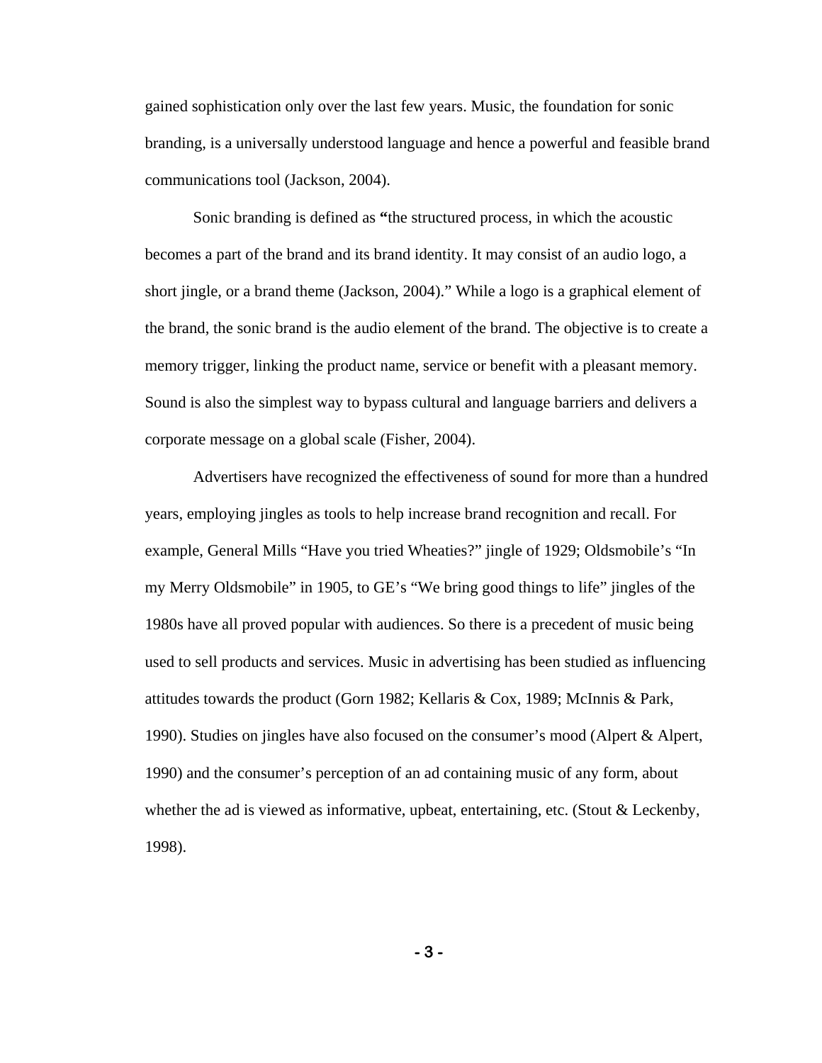gained sophistication only over the last few years. Music, the foundation for sonic branding, is a universally understood language and hence a powerful and feasible brand communications tool (Jackson, 2004).

Sonic branding is defined as **"**the structured process, in which the acoustic becomes a part of the brand and its brand identity. It may consist of an audio logo, a short jingle, or a brand theme (Jackson, 2004)." While a logo is a graphical element of the brand, the sonic brand is the audio element of the brand. The objective is to create a memory trigger, linking the product name, service or benefit with a pleasant memory. Sound is also the simplest way to bypass cultural and language barriers and delivers a corporate message on a global scale (Fisher, 2004).

Advertisers have recognized the effectiveness of sound for more than a hundred years, employing jingles as tools to help increase brand recognition and recall. For example, General Mills "Have you tried Wheaties?" jingle of 1929; Oldsmobile's "In my Merry Oldsmobile" in 1905, to GE's "We bring good things to life" jingles of the 1980s have all proved popular with audiences. So there is a precedent of music being used to sell products and services. Music in advertising has been studied as influencing attitudes towards the product (Gorn 1982; Kellaris & Cox, 1989; McInnis & Park, 1990). Studies on jingles have also focused on the consumer's mood (Alpert & Alpert, 1990) and the consumer's perception of an ad containing music of any form, about whether the ad is viewed as informative, upbeat, entertaining, etc. (Stout & Leckenby, 1998).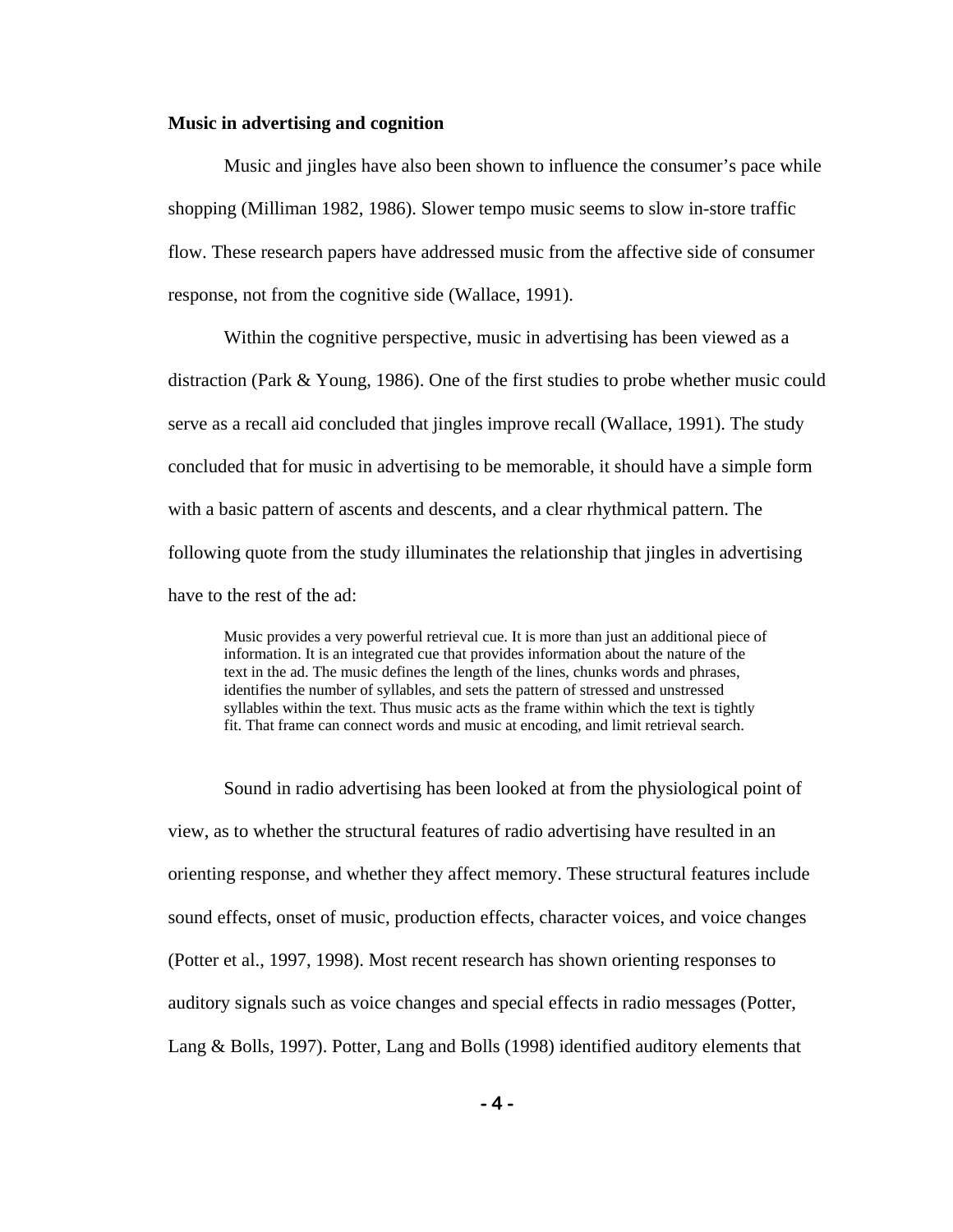**Music in advertising and cognition**

Music and jingles have also been shown to influence the consumer's pace while shopping (Milliman 1982, 1986). Slower tempo music seems to slow in-store traffic flow. These research papers have addressed music from the affective side of consumer response, not from the cognitive side (Wallace, 1991).

Within the cognitive perspective, music in advertising has been viewed as a distraction (Park & Young, 1986). One of the first studies to probe whether music could serve as a recall aid concluded that jingles improve recall (Wallace, 1991). The study concluded that for music in advertising to be memorable, it should have a simple form with a basic pattern of ascents and descents, and a clear rhythmical pattern. The following quote from the study illuminates the relationship that jingles in advertising have to the rest of the ad:

> Music provides a very powerful retrieval cue. It is more than just an additional piece of information. It is an integrated cue that provides information about the nature of the text in the ad. The music defines the length of the lines, chunks words and phrases, identifies the number of syllables, and sets the pattern of stressed and unstressed syllables within the text. Thus music acts as the frame within which the text is tightly fit. That frame can connect words and music at encoding, and limit retrieval search.

Sound in radio advertising has been looked at from the physiological point of view, as to whether the structural features of radio advertising have resulted in an orienting response, and whether they affect memory. These structural features include sound effects, onset of music, production effects, character voices, and voice changes (Potter et al., 1997, 1998). Most recent research has shown orienting responses to auditory signals such as voice changes and special effects in radio messages (Potter, Lang & Bolls, 1997). Potter, Lang and Bolls (1998) identified auditory elements that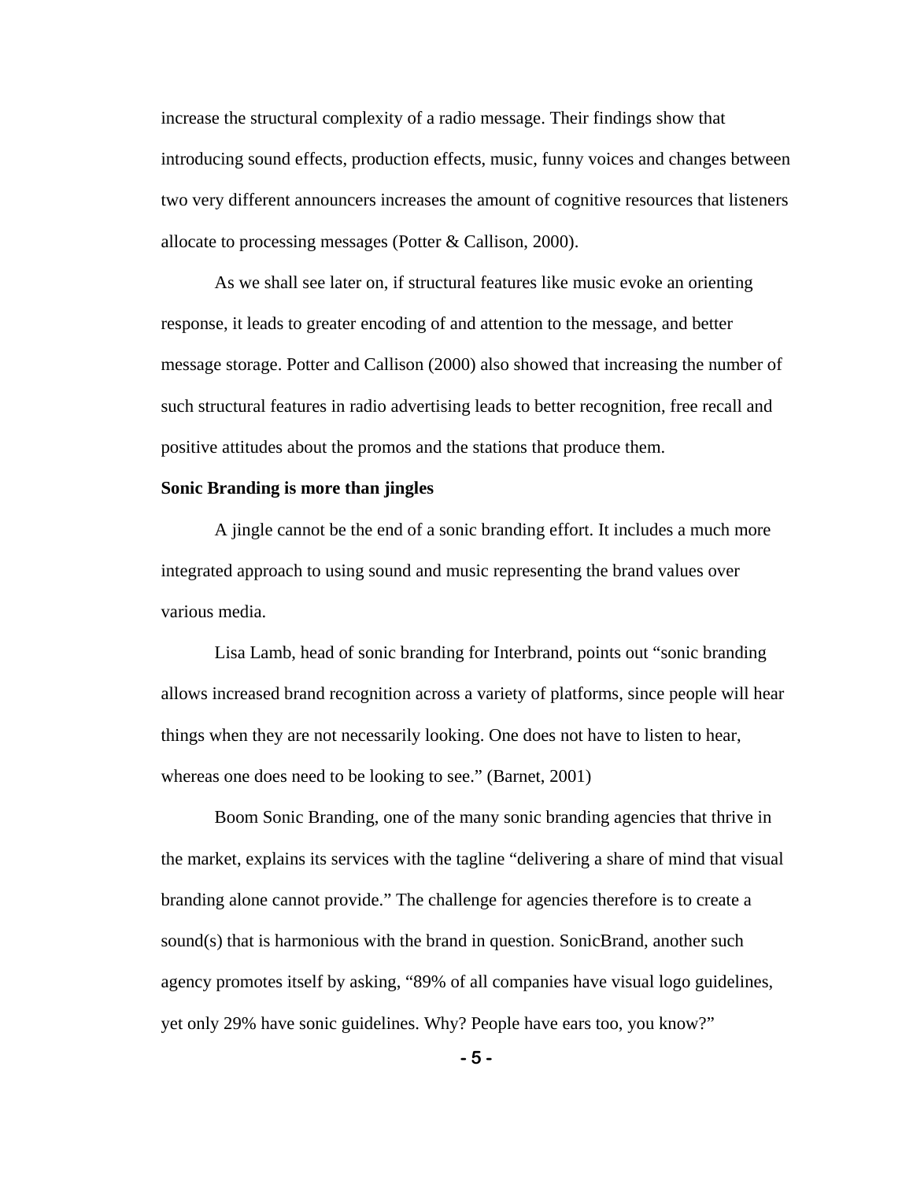increase the structural complexity of a radio message. Their findings show that introducing sound effects, production effects, music, funny voices and changes between two very different announcers increases the amount of cognitive resources that listeners allocate to processing messages (Potter & Callison, 2000).

As we shall see later on, if structural features like music evoke an orienting response, it leads to greater encoding of and attention to the message, and better message storage. Potter and Callison (2000) also showed that increasing the number of such structural features in radio advertising leads to better recognition, free recall and positive attitudes about the promos and the stations that produce them.

**Sonic Branding is more than jingles**

A jingle cannot be the end of a sonic branding effort. It includes a much more integrated approach to using sound and music representing the brand values over various media.

Lisa Lamb, head of sonic branding for Interbrand, points out “sonic branding allows increased brand recognition across a variety of platforms, since people will hear things when they are not necessarily looking. One does not have to listen to hear, whereas one does need to be looking to see.” (Barnet, 2001)

Boom Sonic Branding, one of the many sonic branding agencies that thrive in the market, explains its services with the tagline “delivering a share of mind that visual branding alone cannot provide.” The challenge for agencies therefore is to create a sound(s) that is harmonious with the brand in question. SonicBrand, another such agency promotes itself by asking, “89% of all companies have visual logo guidelines, yet only 29% have sonic guidelines. Why? People have ears too, you know?”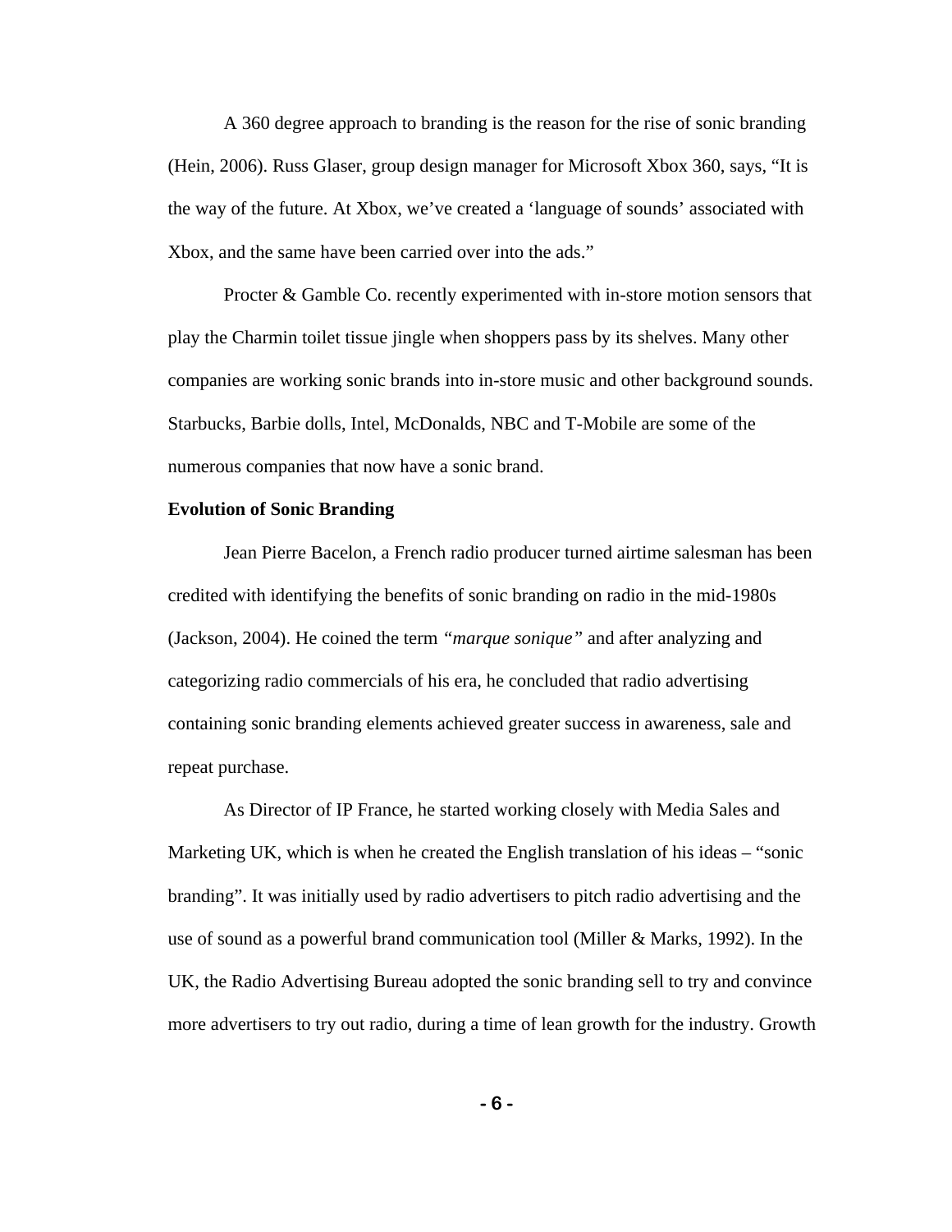A 360 degree approach to branding is the reason for the rise of sonic branding (Hein, 2006). Russ Glaser, group design manager for Microsoft Xbox 360, says, "It is the way of the future. At Xbox, we've created a 'language of sounds' associated with Xbox, and the same have been carried over into the ads."

Procter & Gamble Co. recently experimented with in-store motion sensors that play the Charmin toilet tissue jingle when shoppers pass by its shelves. Many other companies are working sonic brands into in-store music and other background sounds. Starbucks, Barbie dolls, Intel, McDonalds, NBC and T-Mobile are some of the numerous companies that now have a sonic brand.

**Evolution of Sonic Branding**

Jean Pierre Bacelon, a French radio producer turned airtime salesman has been credited with identifying the benefits of sonic branding on radio in the mid-1980s (Jackson, 2004). He coined the term *"marque sonique"* and after analyzing and categorizing radio commercials of his era, he concluded that radio advertising containing sonic branding elements achieved greater success in awareness, sale and repeat purchase.

As Director of IP France, he started working closely with Media Sales and Marketing UK, which is when he created the English translation of his ideas – "sonic branding". It was initially used by radio advertisers to pitch radio advertising and the use of sound as a powerful brand communication tool (Miller & Marks, 1992). In the UK, the Radio Advertising Bureau adopted the sonic branding sell to try and convince more advertisers to try out radio, during a time of lean growth for the industry. Growth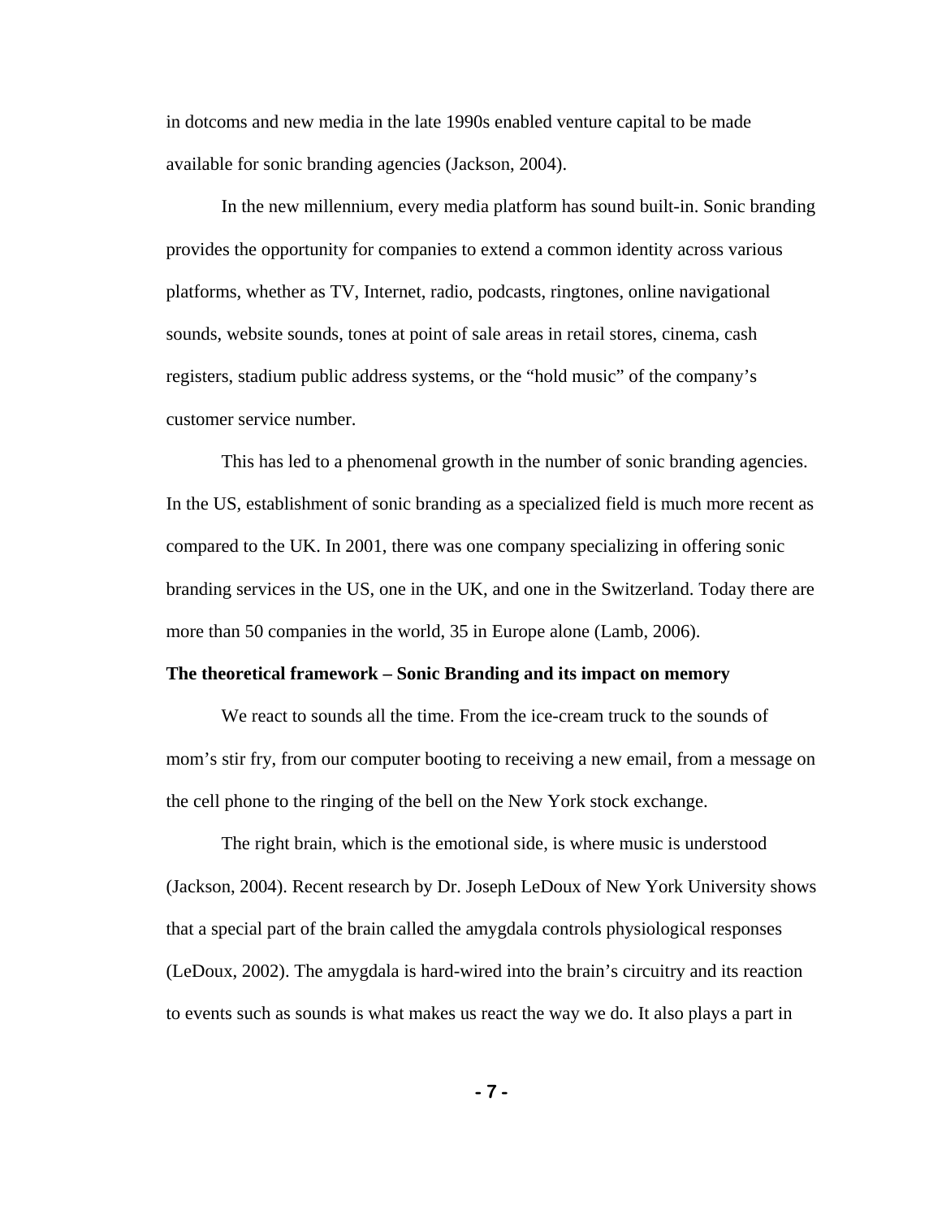in dotcoms and new media in the late 1990s enabled venture capital to be made available for sonic branding agencies (Jackson, 2004).

In the new millennium, every media platform has sound built-in. Sonic branding provides the opportunity for companies to extend a common identity across various platforms, whether as TV, Internet, radio, podcasts, ringtones, online navigational sounds, website sounds, tones at point of sale areas in retail stores, cinema, cash registers, stadium public address systems, or the "hold music" of the company's customer service number.

This has led to a phenomenal growth in the number of sonic branding agencies. In the US, establishment of sonic branding as a specialized field is much more recent as compared to the UK. In 2001, there was one company specializing in offering sonic branding services in the US, one in the UK, and one in the Switzerland. Today there are more than 50 companies in the world, 35 in Europe alone (Lamb, 2006).

**The theoretical framework – Sonic Branding and its impact on memory**

We react to sounds all the time. From the ice-cream truck to the sounds of mom's stir fry, from our computer booting to receiving a new email, from a message on the cell phone to the ringing of the bell on the New York stock exchange.

The right brain, which is the emotional side, is where music is understood (Jackson, 2004). Recent research by Dr. Joseph LeDoux of New York University shows that a special part of the brain called the amygdala controls physiological responses (LeDoux, 2002). The amygdala is hard-wired into the brain's circuitry and its reaction to events such as sounds is what makes us react the way we do. It also plays a part in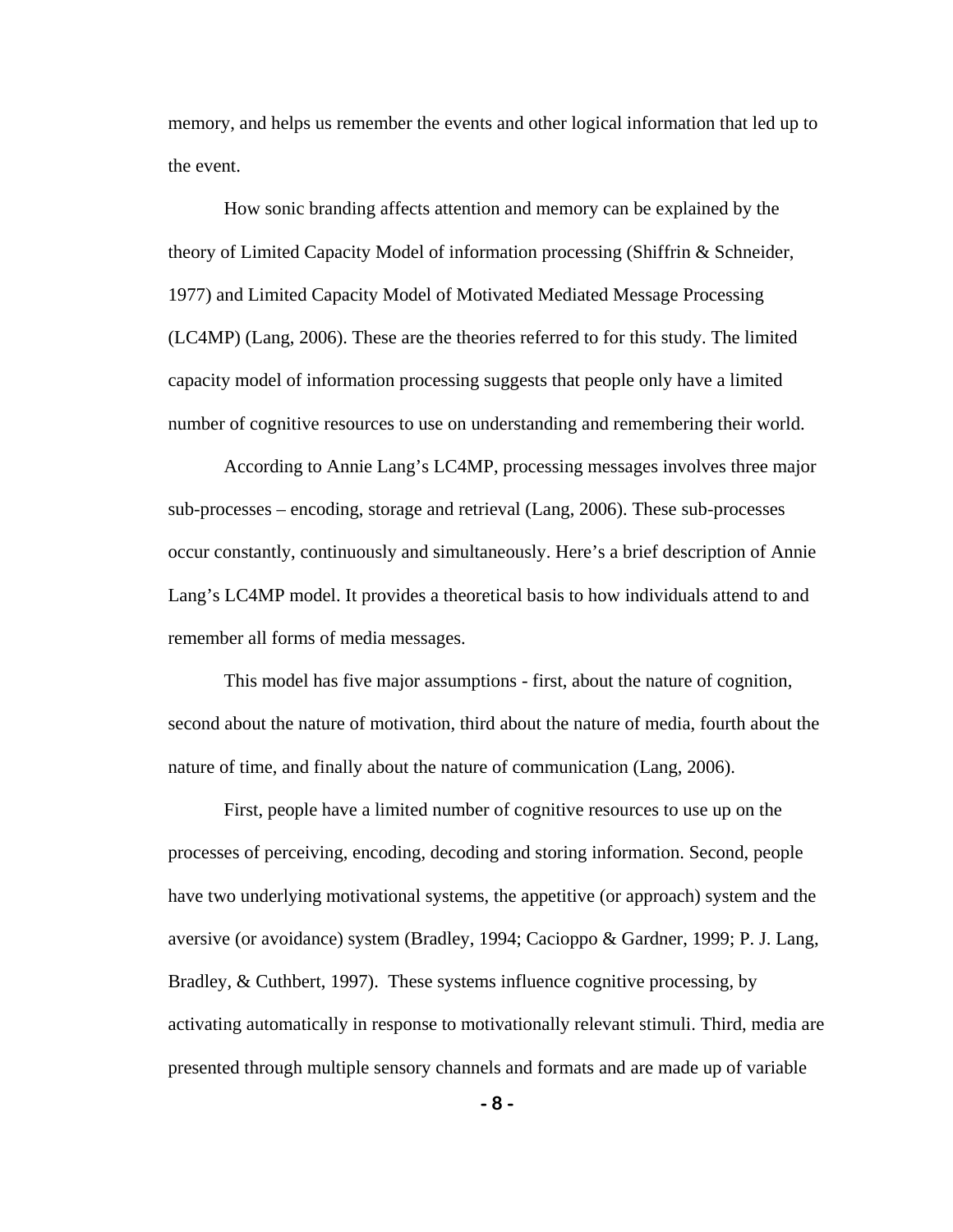memory, and helps us remember the events and other logical information that led up to the event.

How sonic branding affects attention and memory can be explained by the theory of Limited Capacity Model of information processing (Shiffrin & Schneider, 1977) and Limited Capacity Model of Motivated Mediated Message Processing (LC4MP) (Lang, 2006). These are the theories referred to for this study. The limited capacity model of information processing suggests that people only have a limited number of cognitive resources to use on understanding and remembering their world.

According to Annie Lang's LC4MP, processing messages involves three major sub-processes – encoding, storage and retrieval (Lang, 2006). These sub-processes occur constantly, continuously and simultaneously. Here's a brief description of Annie Lang's LC4MP model. It provides a theoretical basis to how individuals attend to and remember all forms of media messages.

This model has five major assumptions - first, about the nature of cognition, second about the nature of motivation, third about the nature of media, fourth about the nature of time, and finally about the nature of communication (Lang, 2006).

First, people have a limited number of cognitive resources to use up on the processes of perceiving, encoding, decoding and storing information. Second, people have two underlying motivational systems, the appetitive (or approach) system and the aversive (or avoidance) system (Bradley, 1994; Cacioppo & Gardner, 1999; P. J. Lang, Bradley, & Cuthbert, 1997). These systems influence cognitive processing, by activating automatically in response to motivationally relevant stimuli. Third, media are presented through multiple sensory channels and formats and are made up of variable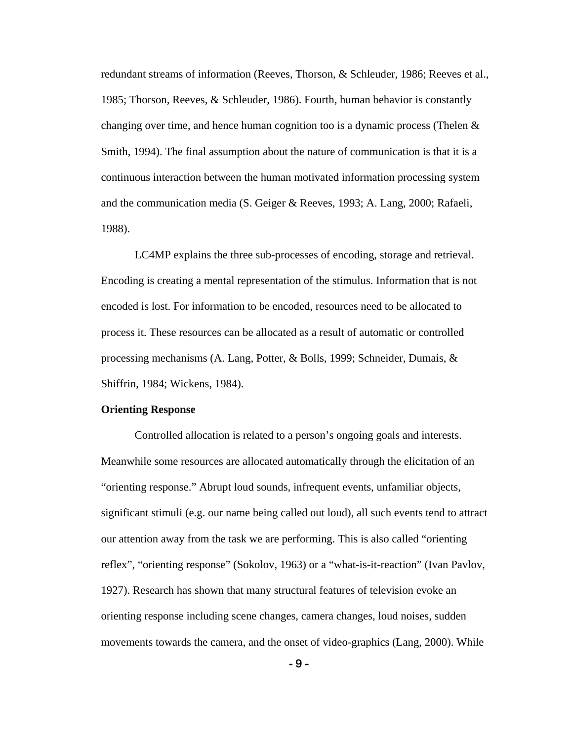redundant streams of information (Reeves, Thorson, & Schleuder, 1986; Reeves et al., 1985; Thorson, Reeves, & Schleuder, 1986). Fourth, human behavior is constantly changing over time, and hence human cognition too is a dynamic process (Thelen & Smith, 1994). The final assumption about the nature of communication is that it is a continuous interaction between the human motivated information processing system and the communication media (S. Geiger & Reeves, 1993; A. Lang, 2000; Rafaeli, 1988).

LC4MP explains the three sub-processes of encoding, storage and retrieval. Encoding is creating a mental representation of the stimulus. Information that is not encoded is lost. For information to be encoded, resources need to be allocated to process it. These resources can be allocated as a result of automatic or controlled processing mechanisms (A. Lang, Potter, & Bolls, 1999; Schneider, Dumais, & Shiffrin, 1984; Wickens, 1984).

**Orienting Response**

Controlled allocation is related to a person's ongoing goals and interests. Meanwhile some resources are allocated automatically through the elicitation of an "orienting response." Abrupt loud sounds, infrequent events, unfamiliar objects, significant stimuli (e.g. our name being called out loud), all such events tend to attract our attention away from the task we are performing. This is also called "orienting reflex", "orienting response" (Sokolov, 1963) or a "what-is-it-reaction" (Ivan Pavlov, 1927). Research has shown that many structural features of television evoke an orienting response including scene changes, camera changes, loud noises, sudden movements towards the camera, and the onset of video-graphics (Lang, 2000). While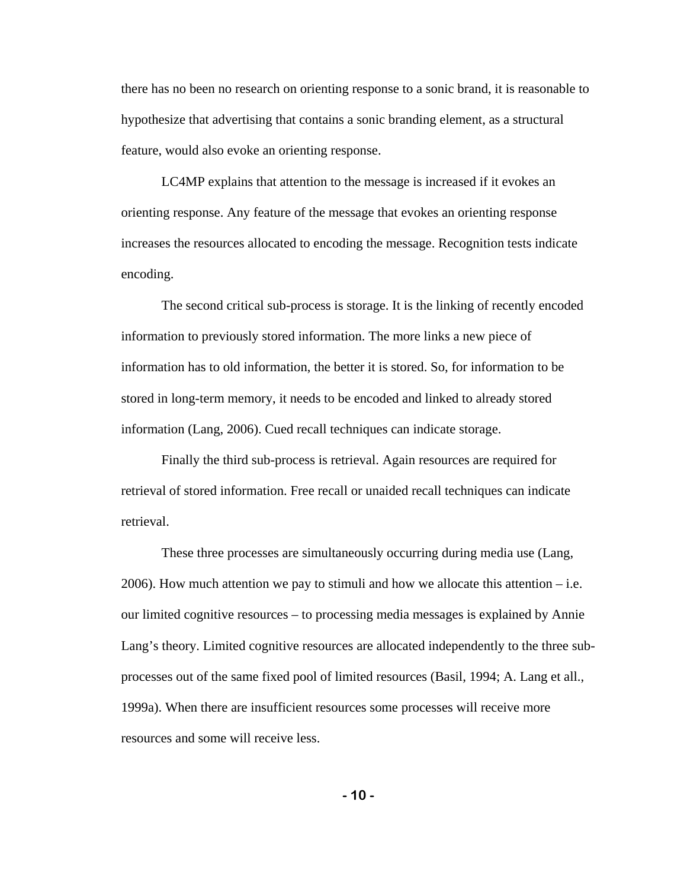there has no been no research on orienting response to a sonic brand, it is reasonable to hypothesize that advertising that contains a sonic branding element, as a structural feature, would also evoke an orienting response.

LC4MP explains that attention to the message is increased if it evokes an orienting response. Any feature of the message that evokes an orienting response increases the resources allocated to encoding the message. Recognition tests indicate encoding.

The second critical sub-process is storage. It is the linking of recently encoded information to previously stored information. The more links a new piece of information has to old information, the better it is stored. So, for information to be stored in long-term memory, it needs to be encoded and linked to already stored information (Lang, 2006). Cued recall techniques can indicate storage.

Finally the third sub-process is retrieval. Again resources are required for retrieval of stored information. Free recall or unaided recall techniques can indicate retrieval.

These three processes are simultaneously occurring during media use (Lang, 2006). How much attention we pay to stimuli and how we allocate this attention – i.e. our limited cognitive resources – to processing media messages is explained by Annie Lang's theory. Limited cognitive resources are allocated independently to the three sub-processes out of the same fixed pool of limited resources (Basil, 1994; A. Lang et all., 1999a). When there are insufficient resources some processes will receive more resources and some will receive less.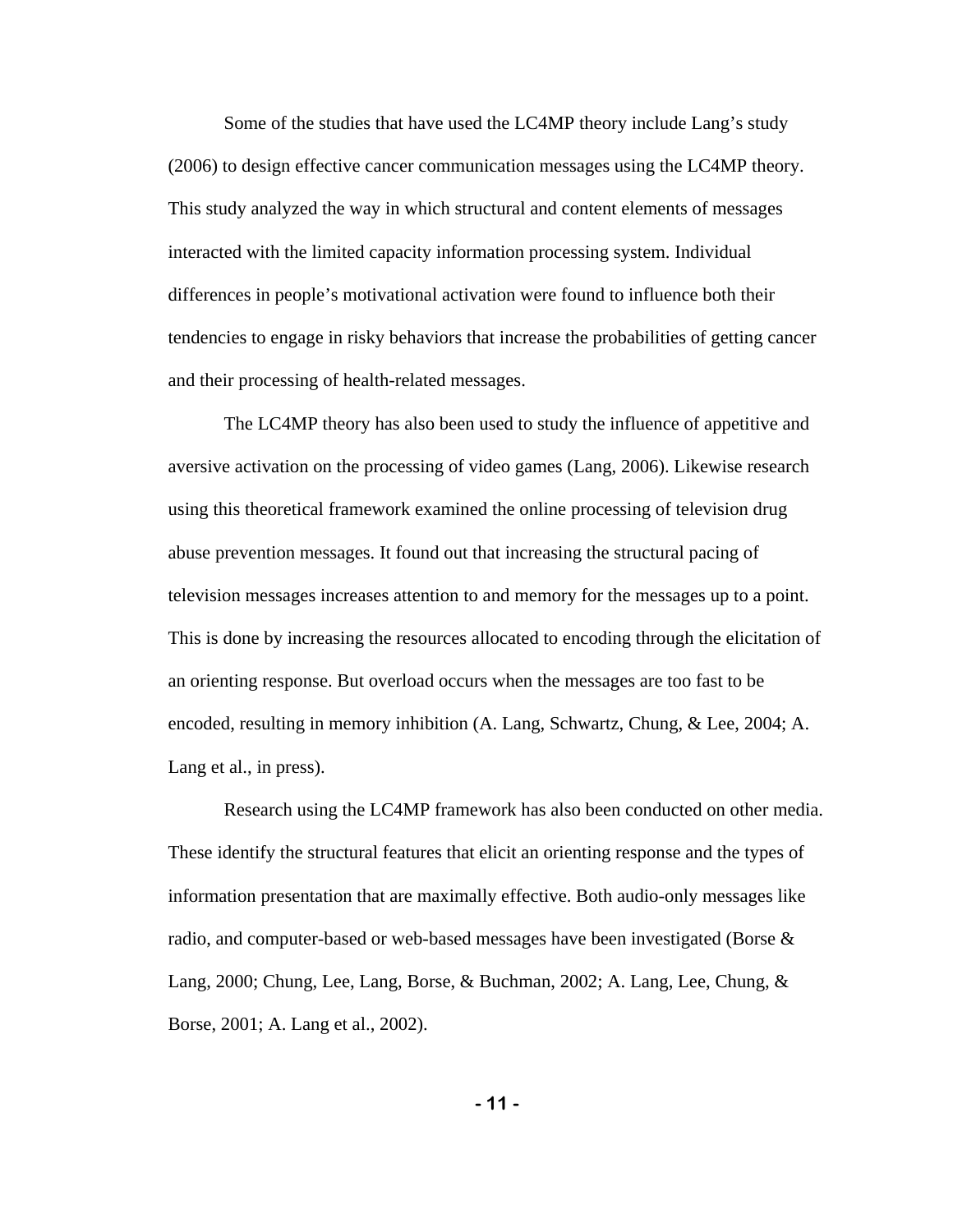Some of the studies that have used the LC4MP theory include Lang's study (2006) to design effective cancer communication messages using the LC4MP theory. This study analyzed the way in which structural and content elements of messages interacted with the limited capacity information processing system. Individual differences in people's motivational activation were found to influence both their tendencies to engage in risky behaviors that increase the probabilities of getting cancer and their processing of health-related messages.

The LC4MP theory has also been used to study the influence of appetitive and aversive activation on the processing of video games (Lang, 2006). Likewise research using this theoretical framework examined the online processing of television drug abuse prevention messages. It found out that increasing the structural pacing of television messages increases attention to and memory for the messages up to a point. This is done by increasing the resources allocated to encoding through the elicitation of an orienting response. But overload occurs when the messages are too fast to be encoded, resulting in memory inhibition (A. Lang, Schwartz, Chung, & Lee, 2004; A. Lang et al., in press).

Research using the LC4MP framework has also been conducted on other media. These identify the structural features that elicit an orienting response and the types of information presentation that are maximally effective. Both audio-only messages like radio, and computer-based or web-based messages have been investigated (Borse & Lang, 2000; Chung, Lee, Lang, Borse, & Buchman, 2002; A. Lang, Lee, Chung, & Borse, 2001; A. Lang et al., 2002).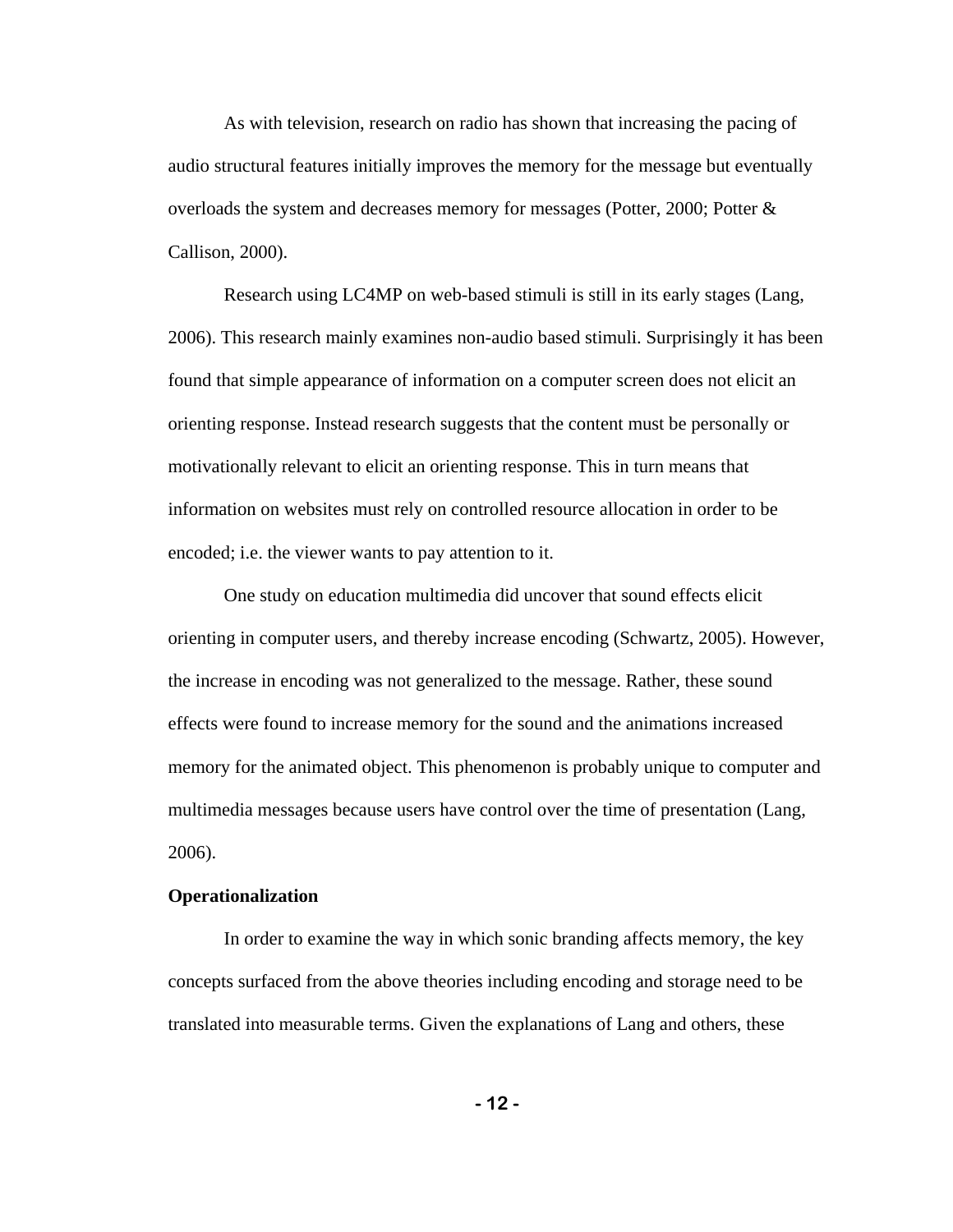As with television, research on radio has shown that increasing the pacing of audio structural features initially improves the memory for the message but eventually overloads the system and decreases memory for messages (Potter, 2000; Potter & Callison, 2000).

Research using LC4MP on web-based stimuli is still in its early stages (Lang, 2006). This research mainly examines non-audio based stimuli. Surprisingly it has been found that simple appearance of information on a computer screen does not elicit an orienting response. Instead research suggests that the content must be personally or motivationally relevant to elicit an orienting response. This in turn means that information on websites must rely on controlled resource allocation in order to be encoded; i.e. the viewer wants to pay attention to it.

One study on education multimedia did uncover that sound effects elicit orienting in computer users, and thereby increase encoding (Schwartz, 2005). However, the increase in encoding was not generalized to the message. Rather, these sound effects were found to increase memory for the sound and the animations increased memory for the animated object. This phenomenon is probably unique to computer and multimedia messages because users have control over the time of presentation (Lang, 2006).

**Operationalization**

In order to examine the way in which sonic branding affects memory, the key concepts surfaced from the above theories including encoding and storage need to be translated into measurable terms. Given the explanations of Lang and others, these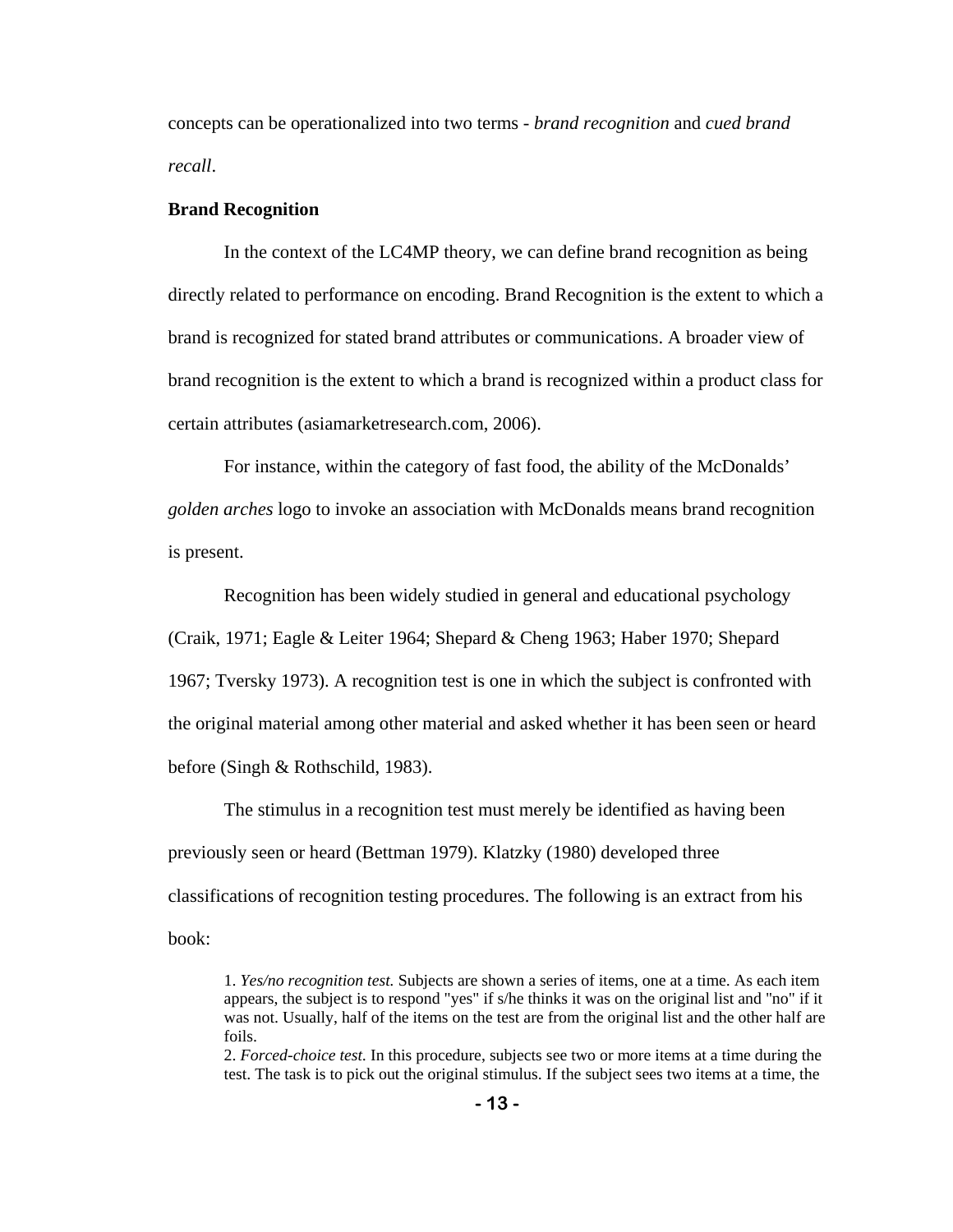concepts can be operationalized into two terms - *brand recognition* and *cued brand recall*.

**Brand Recognition**

In the context of the LC4MP theory, we can define brand recognition as being directly related to performance on encoding. Brand Recognition is the extent to which a brand is recognized for stated brand attributes or communications. A broader view of brand recognition is the extent to which a brand is recognized within a product class for certain attributes (asiamarketresearch.com, 2006).

For instance, within the category of fast food, the ability of the McDonalds' *golden arches* logo to invoke an association with McDonalds means brand recognition is present.

Recognition has been widely studied in general and educational psychology (Craik, 1971; Eagle & Leiter 1964; Shepard & Cheng 1963; Haber 1970; Shepard 1967; Tversky 1973). A recognition test is one in which the subject is confronted with the original material among other material and asked whether it has been seen or heard before (Singh & Rothschild, 1983).

The stimulus in a recognition test must merely be identified as having been previously seen or heard (Bettman 1979). Klatzky (1980) developed three classifications of recognition testing procedures. The following is an extract from his book:

> 1. *Yes/no recognition test.* Subjects are shown a series of items, one at a time. As each item appears, the subject is to respond "yes" if s/he thinks it was on the original list and "no" if it was not. Usually, half of the items on the test are from the original list and the other half are foils.
> 2. *Forced-choice test.* In this procedure, subjects see two or more items at a time during the test. The task is to pick out the original stimulus. If the subject sees two items at a time, the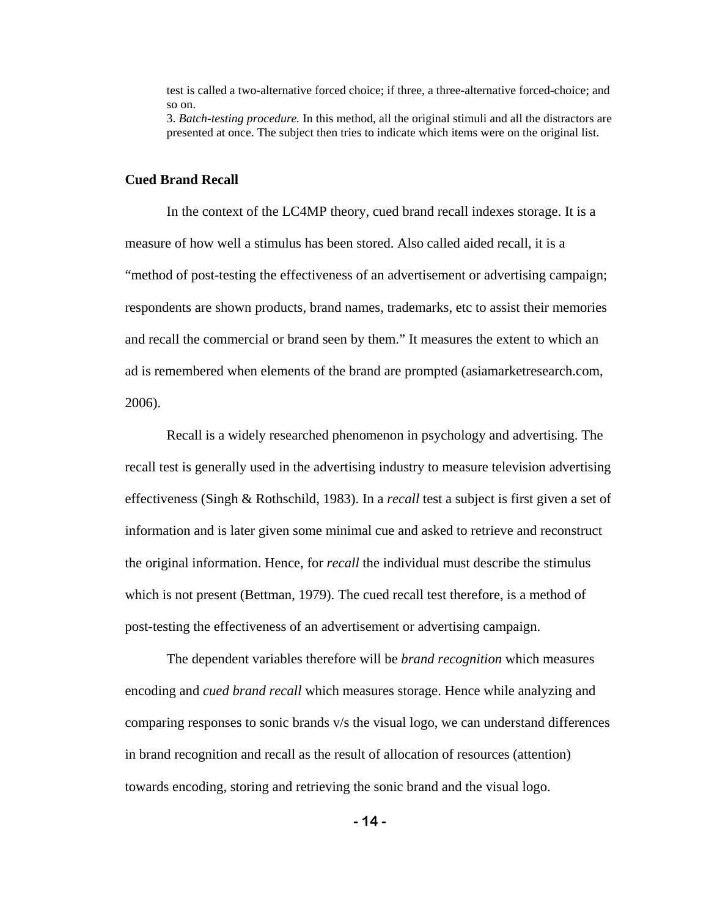test is called a two-alternative forced choice; if three, a three-alternative forced-choice; and so on.

3. *Batch-testing procedure.* In this method, all the original stimuli and all the distractors are presented at once. The subject then tries to indicate which items were on the original list.

**Cued Brand Recall**

In the context of the LC4MP theory, cued brand recall indexes storage. It is a measure of how well a stimulus has been stored. Also called aided recall, it is a "method of post-testing the effectiveness of an advertisement or advertising campaign; respondents are shown products, brand names, trademarks, etc to assist their memories and recall the commercial or brand seen by them." It measures the extent to which an ad is remembered when elements of the brand are prompted (asiamarketresearch.com, 2006).

Recall is a widely researched phenomenon in psychology and advertising. The recall test is generally used in the advertising industry to measure television advertising effectiveness (Singh & Rothschild, 1983). In a *recall* test a subject is first given a set of information and is later given some minimal cue and asked to retrieve and reconstruct the original information. Hence, for *recall* the individual must describe the stimulus which is not present (Bettman, 1979). The cued recall test therefore, is a method of post-testing the effectiveness of an advertisement or advertising campaign.

The dependent variables therefore will be *brand recognition* which measures encoding and *cued brand recall* which measures storage. Hence while analyzing and comparing responses to sonic brands v/s the visual logo, we can understand differences in brand recognition and recall as the result of allocation of resources (attention) towards encoding, storing and retrieving the sonic brand and the visual logo.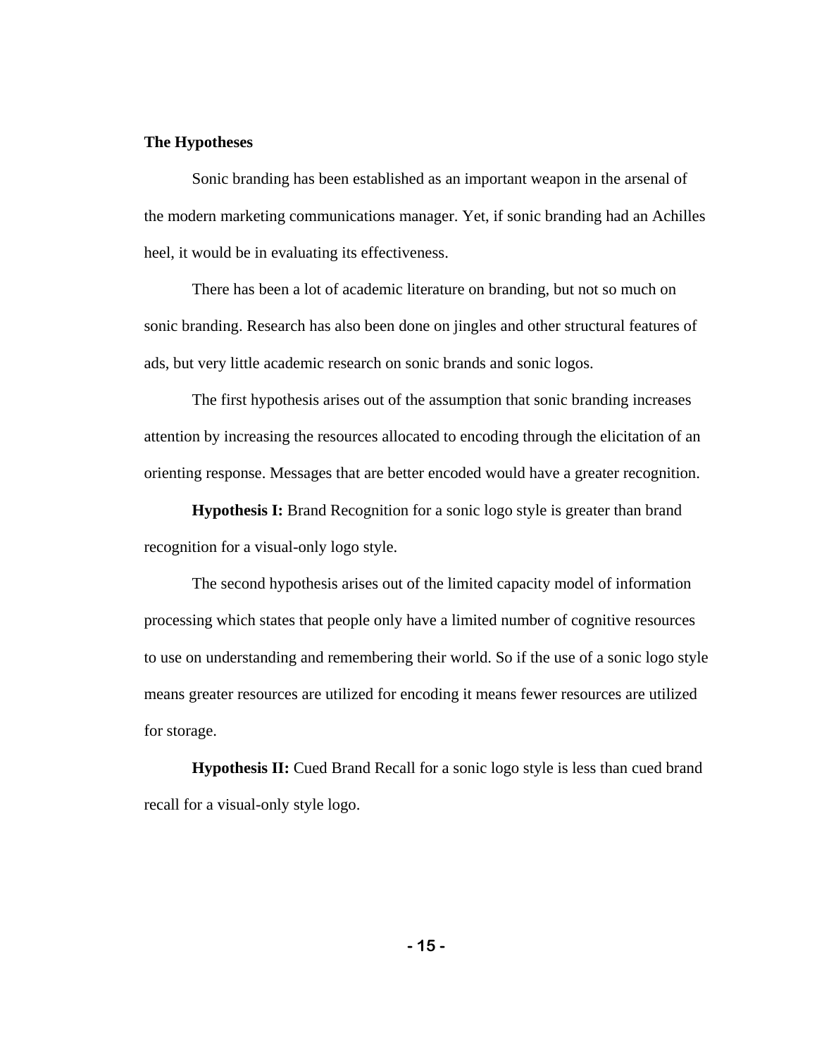**The Hypotheses**

Sonic branding has been established as an important weapon in the arsenal of the modern marketing communications manager. Yet, if sonic branding had an Achilles heel, it would be in evaluating its effectiveness.

There has been a lot of academic literature on branding, but not so much on sonic branding. Research has also been done on jingles and other structural features of ads, but very little academic research on sonic brands and sonic logos.

The first hypothesis arises out of the assumption that sonic branding increases attention by increasing the resources allocated to encoding through the elicitation of an orienting response. Messages that are better encoded would have a greater recognition.

**Hypothesis I:** Brand Recognition for a sonic logo style is greater than brand recognition for a visual-only logo style.

The second hypothesis arises out of the limited capacity model of information processing which states that people only have a limited number of cognitive resources to use on understanding and remembering their world. So if the use of a sonic logo style means greater resources are utilized for encoding it means fewer resources are utilized for storage.

**Hypothesis II:** Cued Brand Recall for a sonic logo style is less than cued brand recall for a visual-only style logo.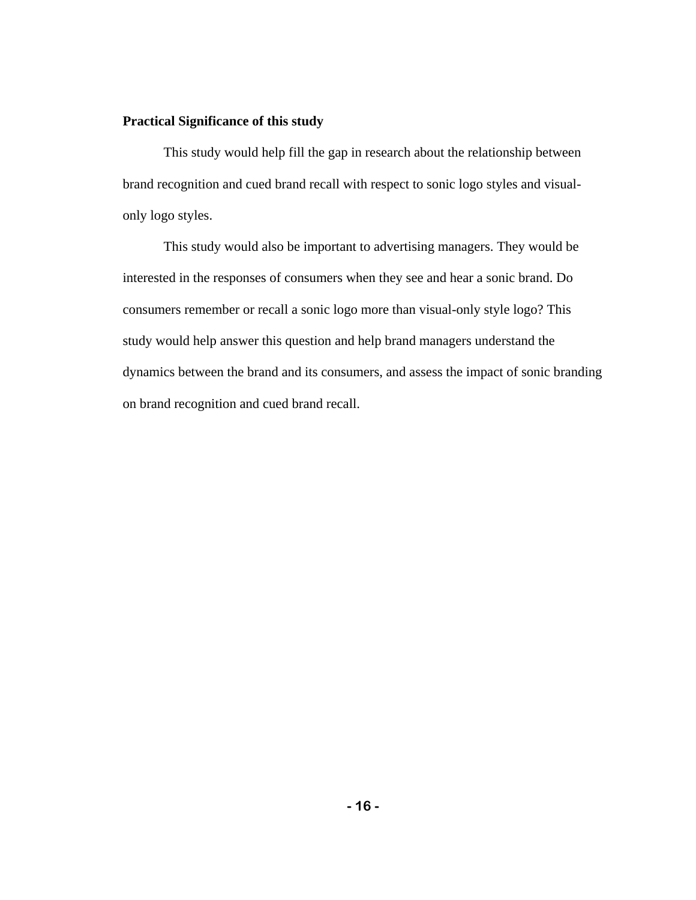**Practical Significance of this study**

This study would help fill the gap in research about the relationship between brand recognition and cued brand recall with respect to sonic logo styles and visual-only logo styles.

This study would also be important to advertising managers. They would be interested in the responses of consumers when they see and hear a sonic brand. Do consumers remember or recall a sonic logo more than visual-only style logo? This study would help answer this question and help brand managers understand the dynamics between the brand and its consumers, and assess the impact of sonic branding on brand recognition and cued brand recall.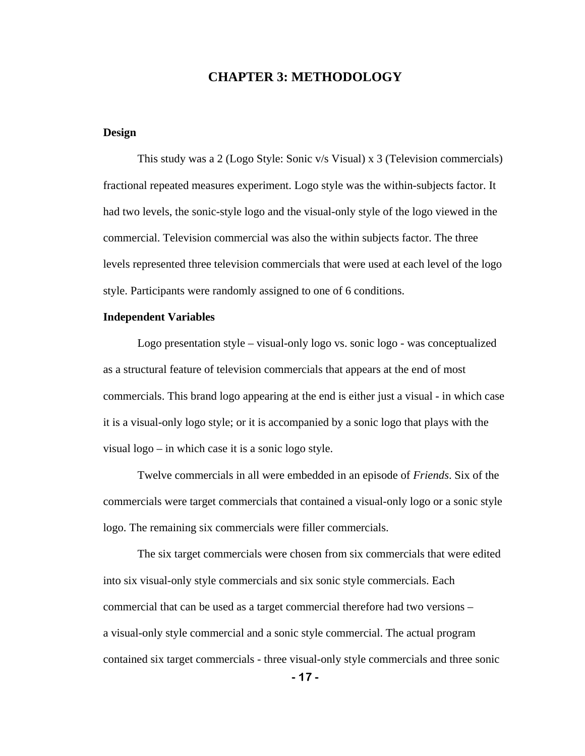# CHAPTER 3: METHODOLOGY

**Design**

This study was a 2 (Logo Style: Sonic v/s Visual) x 3 (Television commercials) fractional repeated measures experiment. Logo style was the within-subjects factor. It had two levels, the sonic-style logo and the visual-only style of the logo viewed in the commercial. Television commercial was also the within subjects factor. The three levels represented three television commercials that were used at each level of the logo style. Participants were randomly assigned to one of 6 conditions.

**Independent Variables**

Logo presentation style – visual-only logo vs. sonic logo - was conceptualized as a structural feature of television commercials that appears at the end of most commercials. This brand logo appearing at the end is either just a visual - in which case it is a visual-only logo style; or it is accompanied by a sonic logo that plays with the visual logo – in which case it is a sonic logo style.

Twelve commercials in all were embedded in an episode of *Friends*. Six of the commercials were target commercials that contained a visual-only logo or a sonic style logo. The remaining six commercials were filler commercials.

The six target commercials were chosen from six commercials that were edited into six visual-only style commercials and six sonic style commercials. Each commercial that can be used as a target commercial therefore had two versions – a visual-only style commercial and a sonic style commercial. The actual program contained six target commercials - three visual-only style commercials and three sonic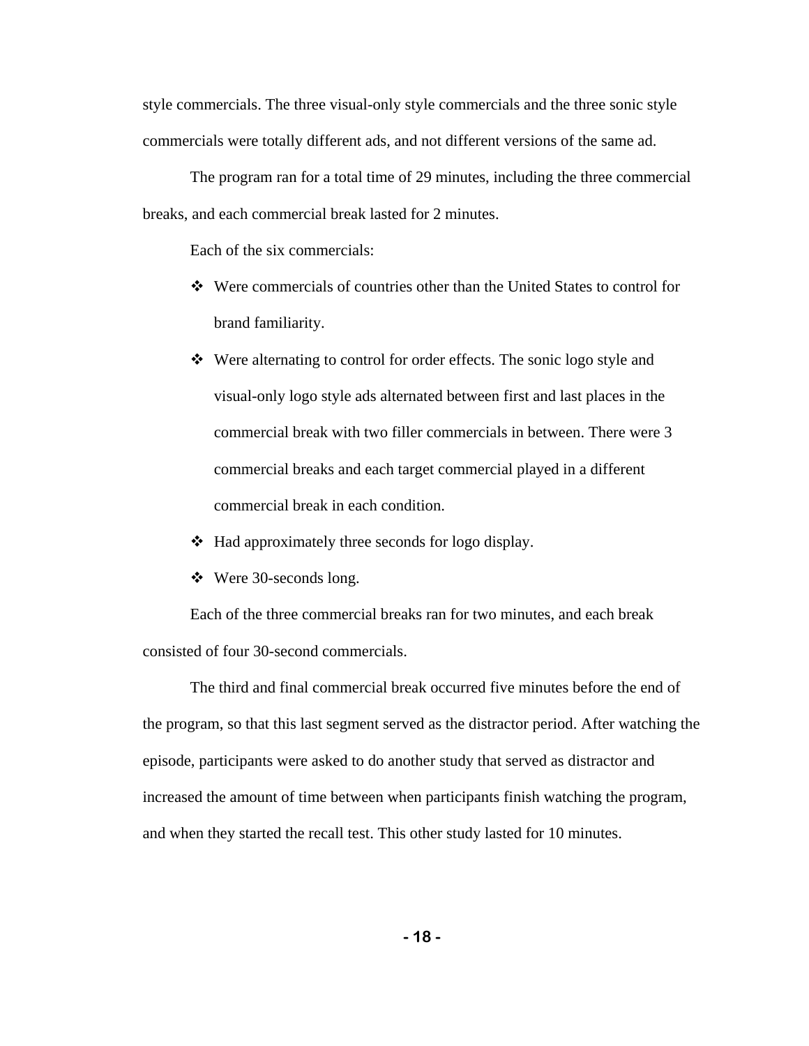style commercials. The three visual-only style commercials and the three sonic style commercials were totally different ads, and not different versions of the same ad.

The program ran for a total time of 29 minutes, including the three commercial breaks, and each commercial break lasted for 2 minutes.

Each of the six commercials:

- Were commercials of countries other than the United States to control for brand familiarity.
- Were alternating to control for order effects. The sonic logo style and visual-only logo style ads alternated between first and last places in the commercial break with two filler commercials in between. There were 3 commercial breaks and each target commercial played in a different commercial break in each condition.
- Had approximately three seconds for logo display.
- Were 30-seconds long.

Each of the three commercial breaks ran for two minutes, and each break consisted of four 30-second commercials.

The third and final commercial break occurred five minutes before the end of the program, so that this last segment served as the distractor period. After watching the episode, participants were asked to do another study that served as distractor and increased the amount of time between when participants finish watching the program, and when they started the recall test. This other study lasted for 10 minutes.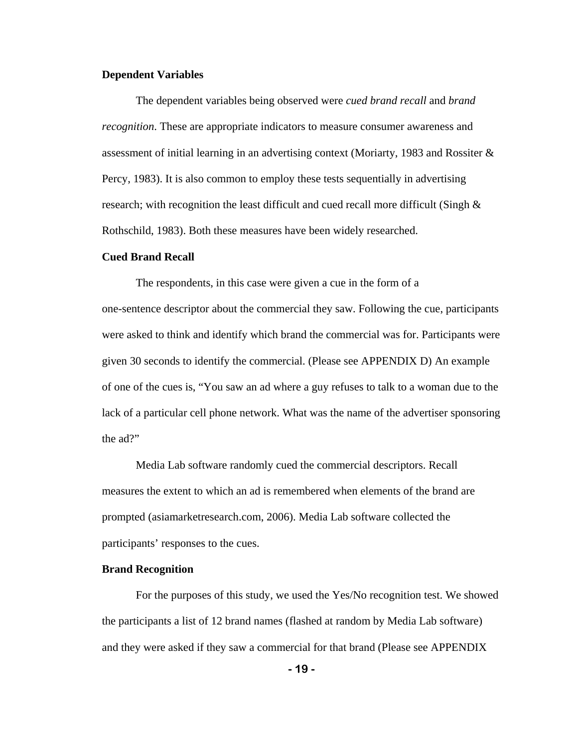**Dependent Variables**

The dependent variables being observed were *cued brand recall* and *brand recognition*. These are appropriate indicators to measure consumer awareness and assessment of initial learning in an advertising context (Moriarty, 1983 and Rossiter & Percy, 1983). It is also common to employ these tests sequentially in advertising research; with recognition the least difficult and cued recall more difficult (Singh & Rothschild, 1983). Both these measures have been widely researched.

**Cued Brand Recall**

The respondents, in this case were given a cue in the form of a one-sentence descriptor about the commercial they saw. Following the cue, participants were asked to think and identify which brand the commercial was for. Participants were given 30 seconds to identify the commercial. (Please see APPENDIX D) An example of one of the cues is, "You saw an ad where a guy refuses to talk to a woman due to the lack of a particular cell phone network. What was the name of the advertiser sponsoring the ad?"

Media Lab software randomly cued the commercial descriptors. Recall measures the extent to which an ad is remembered when elements of the brand are prompted (asiamarketresearch.com, 2006). Media Lab software collected the participants' responses to the cues.

**Brand Recognition**

For the purposes of this study, we used the Yes/No recognition test. We showed the participants a list of 12 brand names (flashed at random by Media Lab software) and they were asked if they saw a commercial for that brand (Please see APPENDIX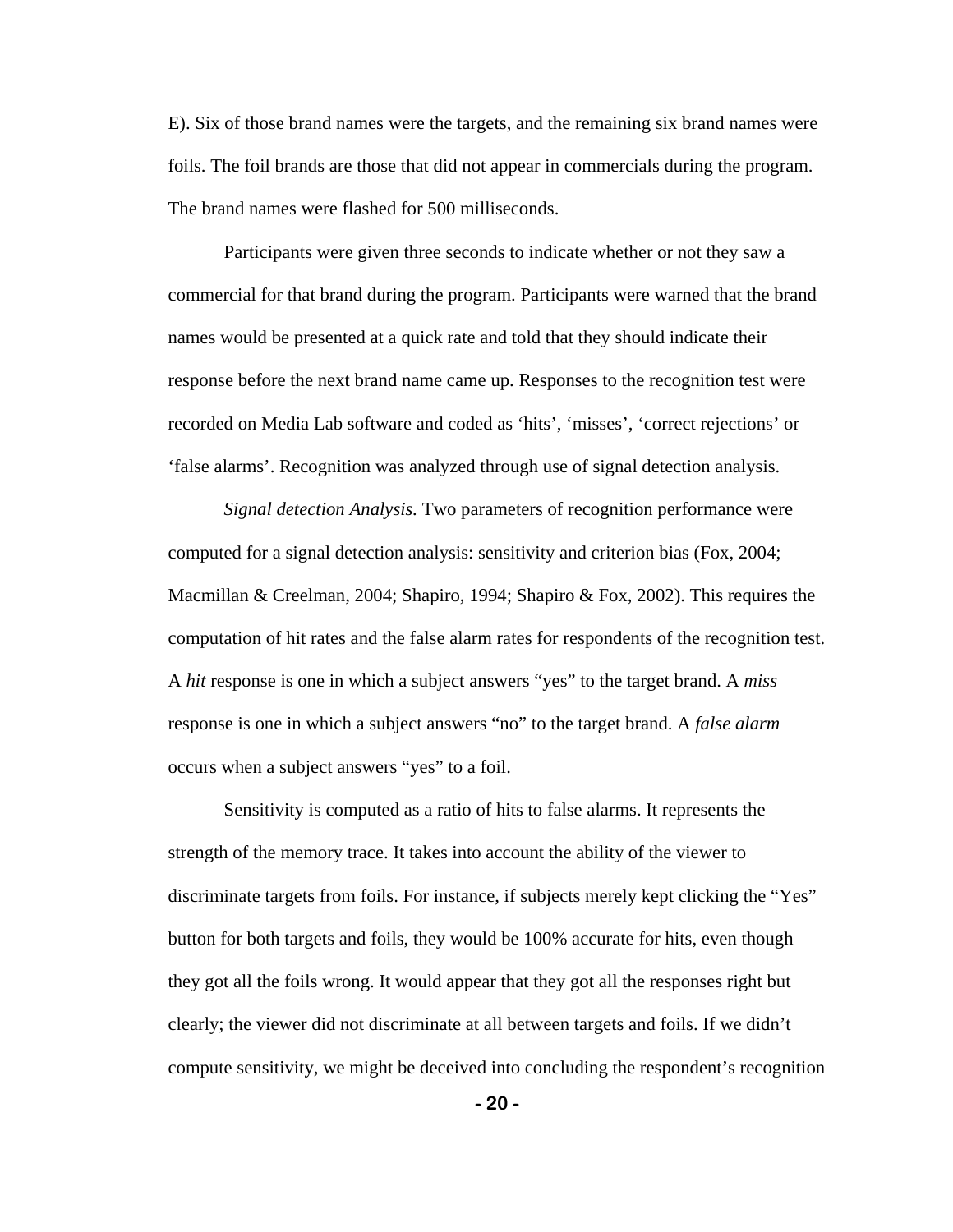E). Six of those brand names were the targets, and the remaining six brand names were foils. The foil brands are those that did not appear in commercials during the program. The brand names were flashed for 500 milliseconds.

Participants were given three seconds to indicate whether or not they saw a commercial for that brand during the program. Participants were warned that the brand names would be presented at a quick rate and told that they should indicate their response before the next brand name came up. Responses to the recognition test were recorded on Media Lab software and coded as 'hits', 'misses', 'correct rejections' or 'false alarms'. Recognition was analyzed through use of signal detection analysis.

*Signal detection Analysis.* Two parameters of recognition performance were computed for a signal detection analysis: sensitivity and criterion bias (Fox, 2004; Macmillan & Creelman, 2004; Shapiro, 1994; Shapiro & Fox, 2002). This requires the computation of hit rates and the false alarm rates for respondents of the recognition test. A *hit* response is one in which a subject answers "yes" to the target brand. A *miss* response is one in which a subject answers "no" to the target brand. A *false alarm* occurs when a subject answers "yes" to a foil.

Sensitivity is computed as a ratio of hits to false alarms. It represents the strength of the memory trace. It takes into account the ability of the viewer to discriminate targets from foils. For instance, if subjects merely kept clicking the "Yes" button for both targets and foils, they would be 100% accurate for hits, even though they got all the foils wrong. It would appear that they got all the responses right but clearly; the viewer did not discriminate at all between targets and foils. If we didn't compute sensitivity, we might be deceived into concluding the respondent's recognition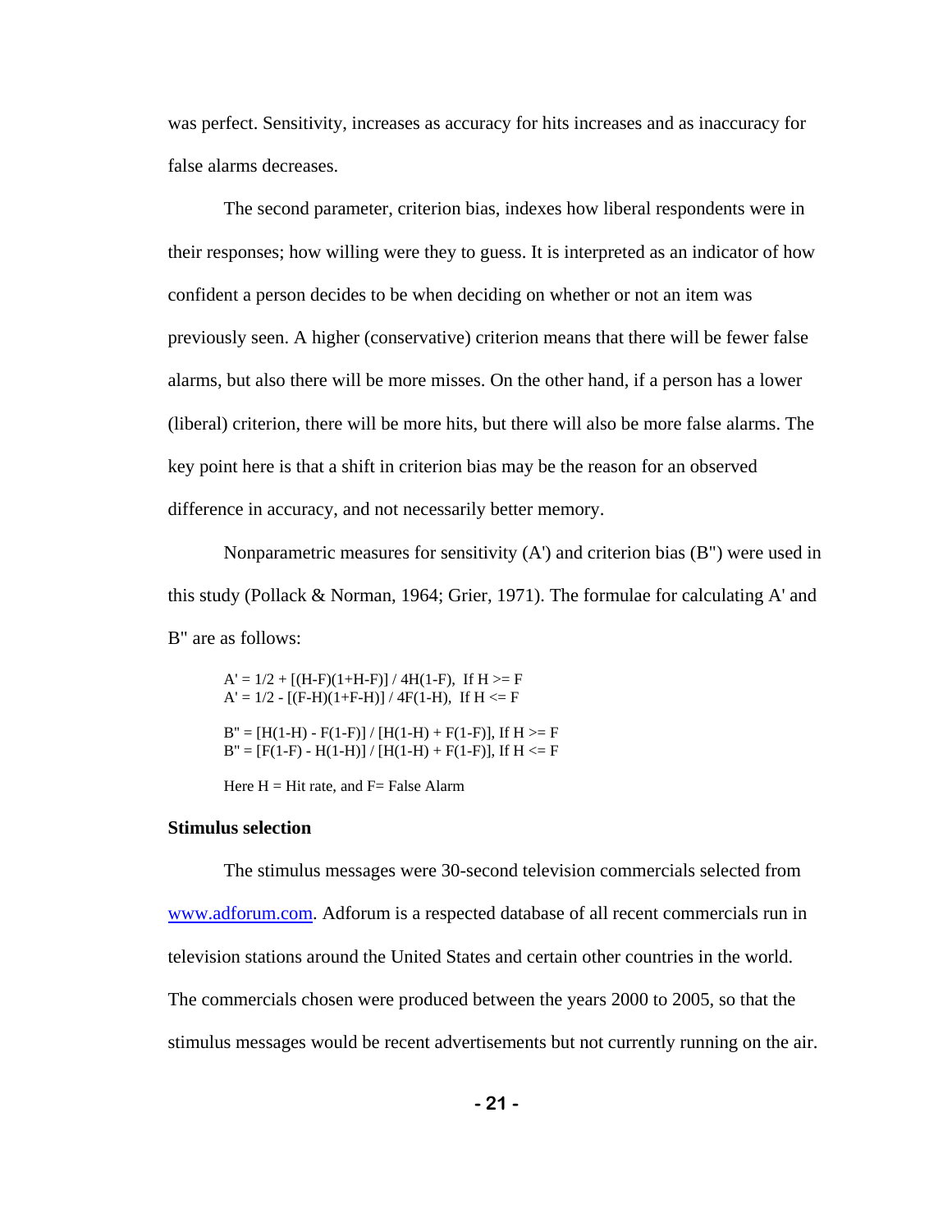was perfect. Sensitivity, increases as accuracy for hits increases and as inaccuracy for false alarms decreases.

The second parameter, criterion bias, indexes how liberal respondents were in their responses; how willing were they to guess. It is interpreted as an indicator of how confident a person decides to be when deciding on whether or not an item was previously seen. A higher (conservative) criterion means that there will be fewer false alarms, but also there will be more misses. On the other hand, if a person has a lower (liberal) criterion, there will be more hits, but there will also be more false alarms. The key point here is that a shift in criterion bias may be the reason for an observed difference in accuracy, and not necessarily better memory.

Nonparametric measures for sensitivity (A') and criterion bias (B") were used in this study (Pollack & Norman, 1964; Grier, 1971). The formulae for calculating A' and B" are as follows:

$$A' = 1/2 + [(H-F)(1+H-F)] / 4H(1-F), \text{ If } H >= F$$
$$A' = 1/2 - [(F-H)(1+F-H)] / 4F(1-H), \text{ If } H <= F$$

$$B'' = [H(1-H) - F(1-F)] / [H(1-H) + F(1-F)], \text{ If } H >= F$$
$$B'' = [F(1-F) - H(1-H)] / [H(1-H) + F(1-F)], \text{ If } H <= F$$

Here H = Hit rate, and F= False Alarm

**Stimulus selection**

The stimulus messages were 30-second television commercials selected from www.adforum.com. Adforum is a respected database of all recent commercials run in television stations around the United States and certain other countries in the world. The commercials chosen were produced between the years 2000 to 2005, so that the stimulus messages would be recent advertisements but not currently running on the air.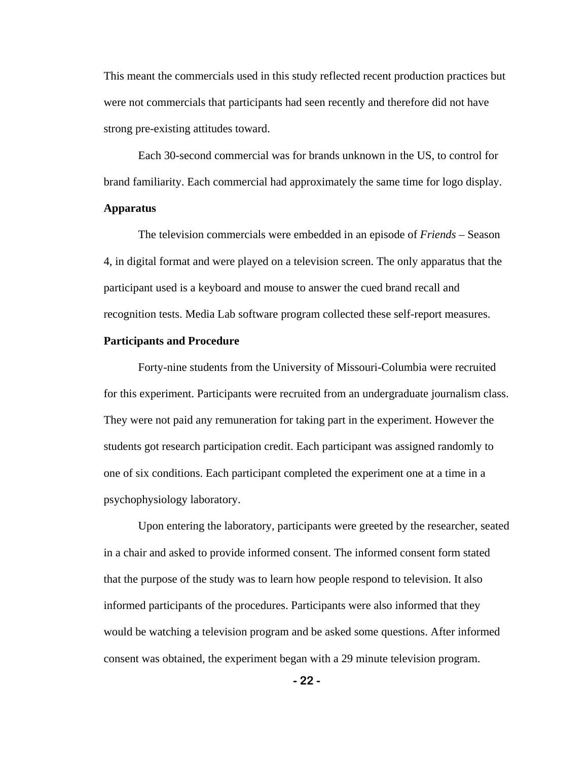This meant the commercials used in this study reflected recent production practices but were not commercials that participants had seen recently and therefore did not have strong pre-existing attitudes toward.

Each 30-second commercial was for brands unknown in the US, to control for brand familiarity. Each commercial had approximately the same time for logo display.

**Apparatus**

The television commercials were embedded in an episode of *Friends* – Season 4, in digital format and were played on a television screen. The only apparatus that the participant used is a keyboard and mouse to answer the cued brand recall and recognition tests. Media Lab software program collected these self-report measures.

**Participants and Procedure**

Forty-nine students from the University of Missouri-Columbia were recruited for this experiment. Participants were recruited from an undergraduate journalism class. They were not paid any remuneration for taking part in the experiment. However the students got research participation credit. Each participant was assigned randomly to one of six conditions. Each participant completed the experiment one at a time in a psychophysiology laboratory.

Upon entering the laboratory, participants were greeted by the researcher, seated in a chair and asked to provide informed consent. The informed consent form stated that the purpose of the study was to learn how people respond to television. It also informed participants of the procedures. Participants were also informed that they would be watching a television program and be asked some questions. After informed consent was obtained, the experiment began with a 29 minute television program.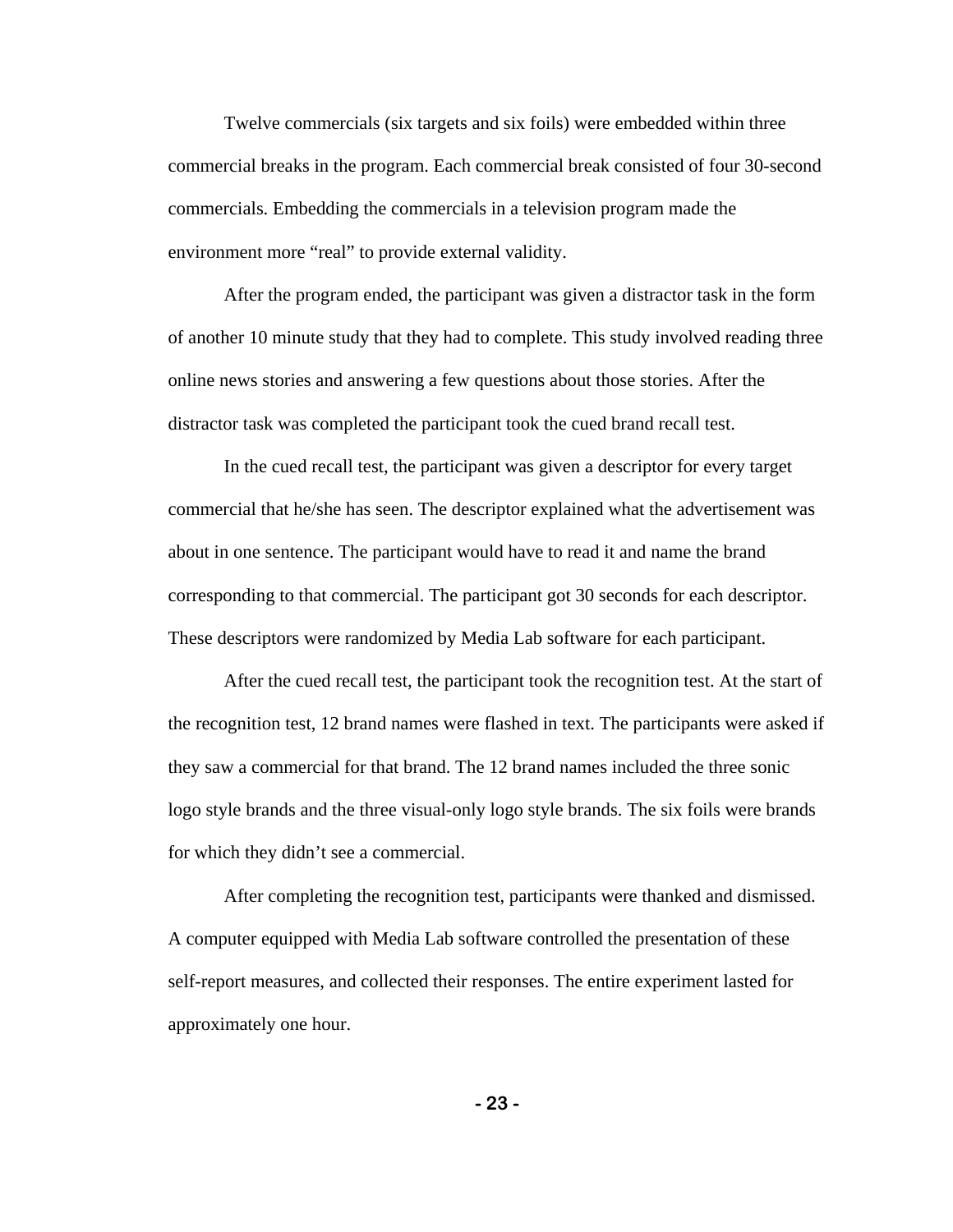Twelve commercials (six targets and six foils) were embedded within three commercial breaks in the program. Each commercial break consisted of four 30-second commercials. Embedding the commercials in a television program made the environment more "real" to provide external validity.

After the program ended, the participant was given a distractor task in the form of another 10 minute study that they had to complete. This study involved reading three online news stories and answering a few questions about those stories. After the distractor task was completed the participant took the cued brand recall test.

In the cued recall test, the participant was given a descriptor for every target commercial that he/she has seen. The descriptor explained what the advertisement was about in one sentence. The participant would have to read it and name the brand corresponding to that commercial. The participant got 30 seconds for each descriptor. These descriptors were randomized by Media Lab software for each participant.

After the cued recall test, the participant took the recognition test. At the start of the recognition test, 12 brand names were flashed in text. The participants were asked if they saw a commercial for that brand. The 12 brand names included the three sonic logo style brands and the three visual-only logo style brands. The six foils were brands for which they didn't see a commercial.

After completing the recognition test, participants were thanked and dismissed. A computer equipped with Media Lab software controlled the presentation of these self-report measures, and collected their responses. The entire experiment lasted for approximately one hour.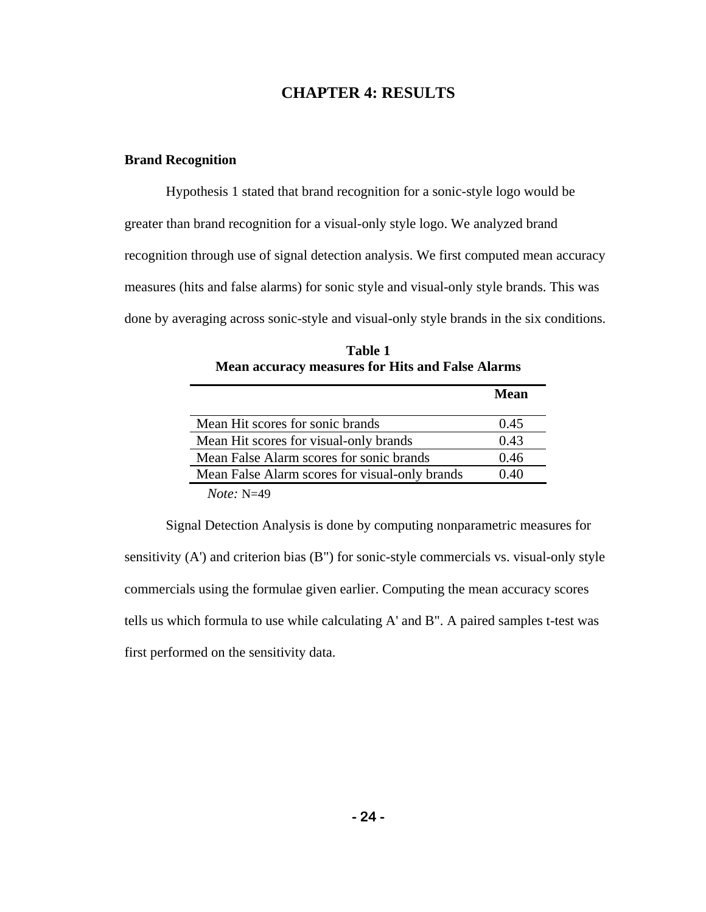# CHAPTER 4: RESULTS

## Brand Recognition

Hypothesis 1 stated that brand recognition for a sonic-style logo would be greater than brand recognition for a visual-only style logo. We analyzed brand recognition through use of signal detection analysis. We first computed mean accuracy measures (hits and false alarms) for sonic style and visual-only style brands. This was done by averaging across sonic-style and visual-only style brands in the six conditions.

**Table 1**
**Mean accuracy measures for Hits and False Alarms**

| | **Mean** |
|---|---|
| Mean Hit scores for sonic brands | 0.45 |
| Mean Hit scores for visual-only brands | 0.43 |
| Mean False Alarm scores for sonic brands | 0.46 |
| Mean False Alarm scores for visual-only brands | 0.40 |

*Note:* N=49

Signal Detection Analysis is done by computing nonparametric measures for sensitivity (A') and criterion bias (B") for sonic-style commercials vs. visual-only style commercials using the formulae given earlier. Computing the mean accuracy scores tells us which formula to use while calculating A' and B". A paired samples t-test was first performed on the sensitivity data.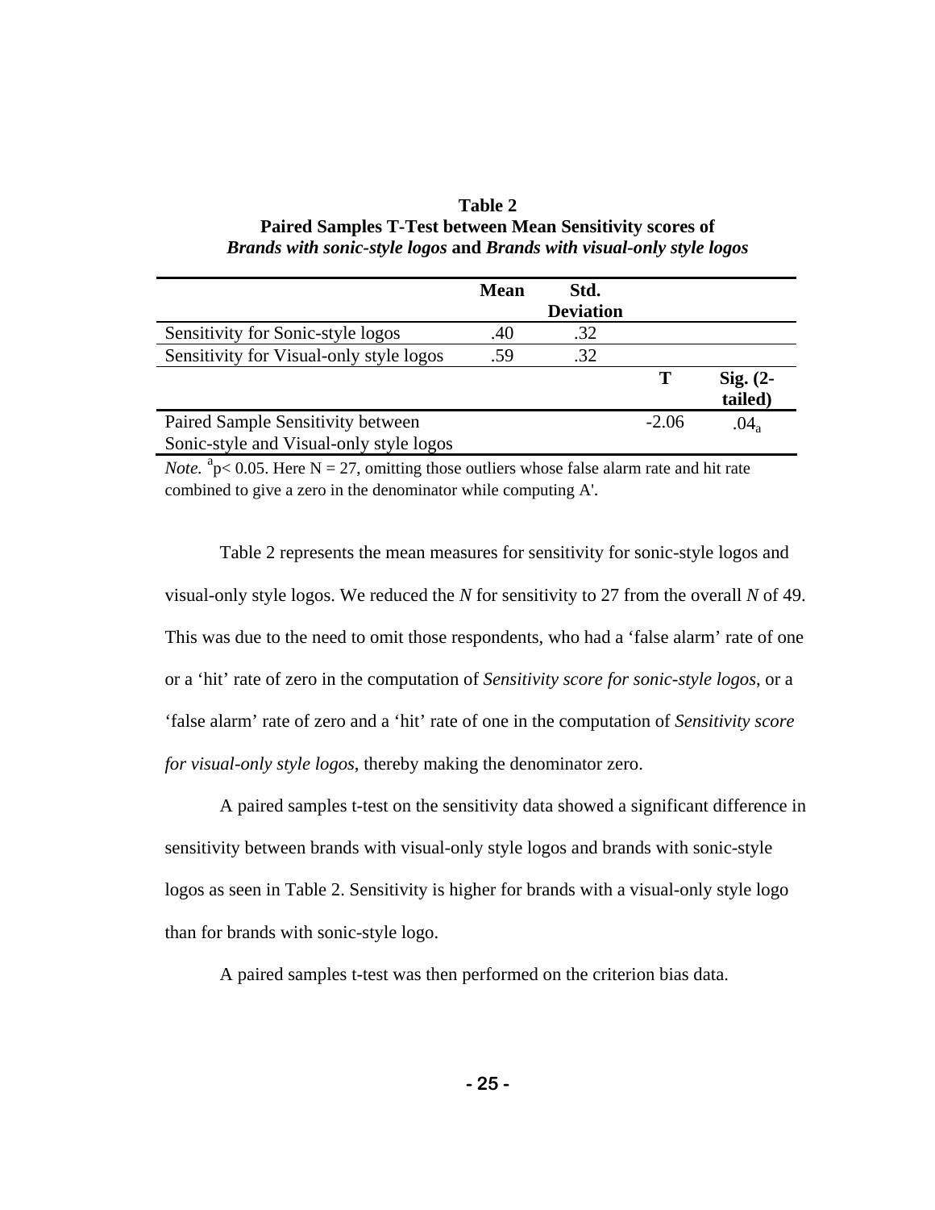**Table 2**
**Paired Samples T-Test between Mean Sensitivity scores of** ***Brands with sonic-style logos*** **and** ***Brands with visual-only style logos***

| | Mean | Std. Deviation | | |
|---|---|---|---|---|
| Sensitivity for Sonic-style logos | .40 | .32 | | |
| Sensitivity for Visual-only style logos | .59 | .32 | | |
| | | | **T** | **Sig. (2-tailed)** |
| Paired Sample Sensitivity between Sonic-style and Visual-only style logos | | | -2.06 | $.04_a$ |

*Note.* [a]$p < 0.05$. Here N = 27, omitting those outliers whose false alarm rate and hit rate combined to give a zero in the denominator while computing A'.

Table 2 represents the mean measures for sensitivity for sonic-style logos and visual-only style logos. We reduced the *N* for sensitivity to 27 from the overall *N* of 49. This was due to the need to omit those respondents, who had a 'false alarm' rate of one or a 'hit' rate of zero in the computation of *Sensitivity score for sonic-style logos*, or a 'false alarm' rate of zero and a 'hit' rate of one in the computation of *Sensitivity score for visual-only style logos*, thereby making the denominator zero.

A paired samples t-test on the sensitivity data showed a significant difference in sensitivity between brands with visual-only style logos and brands with sonic-style logos as seen in Table 2. Sensitivity is higher for brands with a visual-only style logo than for brands with sonic-style logo.

A paired samples t-test was then performed on the criterion bias data.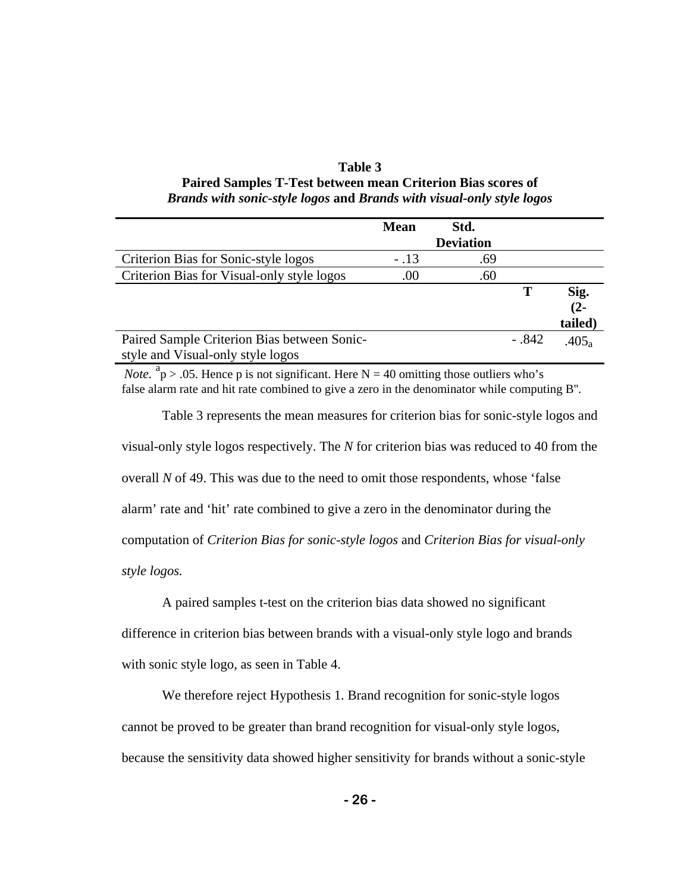**Table 3**
**Paired Samples T-Test between mean Criterion Bias scores of**
***Brands with sonic-style logos* and *Brands with visual-only style logos***

| | Mean | Std. Deviation | | |
|---|---|---|---|---|
| Criterion Bias for Sonic-style logos | - .13 | .69 | | |
| Criterion Bias for Visual-only style logos | .00 | .60 | | |
| | | | T | Sig. (2-tailed) |
| Paired Sample Criterion Bias between Sonic-style and Visual-only style logos | | | - .842 | $.405_a$ |

*Note.* [a]p > .05. Hence p is not significant. Here N = 40 omitting those outliers who's false alarm rate and hit rate combined to give a zero in the denominator while computing B''.

Table 3 represents the mean measures for criterion bias for sonic-style logos and visual-only style logos respectively. The *N* for criterion bias was reduced to 40 from the overall *N* of 49. This was due to the need to omit those respondents, whose 'false alarm' rate and 'hit' rate combined to give a zero in the denominator during the computation of *Criterion Bias for sonic-style logos* and *Criterion Bias for visual-only style logos.*

A paired samples t-test on the criterion bias data showed no significant difference in criterion bias between brands with a visual-only style logo and brands with sonic style logo, as seen in Table 4.

We therefore reject Hypothesis 1. Brand recognition for sonic-style logos cannot be proved to be greater than brand recognition for visual-only style logos, because the sensitivity data showed higher sensitivity for brands without a sonic-style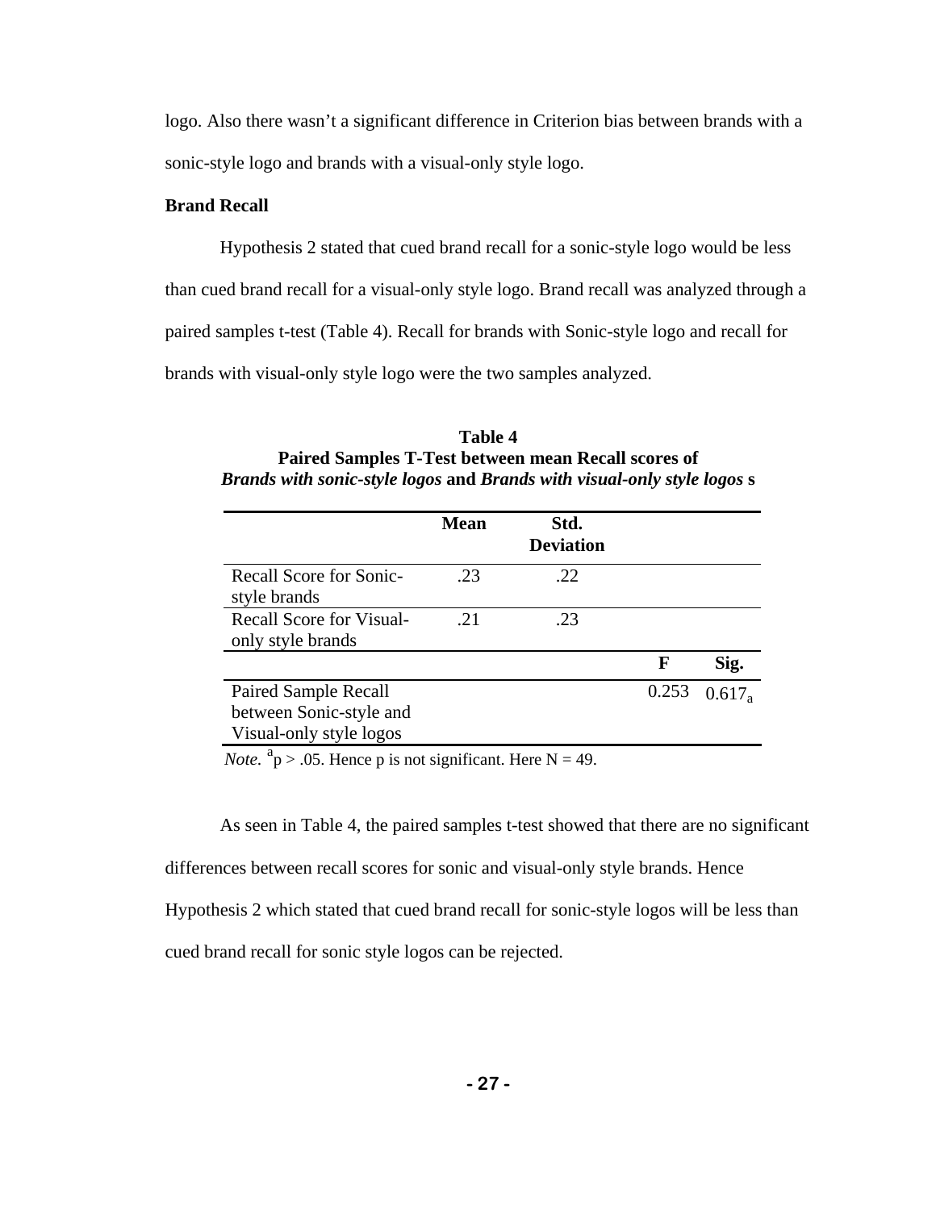logo. Also there wasn't a significant difference in Criterion bias between brands with a sonic-style logo and brands with a visual-only style logo.

**Brand Recall**

Hypothesis 2 stated that cued brand recall for a sonic-style logo would be less than cued brand recall for a visual-only style logo. Brand recall was analyzed through a paired samples t-test (Table 4). Recall for brands with Sonic-style logo and recall for brands with visual-only style logo were the two samples analyzed.

**Table 4**
**Paired Samples T-Test between mean Recall scores of *Brands with sonic-style logos* and *Brands with visual-only style logos* s**

| | Mean | Std. Deviation | | |
|---|---|---|---|---|
| Recall Score for Sonic-style brands | .23 | .22 | | |
| Recall Score for Visual-only style brands | .21 | .23 | | |
| | | | **F** | **Sig.** |
| Paired Sample Recall between Sonic-style and Visual-only style logos | | | 0.253 | $0.617_a$ |

*Note.* [a]p > .05. Hence p is not significant. Here N = 49.

As seen in Table 4, the paired samples t-test showed that there are no significant differences between recall scores for sonic and visual-only style brands. Hence Hypothesis 2 which stated that cued brand recall for sonic-style logos will be less than cued brand recall for sonic style logos can be rejected.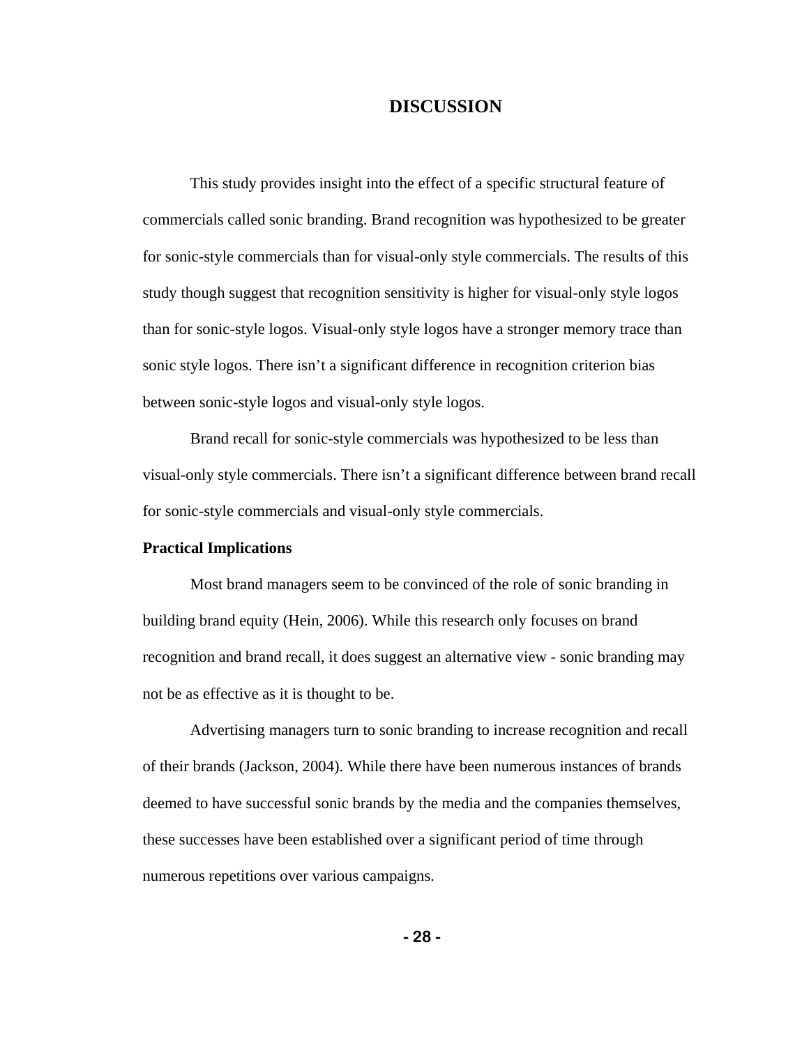# DISCUSSION

This study provides insight into the effect of a specific structural feature of commercials called sonic branding. Brand recognition was hypothesized to be greater for sonic-style commercials than for visual-only style commercials. The results of this study though suggest that recognition sensitivity is higher for visual-only style logos than for sonic-style logos. Visual-only style logos have a stronger memory trace than sonic style logos. There isn't a significant difference in recognition criterion bias between sonic-style logos and visual-only style logos.

Brand recall for sonic-style commercials was hypothesized to be less than visual-only style commercials. There isn't a significant difference between brand recall for sonic-style commercials and visual-only style commercials.

**Practical Implications**

Most brand managers seem to be convinced of the role of sonic branding in building brand equity (Hein, 2006). While this research only focuses on brand recognition and brand recall, it does suggest an alternative view - sonic branding may not be as effective as it is thought to be.

Advertising managers turn to sonic branding to increase recognition and recall of their brands (Jackson, 2004). While there have been numerous instances of brands deemed to have successful sonic brands by the media and the companies themselves, these successes have been established over a significant period of time through numerous repetitions over various campaigns.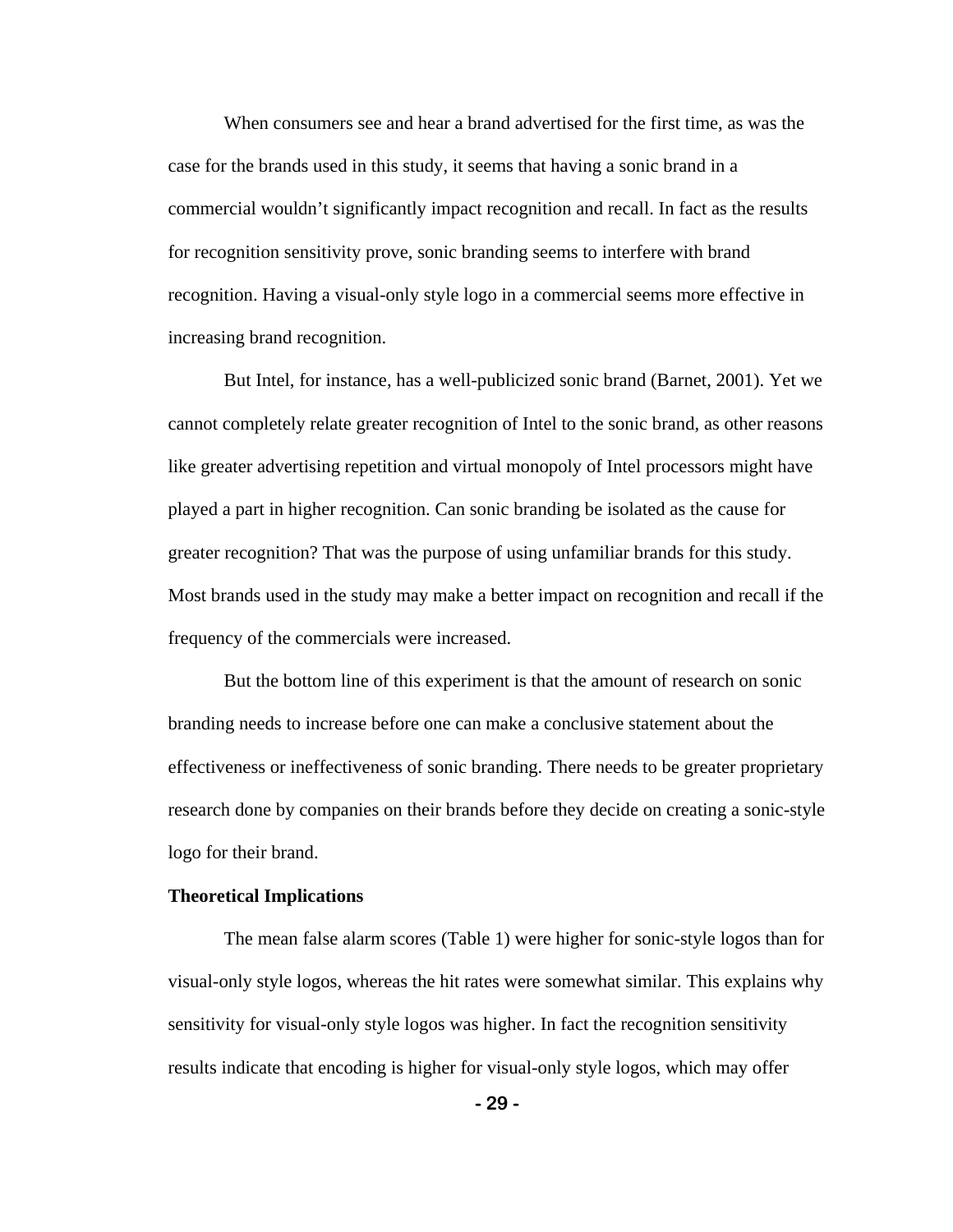When consumers see and hear a brand advertised for the first time, as was the case for the brands used in this study, it seems that having a sonic brand in a commercial wouldn't significantly impact recognition and recall. In fact as the results for recognition sensitivity prove, sonic branding seems to interfere with brand recognition. Having a visual-only style logo in a commercial seems more effective in increasing brand recognition.

But Intel, for instance, has a well-publicized sonic brand (Barnet, 2001). Yet we cannot completely relate greater recognition of Intel to the sonic brand, as other reasons like greater advertising repetition and virtual monopoly of Intel processors might have played a part in higher recognition. Can sonic branding be isolated as the cause for greater recognition? That was the purpose of using unfamiliar brands for this study. Most brands used in the study may make a better impact on recognition and recall if the frequency of the commercials were increased.

But the bottom line of this experiment is that the amount of research on sonic branding needs to increase before one can make a conclusive statement about the effectiveness or ineffectiveness of sonic branding. There needs to be greater proprietary research done by companies on their brands before they decide on creating a sonic-style logo for their brand.

**Theoretical Implications**

The mean false alarm scores (Table 1) were higher for sonic-style logos than for visual-only style logos, whereas the hit rates were somewhat similar. This explains why sensitivity for visual-only style logos was higher. In fact the recognition sensitivity results indicate that encoding is higher for visual-only style logos, which may offer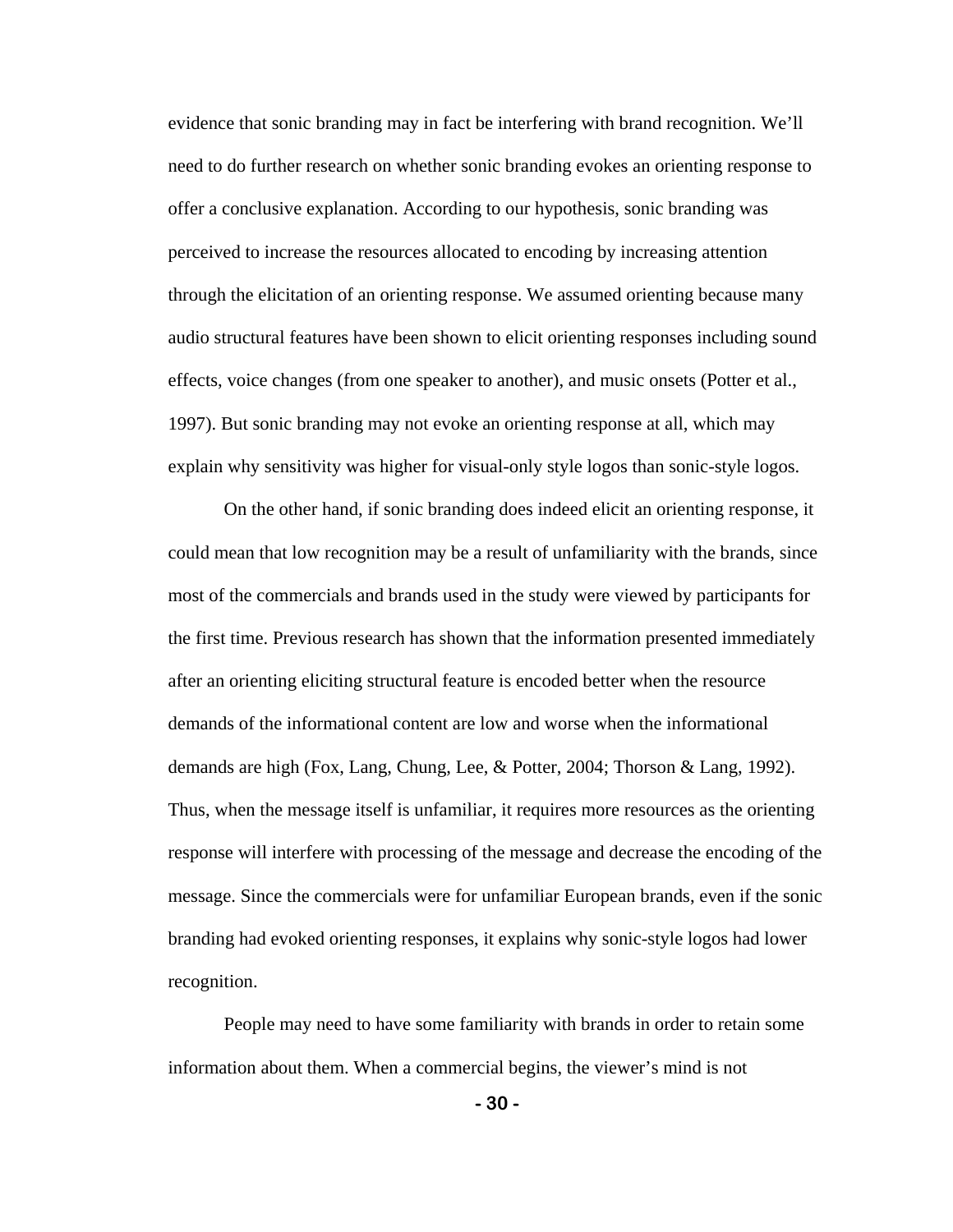evidence that sonic branding may in fact be interfering with brand recognition. We'll need to do further research on whether sonic branding evokes an orienting response to offer a conclusive explanation. According to our hypothesis, sonic branding was perceived to increase the resources allocated to encoding by increasing attention through the elicitation of an orienting response. We assumed orienting because many audio structural features have been shown to elicit orienting responses including sound effects, voice changes (from one speaker to another), and music onsets (Potter et al., 1997). But sonic branding may not evoke an orienting response at all, which may explain why sensitivity was higher for visual-only style logos than sonic-style logos.

On the other hand, if sonic branding does indeed elicit an orienting response, it could mean that low recognition may be a result of unfamiliarity with the brands, since most of the commercials and brands used in the study were viewed by participants for the first time. Previous research has shown that the information presented immediately after an orienting eliciting structural feature is encoded better when the resource demands of the informational content are low and worse when the informational demands are high (Fox, Lang, Chung, Lee, & Potter, 2004; Thorson & Lang, 1992). Thus, when the message itself is unfamiliar, it requires more resources as the orienting response will interfere with processing of the message and decrease the encoding of the message. Since the commercials were for unfamiliar European brands, even if the sonic branding had evoked orienting responses, it explains why sonic-style logos had lower recognition.

People may need to have some familiarity with brands in order to retain some information about them. When a commercial begins, the viewer's mind is not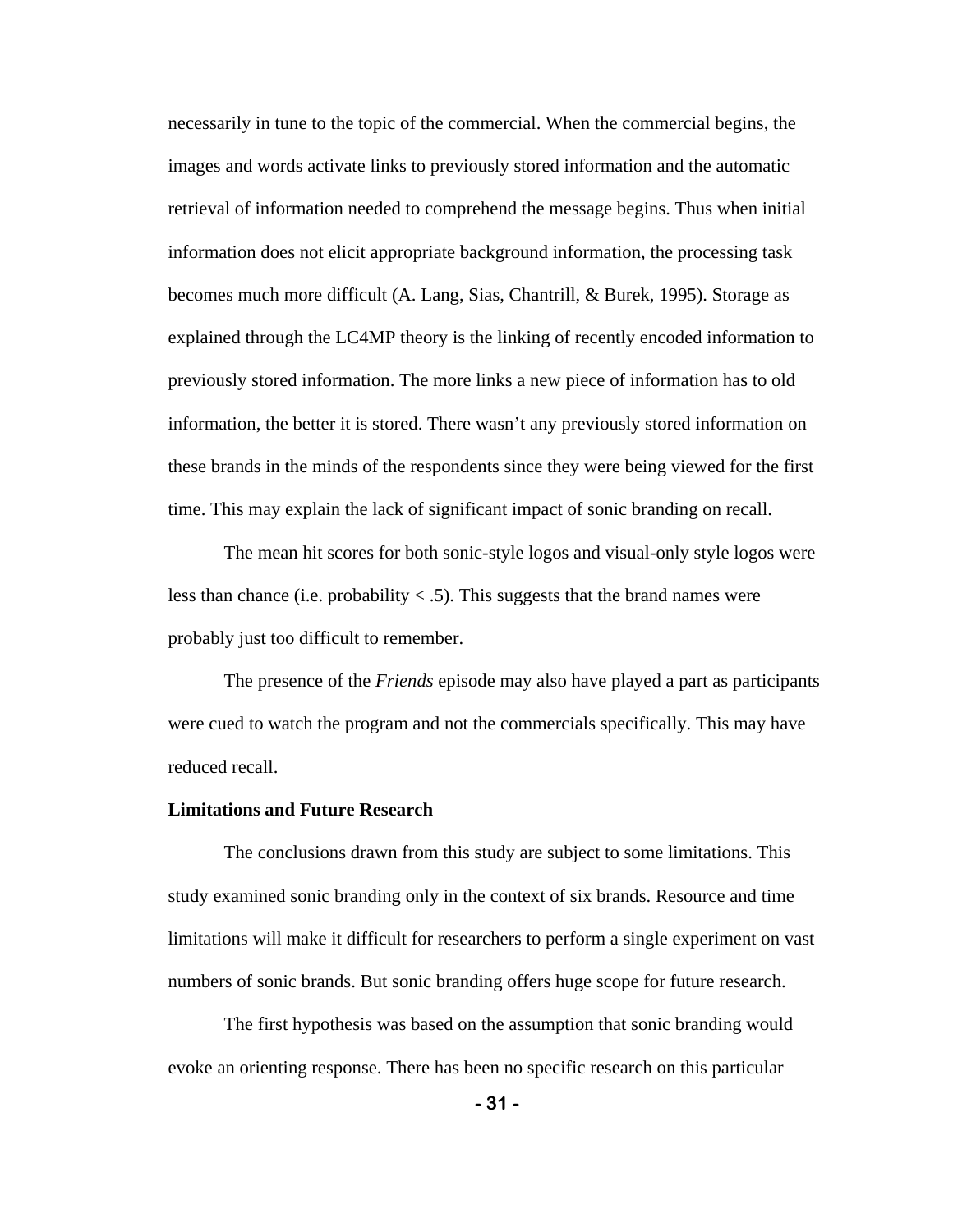necessarily in tune to the topic of the commercial. When the commercial begins, the images and words activate links to previously stored information and the automatic retrieval of information needed to comprehend the message begins. Thus when initial information does not elicit appropriate background information, the processing task becomes much more difficult (A. Lang, Sias, Chantrill, & Burek, 1995). Storage as explained through the LC4MP theory is the linking of recently encoded information to previously stored information. The more links a new piece of information has to old information, the better it is stored. There wasn't any previously stored information on these brands in the minds of the respondents since they were being viewed for the first time. This may explain the lack of significant impact of sonic branding on recall.

The mean hit scores for both sonic-style logos and visual-only style logos were less than chance (i.e. probability < .5). This suggests that the brand names were probably just too difficult to remember.

The presence of the *Friends* episode may also have played a part as participants were cued to watch the program and not the commercials specifically. This may have reduced recall.

**Limitations and Future Research**

The conclusions drawn from this study are subject to some limitations. This study examined sonic branding only in the context of six brands. Resource and time limitations will make it difficult for researchers to perform a single experiment on vast numbers of sonic brands. But sonic branding offers huge scope for future research.

The first hypothesis was based on the assumption that sonic branding would evoke an orienting response. There has been no specific research on this particular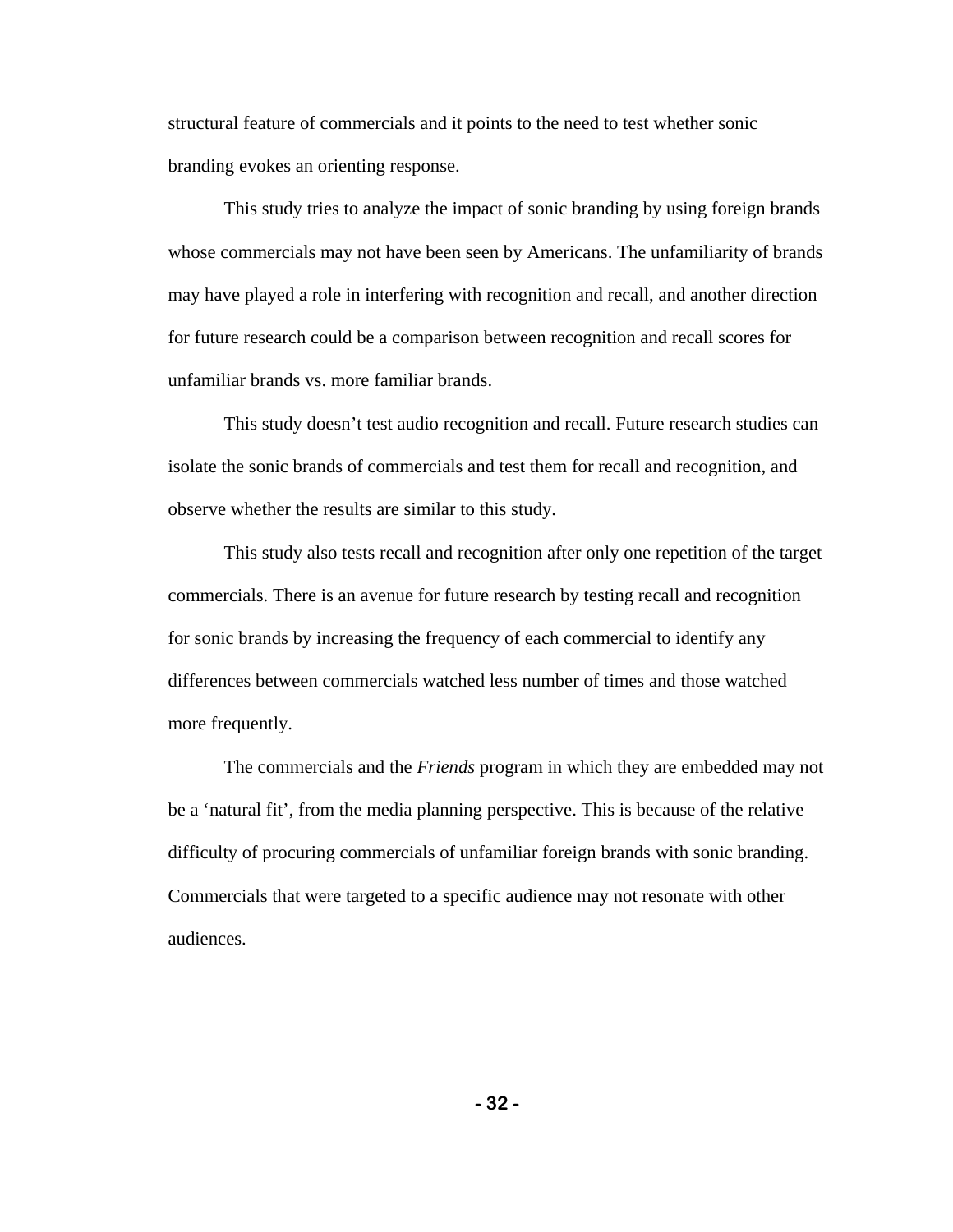structural feature of commercials and it points to the need to test whether sonic branding evokes an orienting response.

This study tries to analyze the impact of sonic branding by using foreign brands whose commercials may not have been seen by Americans. The unfamiliarity of brands may have played a role in interfering with recognition and recall, and another direction for future research could be a comparison between recognition and recall scores for unfamiliar brands vs. more familiar brands.

This study doesn’t test audio recognition and recall. Future research studies can isolate the sonic brands of commercials and test them for recall and recognition, and observe whether the results are similar to this study.

This study also tests recall and recognition after only one repetition of the target commercials. There is an avenue for future research by testing recall and recognition for sonic brands by increasing the frequency of each commercial to identify any differences between commercials watched less number of times and those watched more frequently.

The commercials and the *Friends* program in which they are embedded may not be a ‘natural fit’, from the media planning perspective. This is because of the relative difficulty of procuring commercials of unfamiliar foreign brands with sonic branding. Commercials that were targeted to a specific audience may not resonate with other audiences.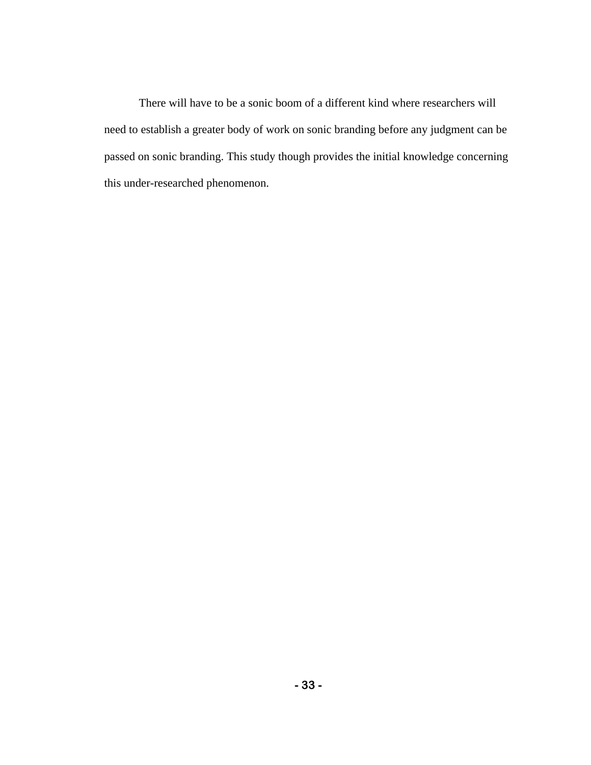There will have to be a sonic boom of a different kind where researchers will need to establish a greater body of work on sonic branding before any judgment can be passed on sonic branding. This study though provides the initial knowledge concerning this under-researched phenomenon.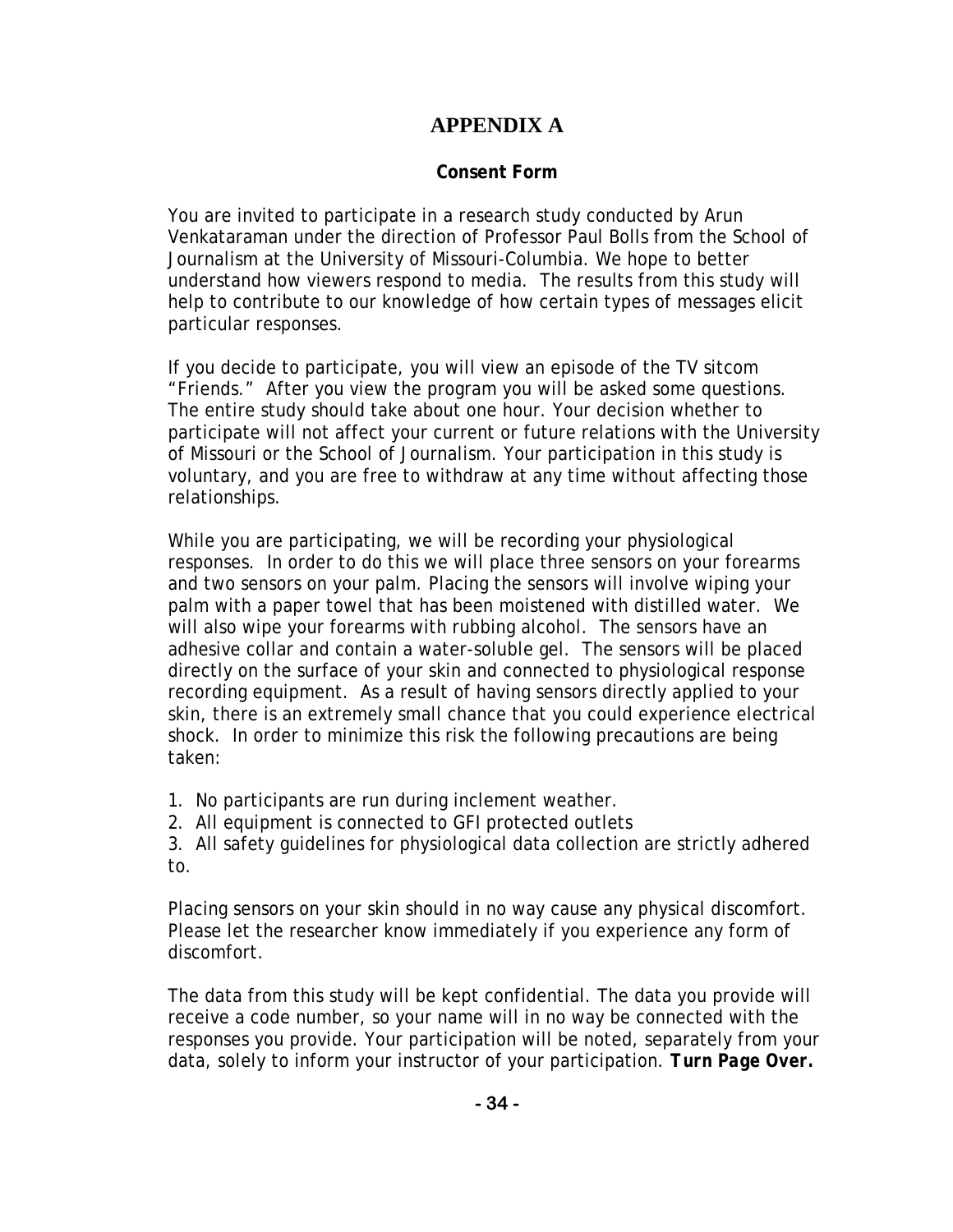# APPENDIX A

**Consent Form**

You are invited to participate in a research study conducted by Arun Venkataraman under the direction of Professor Paul Bolls from the School of Journalism at the University of Missouri-Columbia. We hope to better understand how viewers respond to media. The results from this study will help to contribute to our knowledge of how certain types of messages elicit particular responses.

If you decide to participate, you will view an episode of the TV sitcom "Friends." After you view the program you will be asked some questions. The entire study should take about one hour. Your decision whether to participate will not affect your current or future relations with the University of Missouri or the School of Journalism. Your participation in this study is voluntary, and you are free to withdraw at any time without affecting those relationships.

While you are participating, we will be recording your physiological responses. In order to do this we will place three sensors on your forearms and two sensors on your palm. Placing the sensors will involve wiping your palm with a paper towel that has been moistened with distilled water. We will also wipe your forearms with rubbing alcohol. The sensors have an adhesive collar and contain a water-soluble gel. The sensors will be placed directly on the surface of your skin and connected to physiological response recording equipment. As a result of having sensors directly applied to your skin, there is an extremely small chance that you could experience electrical shock. In order to minimize this risk the following precautions are being taken:

1. No participants are run during inclement weather.
2. All equipment is connected to GFI protected outlets
3. All safety guidelines for physiological data collection are strictly adhered to.

Placing sensors on your skin should in no way cause any physical discomfort. Please let the researcher know immediately if you experience any form of discomfort.

The data from this study will be kept confidential. The data you provide will receive a code number, so your name will in no way be connected with the responses you provide. Your participation will be noted, separately from your data, solely to inform your instructor of your participation. ***Turn Page Over.***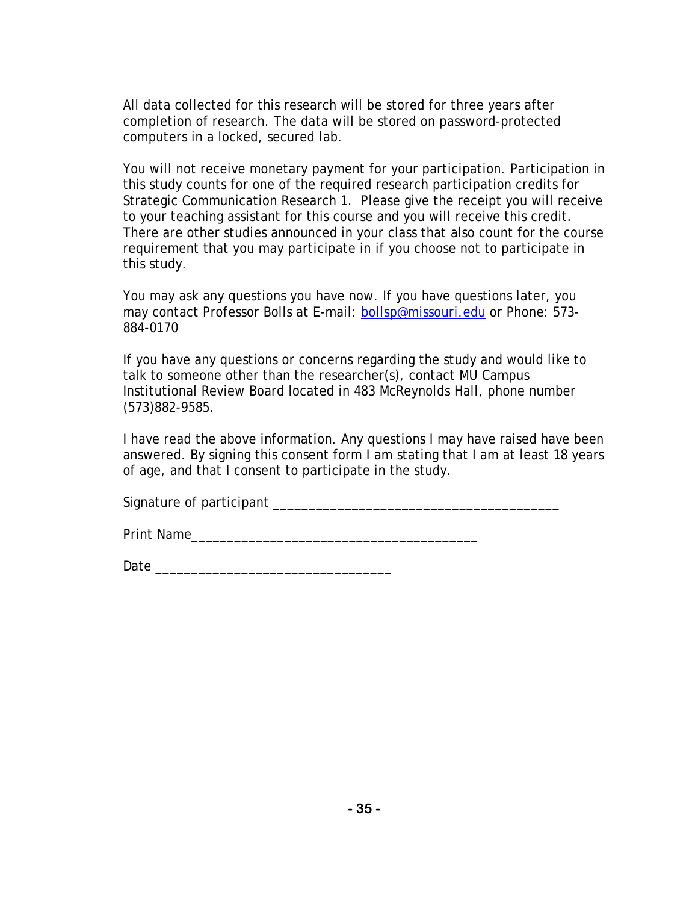All data collected for this research will be stored for three years after completion of research. The data will be stored on password-protected computers in a locked, secured lab.

You will not receive monetary payment for your participation. Participation in this study counts for one of the required research participation credits for Strategic Communication Research 1. Please give the receipt you will receive to your teaching assistant for this course and you will receive this credit. There are other studies announced in your class that also count for the course requirement that you may participate in if you choose not to participate in this study.

You may ask any questions you have now. If you have questions later, you may contact Professor Bolls at E-mail: bollsp@missouri.edu or Phone: 573-884-0170

If you have any questions or concerns regarding the study and would like to talk to someone other than the researcher(s), contact MU Campus Institutional Review Board located in 483 McReynolds Hall, phone number (573)882-9585.

I have read the above information. Any questions I may have raised have been answered. By signing this consent form I am stating that I am at least 18 years of age, and that I consent to participate in the study.

Signature of participant ________________________________________

Print Name________________________________________

Date _________________________________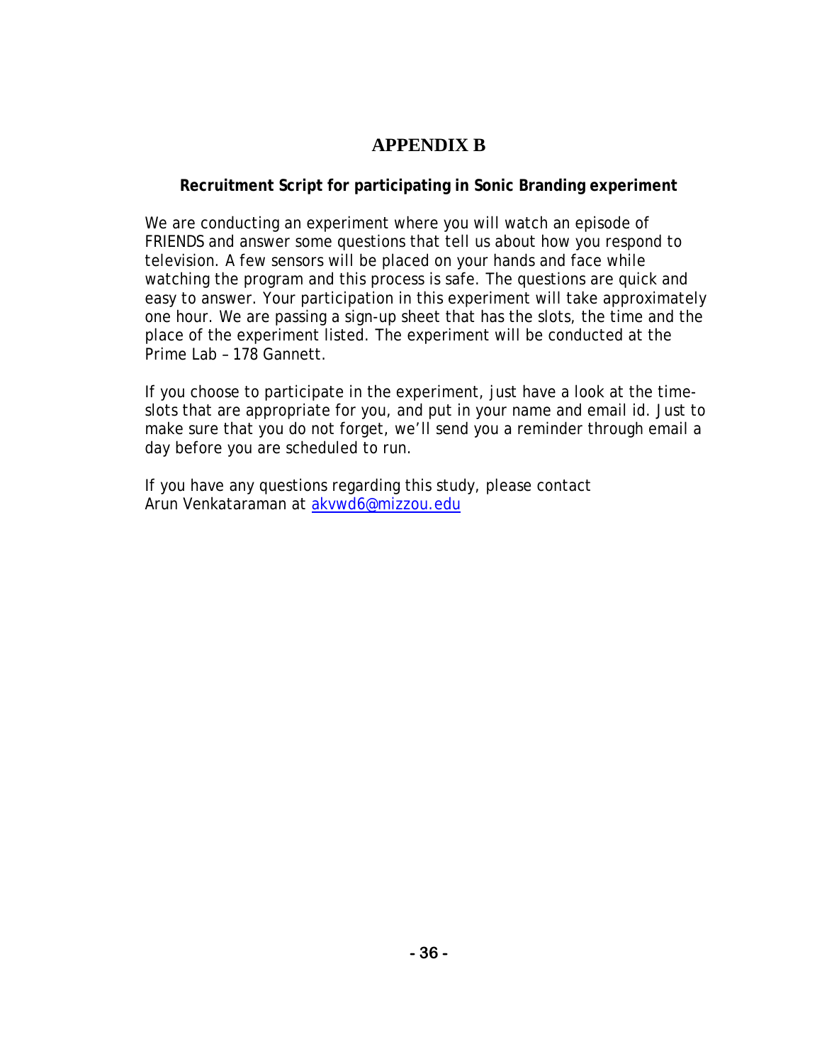# APPENDIX B

**Recruitment Script for participating in Sonic Branding experiment**

We are conducting an experiment where you will watch an episode of FRIENDS and answer some questions that tell us about how you respond to television. A few sensors will be placed on your hands and face while watching the program and this process is safe. The questions are quick and easy to answer. Your participation in this experiment will take approximately one hour. We are passing a sign-up sheet that has the slots, the time and the place of the experiment listed. The experiment will be conducted at the Prime Lab – 178 Gannett.

If you choose to participate in the experiment, just have a look at the time-slots that are appropriate for you, and put in your name and email id. Just to make sure that you do not forget, we'll send you a reminder through email a day before you are scheduled to run.

If you have any questions regarding this study, please contact Arun Venkataraman at akvwd6@mizzou.edu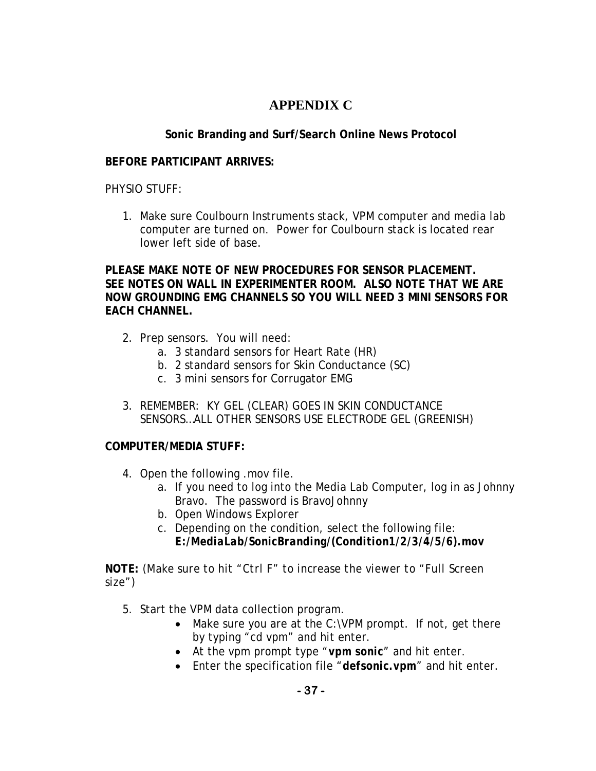# APPENDIX C

## Sonic Branding and Surf/Search Online News Protocol

**BEFORE PARTICIPANT ARRIVES:**

PHYSIO STUFF:

1. Make sure Coulbourn Instruments stack, VPM computer and media lab computer are turned on. Power for Coulbourn stack is located rear lower left side of base.

**PLEASE MAKE NOTE OF NEW PROCEDURES FOR SENSOR PLACEMENT. SEE NOTES ON WALL IN EXPERIMENTER ROOM. ALSO NOTE THAT WE ARE NOW GROUNDING EMG CHANNELS SO YOU WILL NEED 3 MINI SENSORS FOR EACH CHANNEL.**

2. Prep sensors. You will need:
    a. 3 standard sensors for Heart Rate (HR)
    b. 2 standard sensors for Skin Conductance (SC)
    c. 3 mini sensors for Corrugator EMG

3. REMEMBER: KY GEL (CLEAR) GOES IN SKIN CONDUCTANCE SENSORS…ALL OTHER SENSORS USE ELECTRODE GEL (GREENISH)

**COMPUTER/MEDIA STUFF:**

4. Open the following .mov file.
    a. If you need to log into the Media Lab Computer, log in as Johnny Bravo. The password is BravoJohnny
    b. Open Windows Explorer
    c. Depending on the condition, select the following file: ***E:/MediaLab/SonicBranding/(Condition1/2/3/4/5/6).mov***

**NOTE:** (Make sure to hit "Ctrl F" to increase the viewer to "Full Screen size")

5. Start the VPM data collection program.
    - Make sure you are at the C:\VPM prompt. If not, get there by typing "cd vpm" and hit enter.
    - At the vpm prompt type "**vpm sonic**" and hit enter.
    - Enter the specification file "**defsonic.vpm**" and hit enter.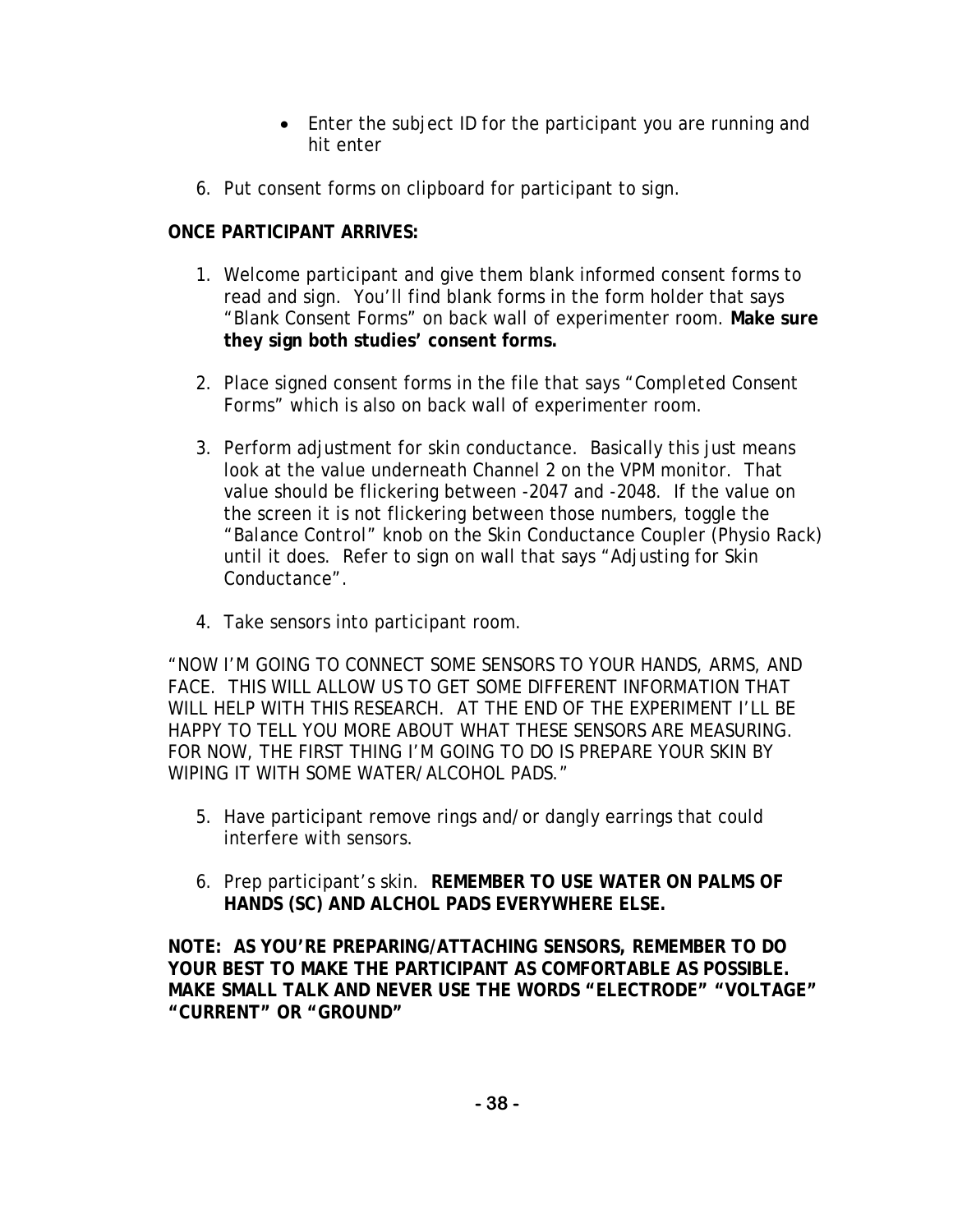- Enter the subject ID for the participant you are running and hit enter

6. Put consent forms on clipboard for participant to sign.

**ONCE PARTICIPANT ARRIVES:**

1. Welcome participant and give them blank informed consent forms to read and sign. You'll find blank forms in the form holder that says "Blank Consent Forms" on back wall of experimenter room. **Make sure they sign both studies' consent forms.**

2. Place signed consent forms in the file that says "Completed Consent Forms" which is also on back wall of experimenter room.

3. Perform adjustment for skin conductance. Basically this just means look at the value underneath Channel 2 on the VPM monitor. That value should be flickering between -2047 and -2048. If the value on the screen it is not flickering between those numbers, toggle the "Balance Control" knob on the Skin Conductance Coupler (Physio Rack) until it does. Refer to sign on wall that says "Adjusting for Skin Conductance".

4. Take sensors into participant room.

"NOW I'M GOING TO CONNECT SOME SENSORS TO YOUR HANDS, ARMS, AND FACE. THIS WILL ALLOW US TO GET SOME DIFFERENT INFORMATION THAT WILL HELP WITH THIS RESEARCH. AT THE END OF THE EXPERIMENT I'LL BE HAPPY TO TELL YOU MORE ABOUT WHAT THESE SENSORS ARE MEASURING. FOR NOW, THE FIRST THING I'M GOING TO DO IS PREPARE YOUR SKIN BY WIPING IT WITH SOME WATER/ALCOHOL PADS."

5. Have participant remove rings and/or dangly earrings that could interfere with sensors.

6. Prep participant's skin. **REMEMBER TO USE WATER ON PALMS OF HANDS (SC) AND ALCHOL PADS EVERYWHERE ELSE.**

**NOTE: AS YOU'RE PREPARING/ATTACHING SENSORS, REMEMBER TO DO YOUR BEST TO MAKE THE PARTICIPANT AS COMFORTABLE AS POSSIBLE. MAKE SMALL TALK AND NEVER USE THE WORDS "ELECTRODE" "VOLTAGE" "CURRENT" OR "GROUND"**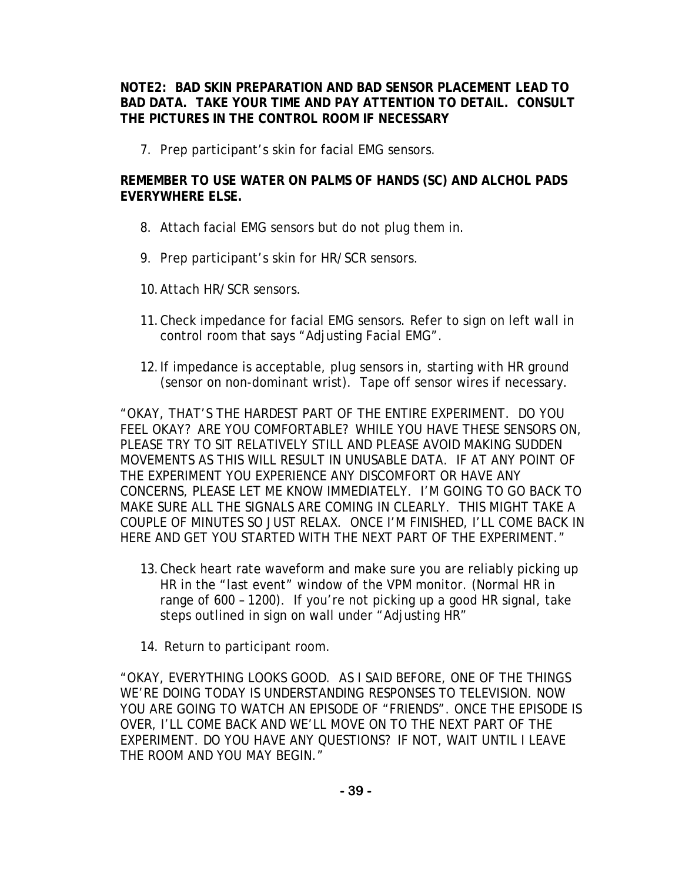**NOTE2: BAD SKIN PREPARATION AND BAD SENSOR PLACEMENT LEAD TO BAD DATA. TAKE YOUR TIME AND PAY ATTENTION TO DETAIL. CONSULT THE PICTURES IN THE CONTROL ROOM IF NECESSARY**

7. Prep participant's skin for facial EMG sensors.

**REMEMBER TO USE WATER ON PALMS OF HANDS (SC) AND ALCHOL PADS EVERYWHERE ELSE.**

8. Attach facial EMG sensors but do not plug them in.
9. Prep participant's skin for HR/SCR sensors.
10. Attach HR/SCR sensors.
11. Check impedance for facial EMG sensors. Refer to sign on left wall in control room that says "Adjusting Facial EMG".
12. If impedance is acceptable, plug sensors in, starting with HR ground (sensor on non-dominant wrist). Tape off sensor wires if necessary.

"OKAY, THAT'S THE HARDEST PART OF THE ENTIRE EXPERIMENT. DO YOU FEEL OKAY? ARE YOU COMFORTABLE? WHILE YOU HAVE THESE SENSORS ON, PLEASE TRY TO SIT RELATIVELY STILL AND PLEASE AVOID MAKING SUDDEN MOVEMENTS AS THIS WILL RESULT IN UNUSABLE DATA. IF AT ANY POINT OF THE EXPERIMENT YOU EXPERIENCE ANY DISCOMFORT OR HAVE ANY CONCERNS, PLEASE LET ME KNOW IMMEDIATELY. I'M GOING TO GO BACK TO MAKE SURE ALL THE SIGNALS ARE COMING IN CLEARLY. THIS MIGHT TAKE A COUPLE OF MINUTES SO JUST RELAX. ONCE I'M FINISHED, I'LL COME BACK IN HERE AND GET YOU STARTED WITH THE NEXT PART OF THE EXPERIMENT."

13. Check heart rate waveform and make sure you are reliably picking up HR in the "last event" window of the VPM monitor. (Normal HR in range of 600 – 1200). If you're not picking up a good HR signal, take steps outlined in sign on wall under "Adjusting HR"
14. Return to participant room.

"OKAY, EVERYTHING LOOKS GOOD. AS I SAID BEFORE, ONE OF THE THINGS WE'RE DOING TODAY IS UNDERSTANDING RESPONSES TO TELEVISION. NOW YOU ARE GOING TO WATCH AN EPISODE OF "FRIENDS". ONCE THE EPISODE IS OVER, I'LL COME BACK AND WE'LL MOVE ON TO THE NEXT PART OF THE EXPERIMENT. DO YOU HAVE ANY QUESTIONS? IF NOT, WAIT UNTIL I LEAVE THE ROOM AND YOU MAY BEGIN."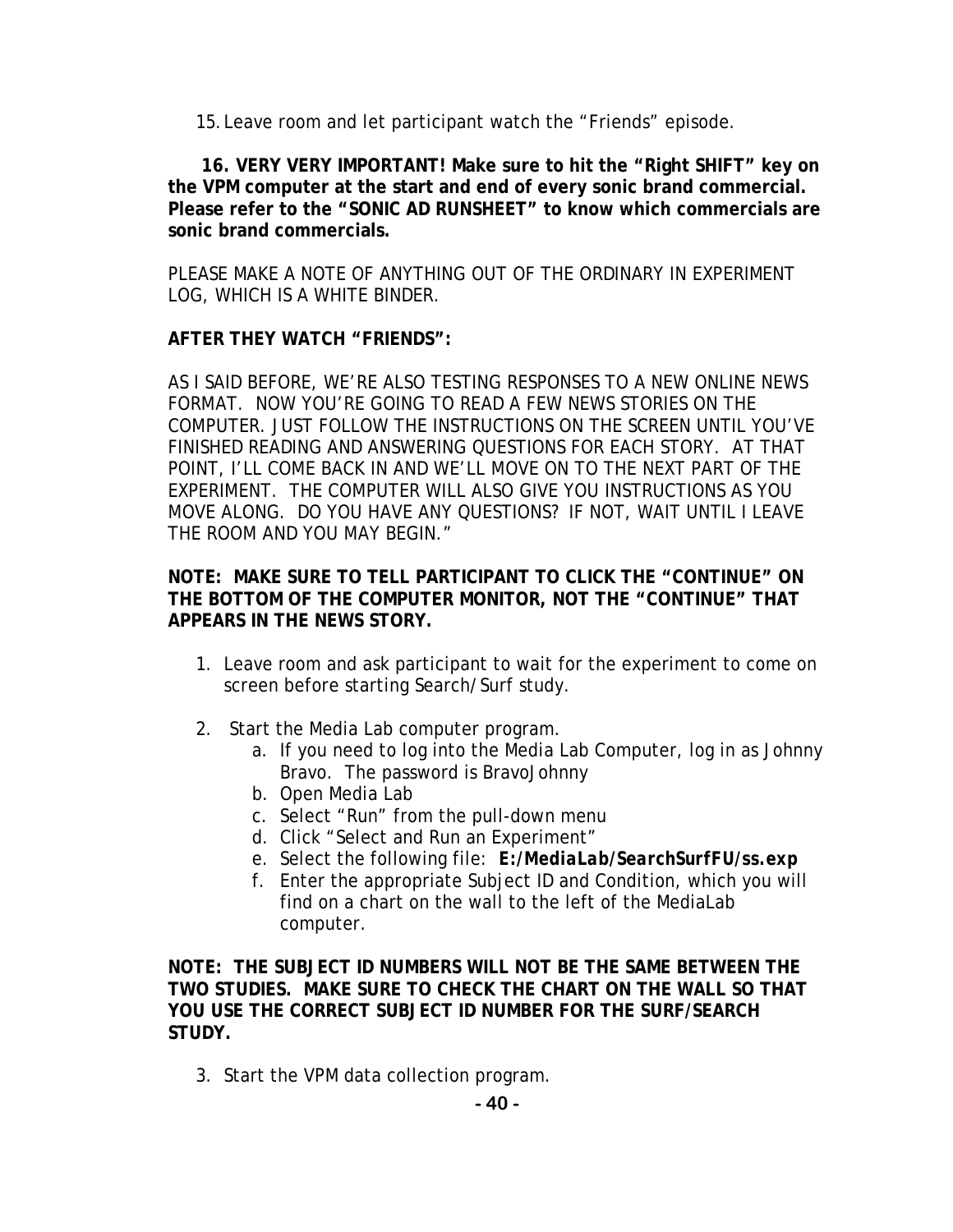15. Leave room and let participant watch the "Friends" episode.

**16. VERY VERY IMPORTANT! Make sure to hit the "Right SHIFT" key on the VPM computer at the start and end of every sonic brand commercial. Please refer to the "SONIC AD RUNSHEET" to know which commercials are sonic brand commercials.**

PLEASE MAKE A NOTE OF ANYTHING OUT OF THE ORDINARY IN EXPERIMENT LOG, WHICH IS A WHITE BINDER.

**AFTER THEY WATCH "FRIENDS":**

AS I SAID BEFORE, WE'RE ALSO TESTING RESPONSES TO A NEW ONLINE NEWS FORMAT. NOW YOU'RE GOING TO READ A FEW NEWS STORIES ON THE COMPUTER. JUST FOLLOW THE INSTRUCTIONS ON THE SCREEN UNTIL YOU'VE FINISHED READING AND ANSWERING QUESTIONS FOR EACH STORY. AT THAT POINT, I'LL COME BACK IN AND WE'LL MOVE ON TO THE NEXT PART OF THE EXPERIMENT. THE COMPUTER WILL ALSO GIVE YOU INSTRUCTIONS AS YOU MOVE ALONG. DO YOU HAVE ANY QUESTIONS? IF NOT, WAIT UNTIL I LEAVE THE ROOM AND YOU MAY BEGIN."

**NOTE: MAKE SURE TO TELL PARTICIPANT TO CLICK THE "CONTINUE" ON THE BOTTOM OF THE COMPUTER MONITOR, NOT THE "CONTINUE" THAT APPEARS IN THE NEWS STORY.**

1. Leave room and ask participant to wait for the experiment to come on screen before starting Search/Surf study.

2. Start the Media Lab computer program.
   a. If you need to log into the Media Lab Computer, log in as Johnny Bravo. The password is BravoJohnny
   b. Open Media Lab
   c. Select "Run" from the pull-down menu
   d. Click "Select and Run an Experiment"
   e. Select the following file: ***E:/MediaLab/SearchSurfFU/ss.exp***
   f. Enter the appropriate Subject ID and Condition, which you will find on a chart on the wall to the left of the MediaLab computer.

**NOTE: THE SUBJECT ID NUMBERS WILL NOT BE THE SAME BETWEEN THE TWO STUDIES. MAKE SURE TO CHECK THE CHART ON THE WALL SO THAT YOU USE THE CORRECT SUBJECT ID NUMBER FOR THE SURF/SEARCH STUDY.**

3. Start the VPM data collection program.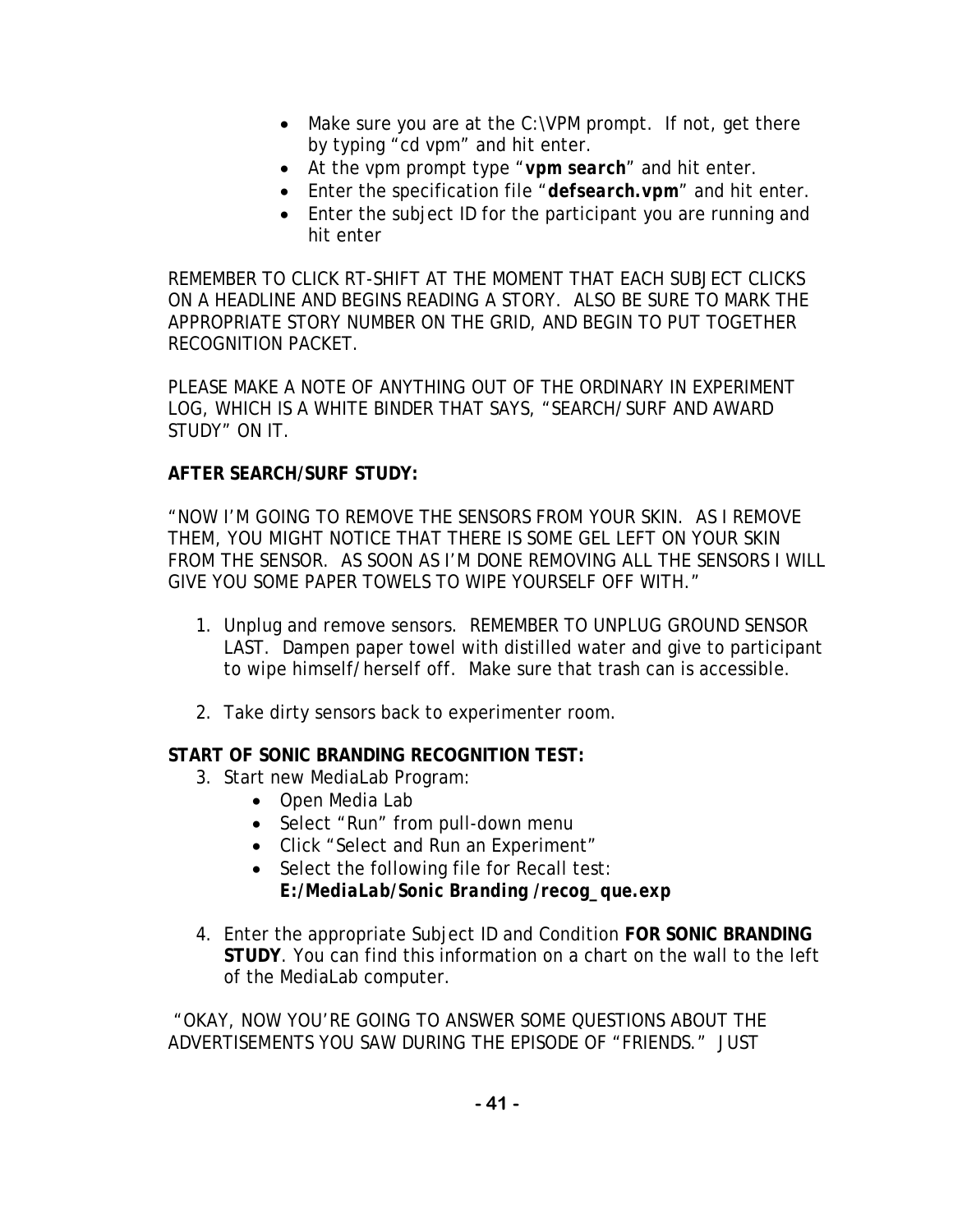- Make sure you are at the C:\VPM prompt. If not, get there by typing "cd vpm" and hit enter.
- At the vpm prompt type "***vpm search***" and hit enter.
- Enter the specification file "***defsearch.vpm***" and hit enter.
- Enter the subject ID for the participant you are running and hit enter

REMEMBER TO CLICK RT-SHIFT AT THE MOMENT THAT EACH SUBJECT CLICKS ON A HEADLINE AND BEGINS READING A STORY. ALSO BE SURE TO MARK THE APPROPRIATE STORY NUMBER ON THE GRID, AND BEGIN TO PUT TOGETHER RECOGNITION PACKET.

PLEASE MAKE A NOTE OF ANYTHING OUT OF THE ORDINARY IN EXPERIMENT LOG, WHICH IS A WHITE BINDER THAT SAYS, "SEARCH/SURF AND AWARD STUDY" ON IT.

**AFTER SEARCH/SURF STUDY:**

"NOW I'M GOING TO REMOVE THE SENSORS FROM YOUR SKIN. AS I REMOVE THEM, YOU MIGHT NOTICE THAT THERE IS SOME GEL LEFT ON YOUR SKIN FROM THE SENSOR. AS SOON AS I'M DONE REMOVING ALL THE SENSORS I WILL GIVE YOU SOME PAPER TOWELS TO WIPE YOURSELF OFF WITH."

1. Unplug and remove sensors. REMEMBER TO UNPLUG GROUND SENSOR LAST. Dampen paper towel with distilled water and give to participant to wipe himself/herself off. Make sure that trash can is accessible.

2. Take dirty sensors back to experimenter room.

**START OF SONIC BRANDING RECOGNITION TEST:**

3. Start new MediaLab Program:
   - Open Media Lab
   - Select "Run" from pull-down menu
   - Click "Select and Run an Experiment"
   - Select the following file for Recall test: ***E:/MediaLab/Sonic Branding /recog_que.exp***

4. Enter the appropriate Subject ID and Condition **FOR SONIC BRANDING STUDY**. You can find this information on a chart on the wall to the left of the MediaLab computer.

"OKAY, NOW YOU'RE GOING TO ANSWER SOME QUESTIONS ABOUT THE ADVERTISEMENTS YOU SAW DURING THE EPISODE OF "FRIENDS." JUST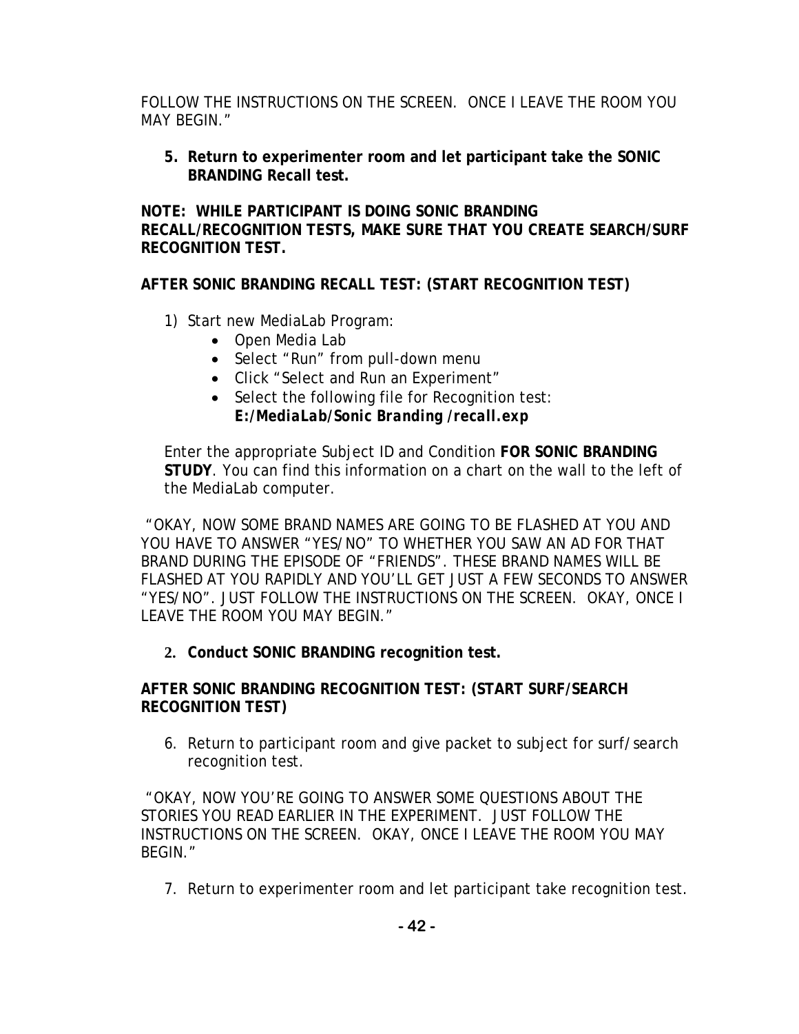FOLLOW THE INSTRUCTIONS ON THE SCREEN. ONCE I LEAVE THE ROOM YOU MAY BEGIN."

5. **Return to experimenter room and let participant take the SONIC BRANDING Recall test.**

**NOTE: WHILE PARTICIPANT IS DOING SONIC BRANDING RECALL/RECOGNITION TESTS, MAKE SURE THAT YOU CREATE SEARCH/SURF RECOGNITION TEST.**

**AFTER SONIC BRANDING RECALL TEST: (START RECOGNITION TEST)**

1) Start new MediaLab Program:
   - Open Media Lab
   - Select "Run" from pull-down menu
   - Click "Select and Run an Experiment"
   - Select the following file for Recognition test:
     ***E:/MediaLab/Sonic Branding /recall.exp***

Enter the appropriate Subject ID and Condition **FOR SONIC BRANDING STUDY**. You can find this information on a chart on the wall to the left of the MediaLab computer.

"OKAY, NOW SOME BRAND NAMES ARE GOING TO BE FLASHED AT YOU AND YOU HAVE TO ANSWER "YES/NO" TO WHETHER YOU SAW AN AD FOR THAT BRAND DURING THE EPISODE OF "FRIENDS". THESE BRAND NAMES WILL BE FLASHED AT YOU RAPIDLY AND YOU'LL GET JUST A FEW SECONDS TO ANSWER "YES/NO". JUST FOLLOW THE INSTRUCTIONS ON THE SCREEN. OKAY, ONCE I LEAVE THE ROOM YOU MAY BEGIN."

2. **Conduct SONIC BRANDING recognition test.**

**AFTER SONIC BRANDING RECOGNITION TEST: (START SURF/SEARCH RECOGNITION TEST)**

6. Return to participant room and give packet to subject for surf/search recognition test.

"OKAY, NOW YOU'RE GOING TO ANSWER SOME QUESTIONS ABOUT THE STORIES YOU READ EARLIER IN THE EXPERIMENT. JUST FOLLOW THE INSTRUCTIONS ON THE SCREEN. OKAY, ONCE I LEAVE THE ROOM YOU MAY BEGIN."

7. Return to experimenter room and let participant take recognition test.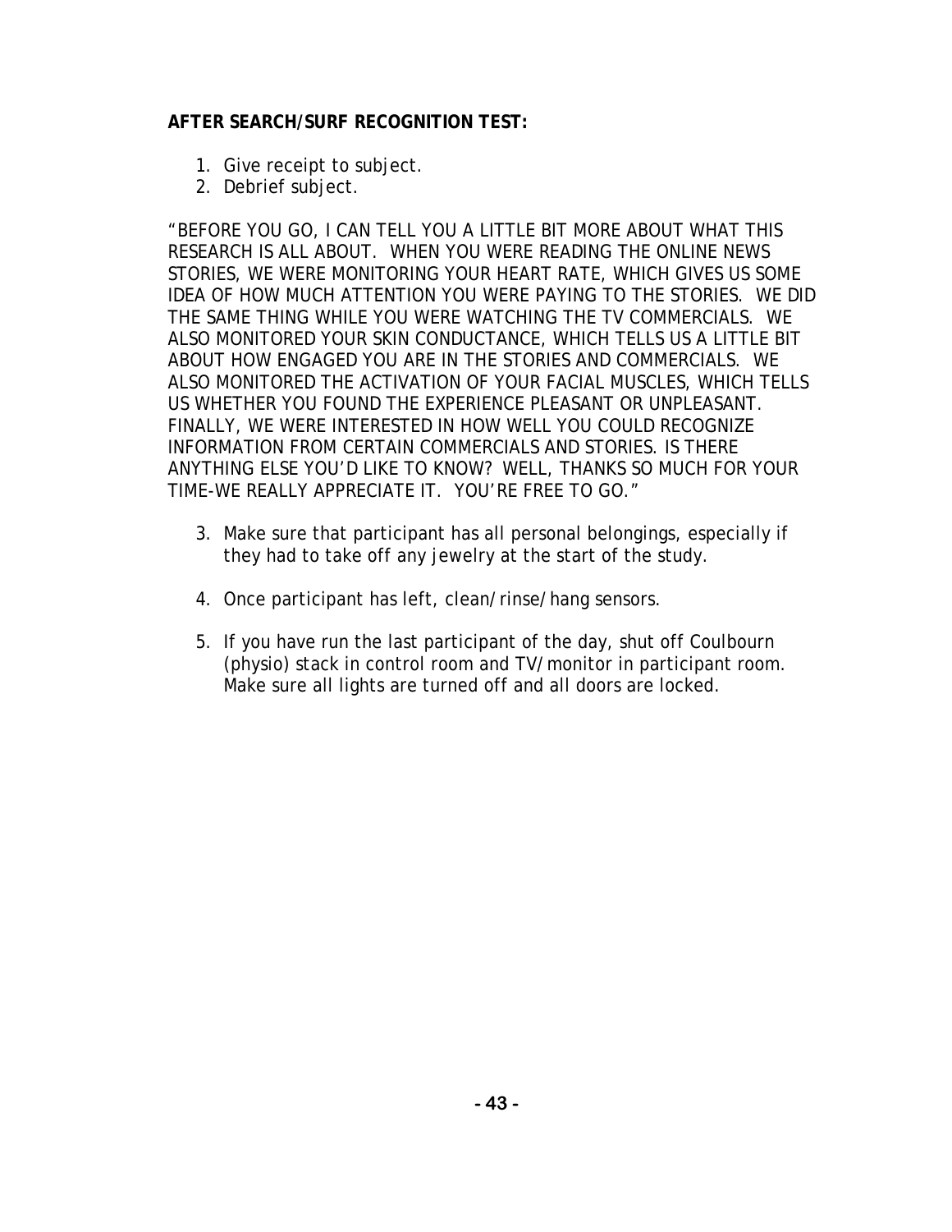**AFTER SEARCH/SURF RECOGNITION TEST:**

1. Give receipt to subject.
2. Debrief subject.

"BEFORE YOU GO, I CAN TELL YOU A LITTLE BIT MORE ABOUT WHAT THIS RESEARCH IS ALL ABOUT. WHEN YOU WERE READING THE ONLINE NEWS STORIES, WE WERE MONITORING YOUR HEART RATE, WHICH GIVES US SOME IDEA OF HOW MUCH ATTENTION YOU WERE PAYING TO THE STORIES. WE DID THE SAME THING WHILE YOU WERE WATCHING THE TV COMMERCIALS. WE ALSO MONITORED YOUR SKIN CONDUCTANCE, WHICH TELLS US A LITTLE BIT ABOUT HOW ENGAGED YOU ARE IN THE STORIES AND COMMERCIALS. WE ALSO MONITORED THE ACTIVATION OF YOUR FACIAL MUSCLES, WHICH TELLS US WHETHER YOU FOUND THE EXPERIENCE PLEASANT OR UNPLEASANT. FINALLY, WE WERE INTERESTED IN HOW WELL YOU COULD RECOGNIZE INFORMATION FROM CERTAIN COMMERCIALS AND STORIES. IS THERE ANYTHING ELSE YOU'D LIKE TO KNOW? WELL, THANKS SO MUCH FOR YOUR TIME-WE REALLY APPRECIATE IT. YOU'RE FREE TO GO."

3. Make sure that participant has all personal belongings, especially if they had to take off any jewelry at the start of the study.

4. Once participant has left, clean/rinse/hang sensors.

5. If you have run the last participant of the day, shut off Coulbourn (physio) stack in control room and TV/monitor in participant room. Make sure all lights are turned off and all doors are locked.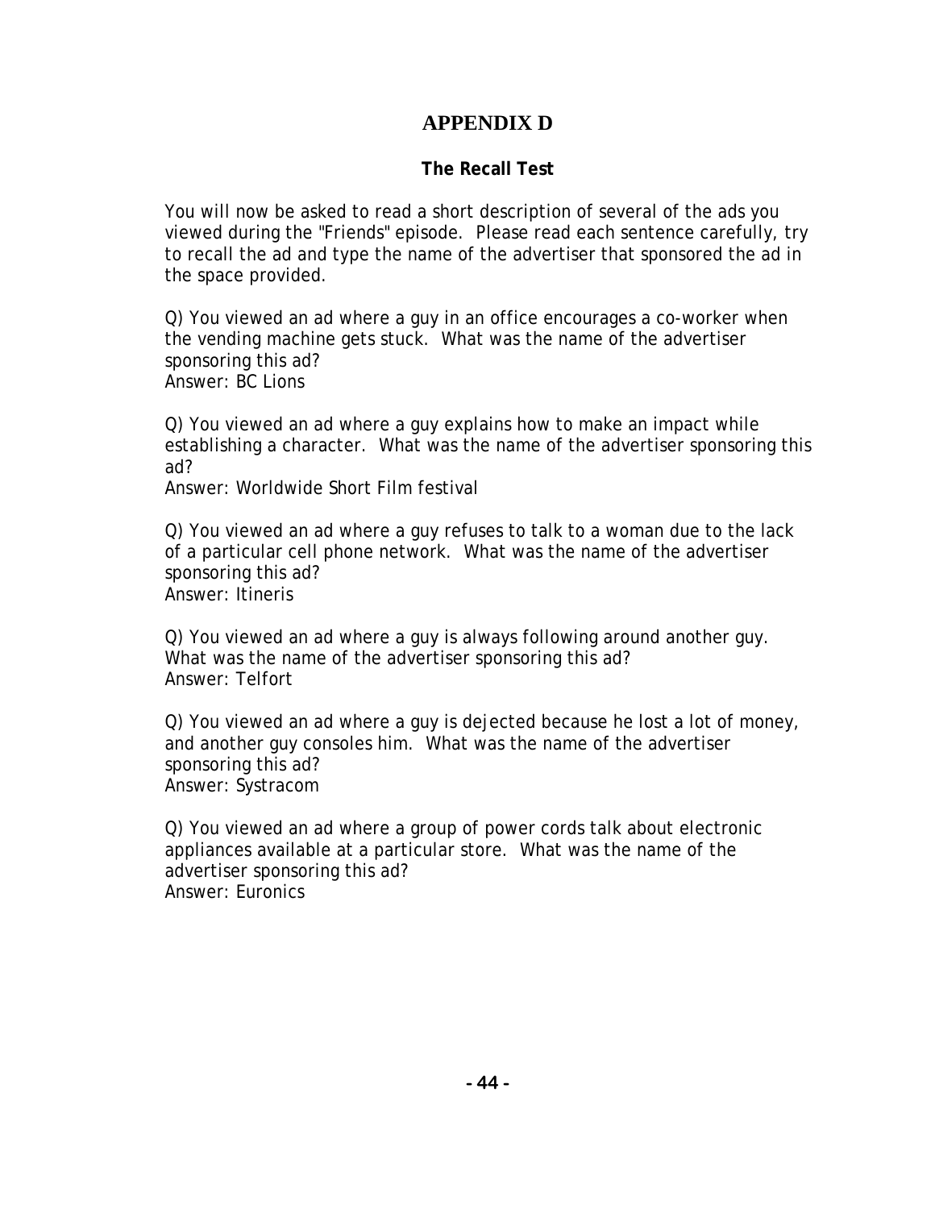# APPENDIX D

**The Recall Test**

You will now be asked to read a short description of several of the ads you viewed during the "Friends" episode. Please read each sentence carefully, try to recall the ad and type the name of the advertiser that sponsored the ad in the space provided.

Q) You viewed an ad where a guy in an office encourages a co-worker when the vending machine gets stuck. What was the name of the advertiser sponsoring this ad?
Answer: BC Lions

Q) You viewed an ad where a guy explains how to make an impact while establishing a character. What was the name of the advertiser sponsoring this ad?
Answer: Worldwide Short Film festival

Q) You viewed an ad where a guy refuses to talk to a woman due to the lack of a particular cell phone network. What was the name of the advertiser sponsoring this ad?
Answer: Itineris

Q) You viewed an ad where a guy is always following around another guy. What was the name of the advertiser sponsoring this ad?
Answer: Telfort

Q) You viewed an ad where a guy is dejected because he lost a lot of money, and another guy consoles him. What was the name of the advertiser sponsoring this ad?
Answer: Systracom

Q) You viewed an ad where a group of power cords talk about electronic appliances available at a particular store. What was the name of the advertiser sponsoring this ad?
Answer: Euronics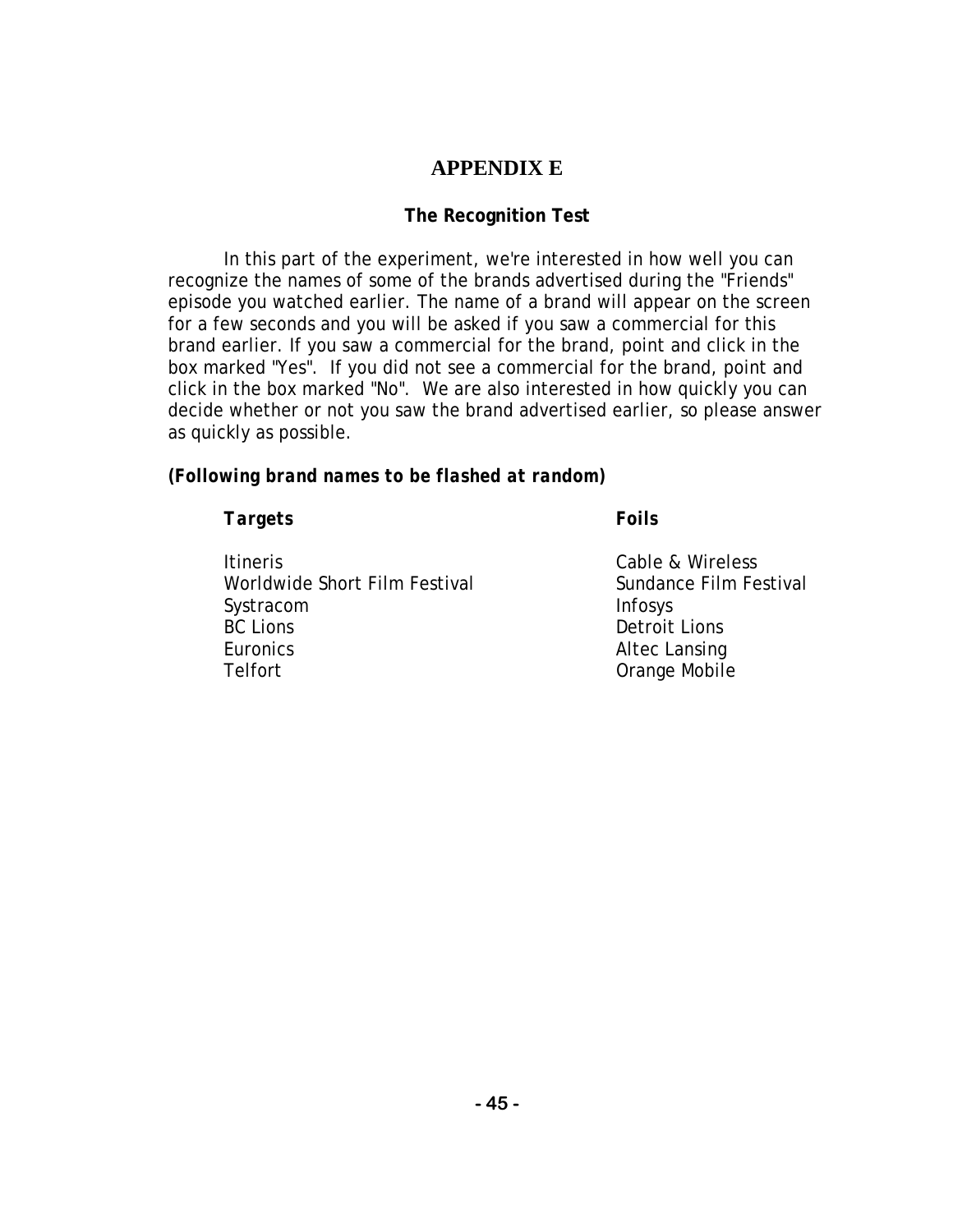# APPENDIX E

### The Recognition Test

In this part of the experiment, we're interested in how well you can recognize the names of some of the brands advertised during the "Friends" episode you watched earlier. The name of a brand will appear on the screen for a few seconds and you will be asked if you saw a commercial for this brand earlier. If you saw a commercial for the brand, point and click in the box marked "Yes". If you did not see a commercial for the brand, point and click in the box marked "No". We are also interested in how quickly you can decide whether or not you saw the brand advertised earlier, so please answer as quickly as possible.

***(Following brand names to be flashed at random)***

| ***Targets*** | ***Foils*** |
|---|---|
| Itineris | Cable & Wireless |
| Worldwide Short Film Festival | Sundance Film Festival |
| Systracom | Infosys |
| BC Lions | Detroit Lions |
| Euronics | Altec Lansing |
| Telfort | Orange Mobile |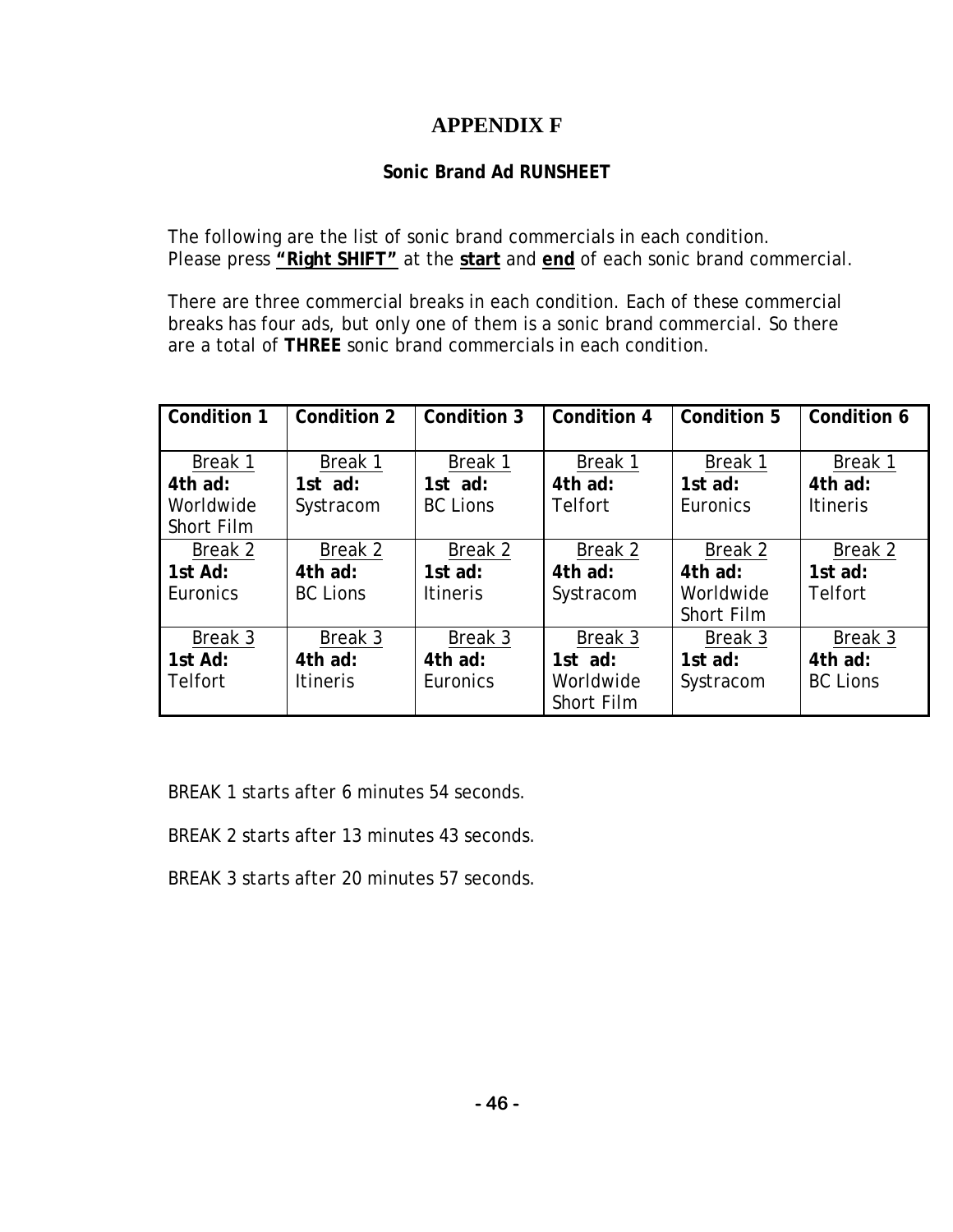# APPENDIX F

**Sonic Brand Ad RUNSHEET**

The following are the list of sonic brand commercials in each condition.
Please press **"Right SHIFT"** at the **start** and **end** of each sonic brand commercial.

There are three commercial breaks in each condition. Each of these commercial breaks has four ads, but only one of them is a sonic brand commercial. So there are a total of **THREE** sonic brand commercials in each condition.

| **Condition 1** | **Condition 2** | **Condition 3** | **Condition 4** | **Condition 5** | **Condition 6** |
|---|---|---|---|---|---|
| Break 1 **4th ad:** Worldwide Short Film | Break 1 **1st ad:** Systracom | Break 1 **1st ad:** BC Lions | Break 1 **4th ad:** Telfort | Break 1 **1st ad:** Euronics | Break 1 **4th ad:** Itineris |
| Break 2 **1st Ad:** Euronics | Break 2 **4th ad:** BC Lions | Break 2 **1st ad:** Itineris | Break 2 **4th ad:** Systracom | Break 2 **4th ad:** Worldwide Short Film | Break 2 **1st ad:** Telfort |
| Break 3 **1st Ad:** Telfort | Break 3 **4th ad:** Itineris | Break 3 **4th ad:** Euronics | Break 3 **1st ad:** Worldwide Short Film | Break 3 **1st ad:** Systracom | Break 3 **4th ad:** BC Lions |

BREAK 1 starts after 6 minutes 54 seconds.

BREAK 2 starts after 13 minutes 43 seconds.

BREAK 3 starts after 20 minutes 57 seconds.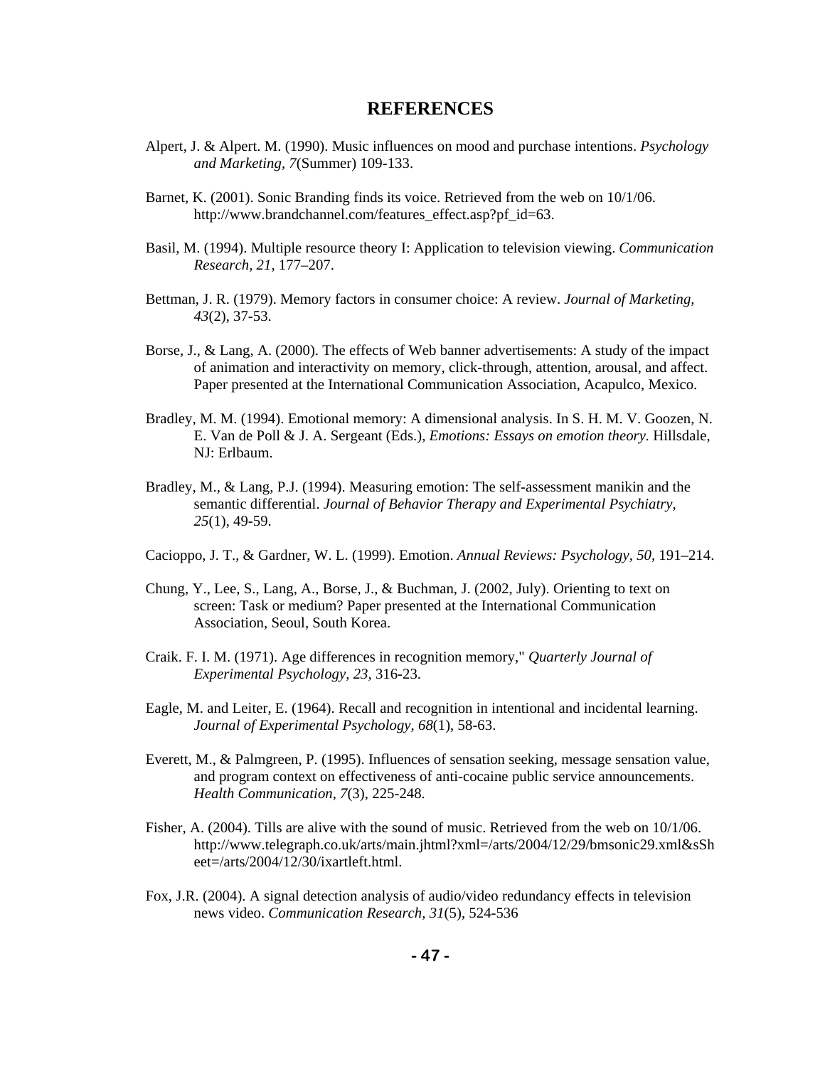# REFERENCES

Alpert, J. & Alpert. M. (1990). Music influences on mood and purchase intentions. *Psychology and Marketing, 7*(Summer) 109-133.

Barnet, K. (2001). Sonic Branding finds its voice. Retrieved from the web on 10/1/06. http://www.brandchannel.com/features_effect.asp?pf_id=63.

Basil, M. (1994). Multiple resource theory I: Application to television viewing. *Communication Research, 21*, 177–207.

Bettman, J. R. (1979). Memory factors in consumer choice: A review. *Journal of Marketing, 43*(2), 37-53.

Borse, J., & Lang, A. (2000). The effects of Web banner advertisements: A study of the impact of animation and interactivity on memory, click-through, attention, arousal, and affect. Paper presented at the International Communication Association, Acapulco, Mexico.

Bradley, M. M. (1994). Emotional memory: A dimensional analysis. In S. H. M. V. Goozen, N. E. Van de Poll & J. A. Sergeant (Eds.), *Emotions: Essays on emotion theory.* Hillsdale, NJ: Erlbaum.

Bradley, M., & Lang, P.J. (1994). Measuring emotion: The self-assessment manikin and the semantic differential. *Journal of Behavior Therapy and Experimental Psychiatry, 25*(1), 49-59.

Cacioppo, J. T., & Gardner, W. L. (1999). Emotion. *Annual Reviews: Psychology, 50*, 191–214.

Chung, Y., Lee, S., Lang, A., Borse, J., & Buchman, J. (2002, July). Orienting to text on screen: Task or medium? Paper presented at the International Communication Association, Seoul, South Korea.

Craik. F. I. M. (1971). Age differences in recognition memory," *Quarterly Journal of Experimental Psychology, 23*, 316-23.

Eagle, M. and Leiter, E. (1964). Recall and recognition in intentional and incidental learning. *Journal of Experimental Psychology, 68*(1), 58-63.

Everett, M., & Palmgreen, P. (1995). Influences of sensation seeking, message sensation value, and program context on effectiveness of anti-cocaine public service announcements. *Health Communication, 7*(3), 225-248.

Fisher, A. (2004). Tills are alive with the sound of music. Retrieved from the web on 10/1/06. http://www.telegraph.co.uk/arts/main.jhtml?xml=/arts/2004/12/29/bmsonic29.xml&sSheet=/arts/2004/12/30/ixartleft.html.

Fox, J.R. (2004). A signal detection analysis of audio/video redundancy effects in television news video. *Communication Research, 31*(5), 524-536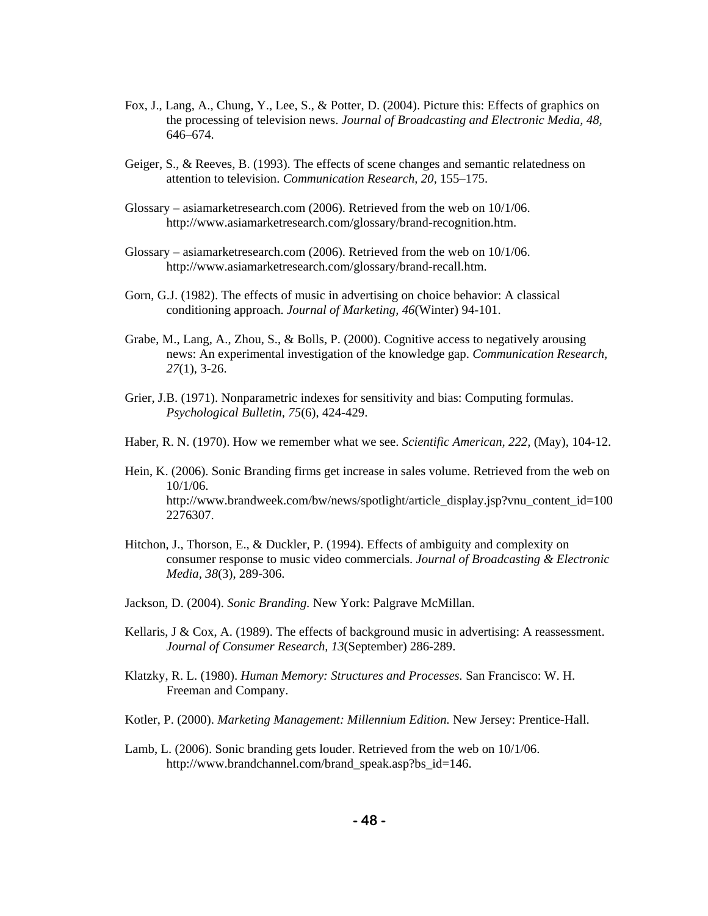Fox, J., Lang, A., Chung, Y., Lee, S., & Potter, D. (2004). Picture this: Effects of graphics on the processing of television news. *Journal of Broadcasting and Electronic Media, 48,* 646–674.

Geiger, S., & Reeves, B. (1993). The effects of scene changes and semantic relatedness on attention to television. *Communication Research, 20,* 155–175.

Glossary – asiamarketresearch.com (2006). Retrieved from the web on 10/1/06. http://www.asiamarketresearch.com/glossary/brand-recognition.htm.

Glossary – asiamarketresearch.com (2006). Retrieved from the web on 10/1/06. http://www.asiamarketresearch.com/glossary/brand-recall.htm.

Gorn, G.J. (1982). The effects of music in advertising on choice behavior: A classical conditioning approach. *Journal of Marketing, 46*(Winter) 94-101.

Grabe, M., Lang, A., Zhou, S., & Bolls, P. (2000). Cognitive access to negatively arousing news: An experimental investigation of the knowledge gap. *Communication Research, 27*(1), 3-26.

Grier, J.B. (1971). Nonparametric indexes for sensitivity and bias: Computing formulas. *Psychological Bulletin, 75*(6), 424-429.

Haber, R. N. (1970). How we remember what we see. *Scientific American, 222,* (May), 104-12.

Hein, K. (2006). Sonic Branding firms get increase in sales volume. Retrieved from the web on 10/1/06. http://www.brandweek.com/bw/news/spotlight/article_display.jsp?vnu_content_id=1002276307.

Hitchon, J., Thorson, E., & Duckler, P. (1994). Effects of ambiguity and complexity on consumer response to music video commercials. *Journal of Broadcasting & Electronic Media, 38*(3), 289-306.

Jackson, D. (2004). *Sonic Branding.* New York: Palgrave McMillan.

Kellaris, J & Cox, A. (1989). The effects of background music in advertising: A reassessment. *Journal of Consumer Research, 13*(September) 286-289.

Klatzky, R. L. (1980). *Human Memory: Structures and Processes.* San Francisco: W. H. Freeman and Company.

Kotler, P. (2000). *Marketing Management: Millennium Edition.* New Jersey: Prentice-Hall.

Lamb, L. (2006). Sonic branding gets louder. Retrieved from the web on 10/1/06. http://www.brandchannel.com/brand_speak.asp?bs_id=146.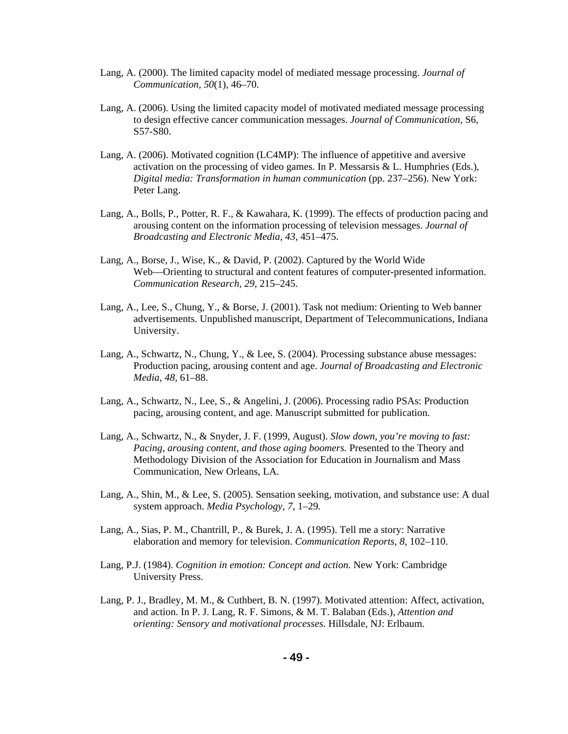Lang, A. (2000). The limited capacity model of mediated message processing. *Journal of Communication, 50*(1), 46–70.

Lang, A. (2006). Using the limited capacity model of motivated mediated message processing to design effective cancer communication messages. *Journal of Communication,* S6, S57-S80.

Lang, A. (2006). Motivated cognition (LC4MP): The influence of appetitive and aversive activation on the processing of video games. In P. Messarsis & L. Humphries (Eds.), *Digital media: Transformation in human communication* (pp. 237–256). New York: Peter Lang.

Lang, A., Bolls, P., Potter, R. F., & Kawahara, K. (1999). The effects of production pacing and arousing content on the information processing of television messages. *Journal of Broadcasting and Electronic Media, 43,* 451–475.

Lang, A., Borse, J., Wise, K., & David, P. (2002). Captured by the World Wide Web—Orienting to structural and content features of computer-presented information. *Communication Research, 29,* 215–245.

Lang, A., Lee, S., Chung, Y., & Borse, J. (2001). Task not medium: Orienting to Web banner advertisements. Unpublished manuscript, Department of Telecommunications, Indiana University.

Lang, A., Schwartz, N., Chung, Y., & Lee, S. (2004). Processing substance abuse messages: Production pacing, arousing content and age. *Journal of Broadcasting and Electronic Media, 48,* 61–88.

Lang, A., Schwartz, N., Lee, S., & Angelini, J. (2006). Processing radio PSAs: Production pacing, arousing content, and age. Manuscript submitted for publication.

Lang, A., Schwartz, N., & Snyder, J. F. (1999, August). *Slow down, you're moving to fast: Pacing, arousing content, and those aging boomers.* Presented to the Theory and Methodology Division of the Association for Education in Journalism and Mass Communication, New Orleans, LA.

Lang, A., Shin, M., & Lee, S. (2005). Sensation seeking, motivation, and substance use: A dual system approach. *Media Psychology, 7,* 1–29*.*

Lang, A., Sias, P. M., Chantrill, P., & Burek, J. A. (1995). Tell me a story: Narrative elaboration and memory for television. *Communication Reports, 8,* 102–110.

Lang, P.J. (1984). *Cognition in emotion: Concept and action.* New York: Cambridge University Press.

Lang, P. J., Bradley, M. M., & Cuthbert, B. N. (1997). Motivated attention: Affect, activation, and action. In P. J. Lang, R. F. Simons, & M. T. Balaban (Eds.), *Attention and orienting: Sensory and motivational processes.* Hillsdale, NJ: Erlbaum.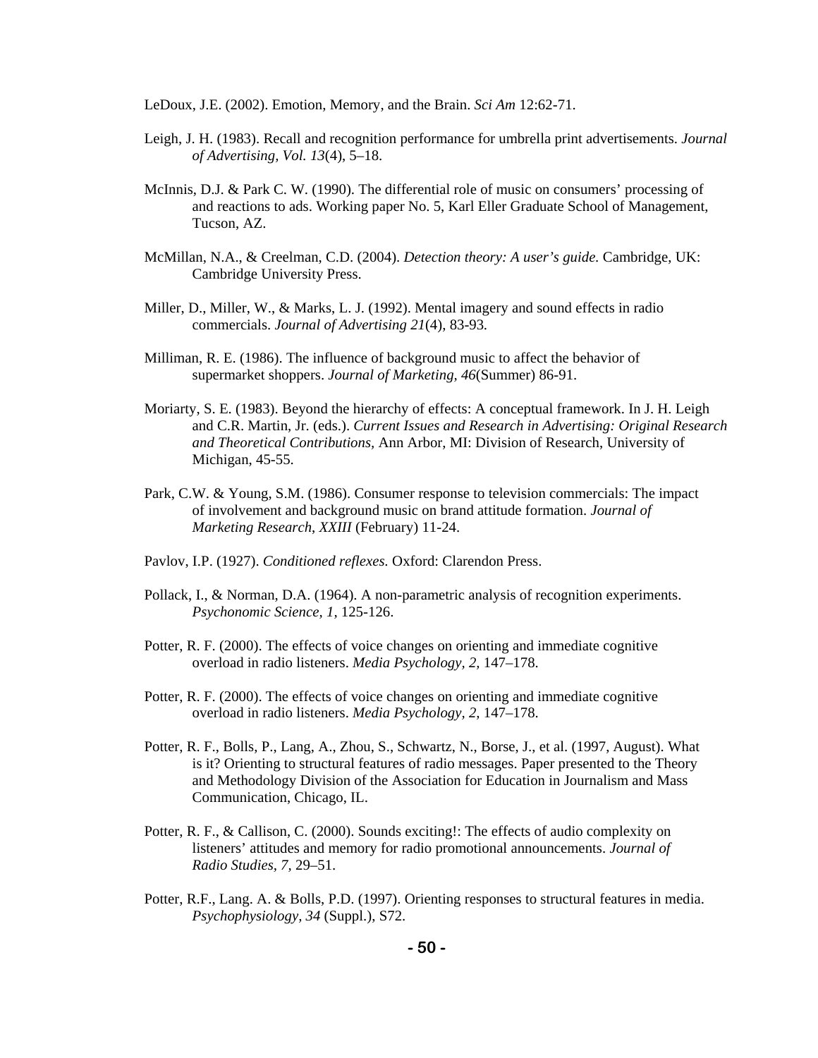LeDoux, J.E. (2002). Emotion, Memory, and the Brain. *Sci Am* 12:62-71.

Leigh, J. H. (1983). Recall and recognition performance for umbrella print advertisements. *Journal of Advertising, Vol. 13*(4), 5–18.

McInnis, D.J. & Park C. W. (1990). The differential role of music on consumers' processing of and reactions to ads. Working paper No. 5, Karl Eller Graduate School of Management, Tucson, AZ.

McMillan, N.A., & Creelman, C.D. (2004). *Detection theory: A user's guide.* Cambridge, UK: Cambridge University Press.

Miller, D., Miller, W., & Marks, L. J. (1992). Mental imagery and sound effects in radio commercials. *Journal of Advertising 21*(4), 83-93.

Milliman, R. E. (1986). The influence of background music to affect the behavior of supermarket shoppers. *Journal of Marketing, 46*(Summer) 86-91.

Moriarty, S. E. (1983). Beyond the hierarchy of effects: A conceptual framework. In J. H. Leigh and C.R. Martin, Jr. (eds.). *Current Issues and Research in Advertising: Original Research and Theoretical Contributions*, Ann Arbor, MI: Division of Research, University of Michigan, 45-55.

Park, C.W. & Young, S.M. (1986). Consumer response to television commercials: The impact of involvement and background music on brand attitude formation. *Journal of Marketing Research, XXIII* (February) 11-24.

Pavlov, I.P. (1927). *Conditioned reflexes.* Oxford: Clarendon Press.

Pollack, I., & Norman, D.A. (1964). A non-parametric analysis of recognition experiments. *Psychonomic Science, 1*, 125-126.

Potter, R. F. (2000). The effects of voice changes on orienting and immediate cognitive overload in radio listeners. *Media Psychology, 2,* 147–178.

Potter, R. F. (2000). The effects of voice changes on orienting and immediate cognitive overload in radio listeners. *Media Psychology, 2,* 147–178.

Potter, R. F., Bolls, P., Lang, A., Zhou, S., Schwartz, N., Borse, J., et al. (1997, August). What is it? Orienting to structural features of radio messages. Paper presented to the Theory and Methodology Division of the Association for Education in Journalism and Mass Communication, Chicago, IL.

Potter, R. F., & Callison, C. (2000). Sounds exciting!: The effects of audio complexity on listeners' attitudes and memory for radio promotional announcements. *Journal of Radio Studies, 7,* 29–51.

Potter, R.F., Lang. A. & Bolls, P.D. (1997). Orienting responses to structural features in media. *Psychophysiology, 34* (Suppl.), S72.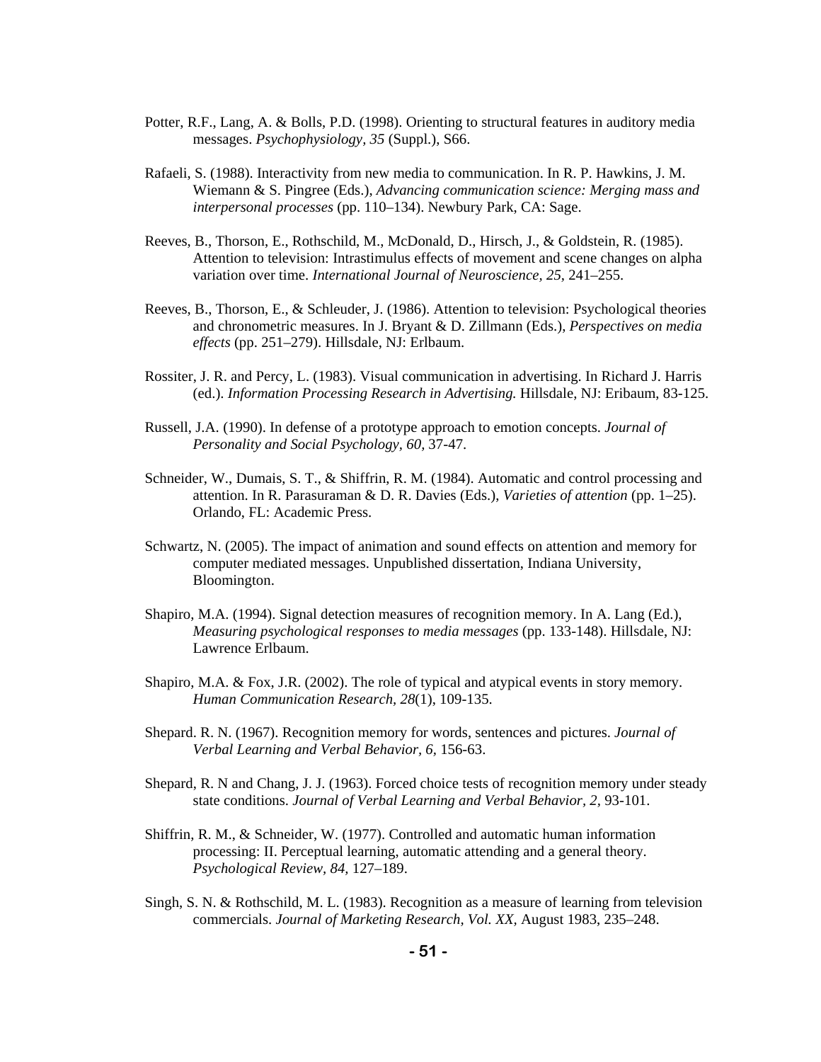Potter, R.F., Lang, A. & Bolls, P.D. (1998). Orienting to structural features in auditory media messages. *Psychophysiology, 35* (Suppl.), S66.

Rafaeli, S. (1988). Interactivity from new media to communication. In R. P. Hawkins, J. M. Wiemann & S. Pingree (Eds.), *Advancing communication science: Merging mass and interpersonal processes* (pp. 110–134). Newbury Park, CA: Sage.

Reeves, B., Thorson, E., Rothschild, M., McDonald, D., Hirsch, J., & Goldstein, R. (1985). Attention to television: Intrastimulus effects of movement and scene changes on alpha variation over time. *International Journal of Neuroscience, 25,* 241–255.

Reeves, B., Thorson, E., & Schleuder, J. (1986). Attention to television: Psychological theories and chronometric measures. In J. Bryant & D. Zillmann (Eds.), *Perspectives on media effects* (pp. 251–279). Hillsdale, NJ: Erlbaum.

Rossiter, J. R. and Percy, L. (1983). Visual communication in advertising. In Richard J. Harris (ed.). *Information Processing Research in Advertising.* Hillsdale, NJ: Eribaum, 83-125.

Russell, J.A. (1990). In defense of a prototype approach to emotion concepts. *Journal of Personality and Social Psychology, 60,* 37-47.

Schneider, W., Dumais, S. T., & Shiffrin, R. M. (1984). Automatic and control processing and attention. In R. Parasuraman & D. R. Davies (Eds.), *Varieties of attention* (pp. 1–25). Orlando, FL: Academic Press.

Schwartz, N. (2005). The impact of animation and sound effects on attention and memory for computer mediated messages. Unpublished dissertation, Indiana University, Bloomington.

Shapiro, M.A. (1994). Signal detection measures of recognition memory. In A. Lang (Ed.), *Measuring psychological responses to media messages* (pp. 133-148). Hillsdale, NJ: Lawrence Erlbaum.

Shapiro, M.A. & Fox, J.R. (2002). The role of typical and atypical events in story memory. *Human Communication Research, 28*(1), 109-135.

Shepard. R. N. (1967). Recognition memory for words, sentences and pictures. *Journal of Verbal Learning and Verbal Behavior, 6,* 156-63.

Shepard, R. N and Chang, J. J. (1963). Forced choice tests of recognition memory under steady state conditions. *Journal of Verbal Learning and Verbal Behavior, 2,* 93-101.

Shiffrin, R. M., & Schneider, W. (1977). Controlled and automatic human information processing: II. Perceptual learning, automatic attending and a general theory. *Psychological Review, 84,* 127–189.

Singh, S. N. & Rothschild, M. L. (1983). Recognition as a measure of learning from television commercials. *Journal of Marketing Research, Vol. XX,* August 1983, 235–248.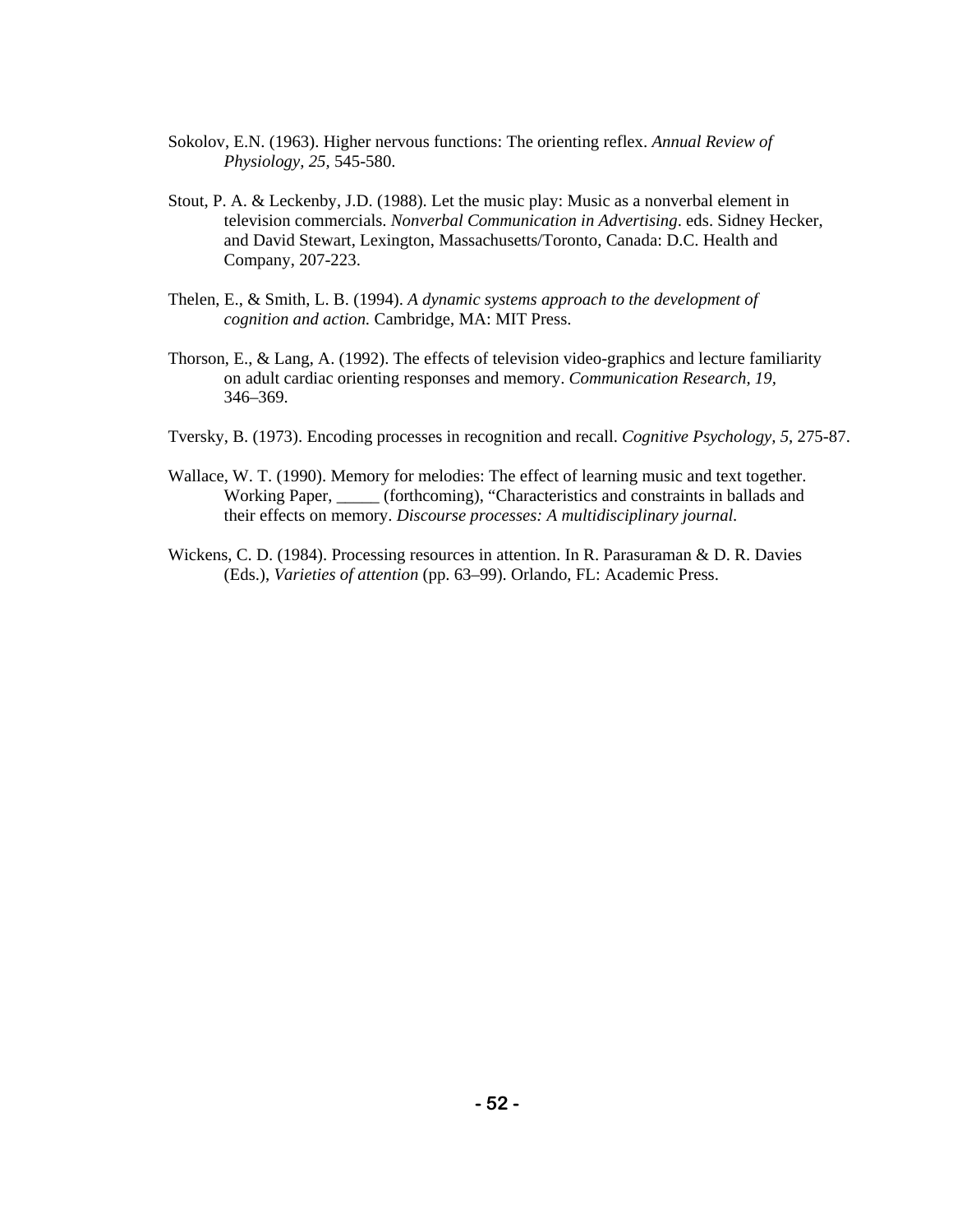Sokolov, E.N. (1963). Higher nervous functions: The orienting reflex. *Annual Review of Physiology, 25*, 545-580.

Stout, P. A. & Leckenby, J.D. (1988). Let the music play: Music as a nonverbal element in television commercials. *Nonverbal Communication in Advertising*. eds. Sidney Hecker, and David Stewart, Lexington, Massachusetts/Toronto, Canada: D.C. Health and Company, 207-223.

Thelen, E., & Smith, L. B. (1994). *A dynamic systems approach to the development of cognition and action.* Cambridge, MA: MIT Press.

Thorson, E., & Lang, A. (1992). The effects of television video-graphics and lecture familiarity on adult cardiac orienting responses and memory. *Communication Research, 19*, 346–369.

Tversky, B. (1973). Encoding processes in recognition and recall. *Cognitive Psychology, 5*, 275-87.

Wallace, W. T. (1990). Memory for melodies: The effect of learning music and text together. Working Paper, _____ (forthcoming), "Characteristics and constraints in ballads and their effects on memory. *Discourse processes: A multidisciplinary journal*.

Wickens, C. D. (1984). Processing resources in attention. In R. Parasuraman & D. R. Davies (Eds.), *Varieties of attention* (pp. 63–99). Orlando, FL: Academic Press.